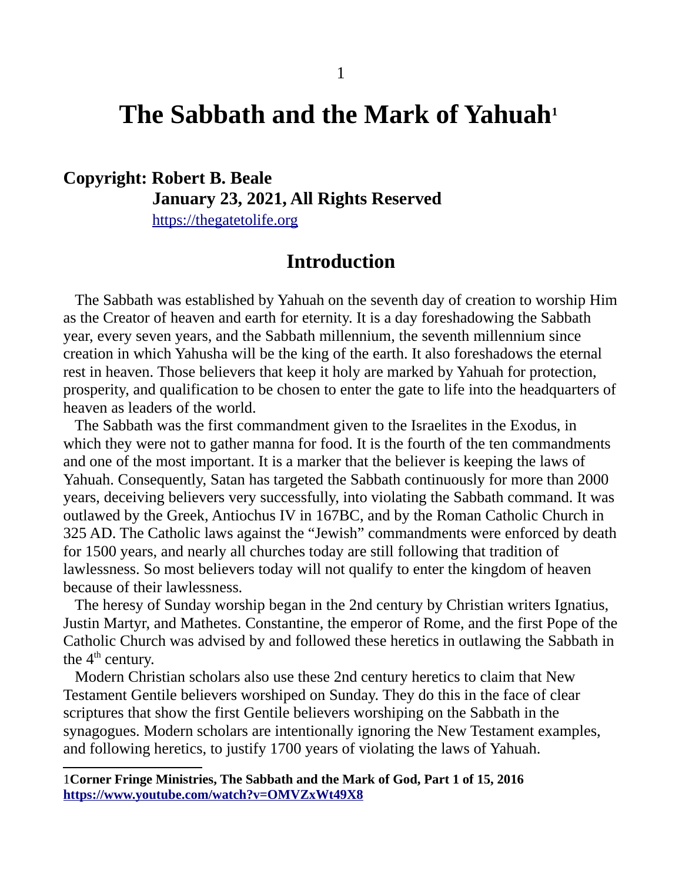# The Sabbath and the Mark of Yahuah[1]

**Copyright: Robert B. Beale**
**January 23, 2021, All Rights Reserved**
https://thegatetolife.org

## Introduction

The Sabbath was established by Yahuah on the seventh day of creation to worship Him as the Creator of heaven and earth for eternity. It is a day foreshadowing the Sabbath year, every seven years, and the Sabbath millennium, the seventh millennium since creation in which Yahusha will be the king of the earth. It also foreshadows the eternal rest in heaven. Those believers that keep it holy are marked by Yahuah for protection, prosperity, and qualification to be chosen to enter the gate to life into the headquarters of heaven as leaders of the world.

The Sabbath was the first commandment given to the Israelites in the Exodus, in which they were not to gather manna for food. It is the fourth of the ten commandments and one of the most important. It is a marker that the believer is keeping the laws of Yahuah. Consequently, Satan has targeted the Sabbath continuously for more than 2000 years, deceiving believers very successfully, into violating the Sabbath command. It was outlawed by the Greek, Antiochus IV in 167BC, and by the Roman Catholic Church in 325 AD. The Catholic laws against the "Jewish" commandments were enforced by death for 1500 years, and nearly all churches today are still following that tradition of lawlessness. So most believers today will not qualify to enter the kingdom of heaven because of their lawlessness.

The heresy of Sunday worship began in the 2nd century by Christian writers Ignatius, Justin Martyr, and Mathetes. Constantine, the emperor of Rome, and the first Pope of the Catholic Church was advised by and followed these heretics in outlawing the Sabbath in the 4th century.

Modern Christian scholars also use these 2nd century heretics to claim that New Testament Gentile believers worshiped on Sunday. They do this in the face of clear scriptures that show the first Gentile believers worshiping on the Sabbath in the synagogues. Modern scholars are intentionally ignoring the New Testament examples, and following heretics, to justify 1700 years of violating the laws of Yahuah.

---

1 **Corner Fringe Ministries, The Sabbath and the Mark of God, Part 1 of 15, 2016**
**https://www.youtube.com/watch?v=OMVZxWt49X8**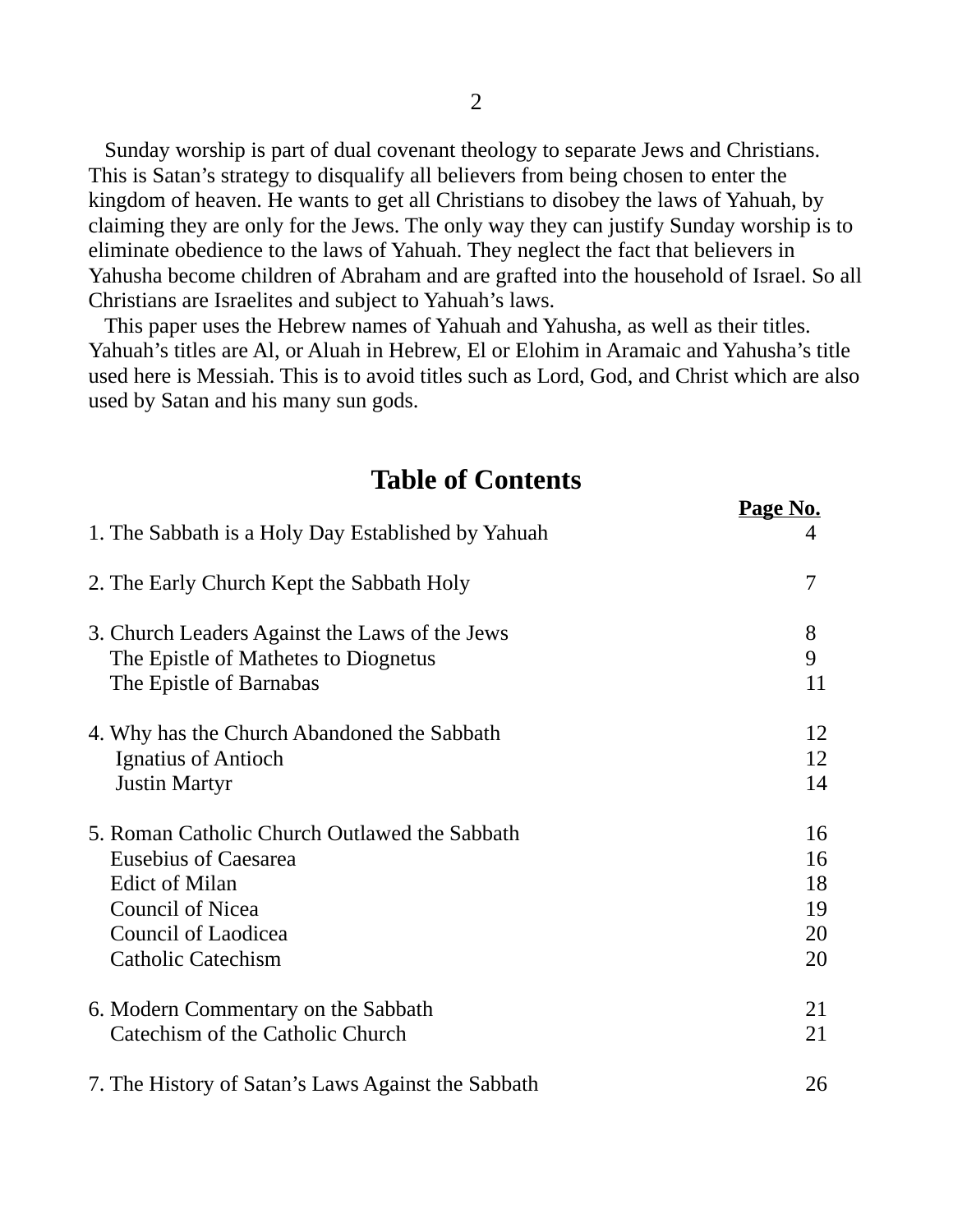Sunday worship is part of dual covenant theology to separate Jews and Christians. This is Satan's strategy to disqualify all believers from being chosen to enter the kingdom of heaven. He wants to get all Christians to disobey the laws of Yahuah, by claiming they are only for the Jews. The only way they can justify Sunday worship is to eliminate obedience to the laws of Yahuah. They neglect the fact that believers in Yahusha become children of Abraham and are grafted into the household of Israel. So all Christians are Israelites and subject to Yahuah's laws.

This paper uses the Hebrew names of Yahuah and Yahusha, as well as their titles. Yahuah's titles are Al, or Aluah in Hebrew, El or Elohim in Aramaic and Yahusha's title used here is Messiah. This is to avoid titles such as Lord, God, and Christ which are also used by Satan and his many sun gods.

## Table of Contents

| | Page No. |
|---|---|
| 1. The Sabbath is a Holy Day Established by Yahuah | 4 |
| 2. The Early Church Kept the Sabbath Holy | 7 |
| 3. Church Leaders Against the Laws of the Jews | 8 |
| The Epistle of Mathetes to Diognetus | 9 |
| The Epistle of Barnabas | 11 |
| 4. Why has the Church Abandoned the Sabbath | 12 |
| Ignatius of Antioch | 12 |
| Justin Martyr | 14 |
| 5. Roman Catholic Church Outlawed the Sabbath | 16 |
| Eusebius of Caesarea | 16 |
| Edict of Milan | 18 |
| Council of Nicea | 19 |
| Council of Laodicea | 20 |
| Catholic Catechism | 20 |
| 6. Modern Commentary on the Sabbath | 21 |
| Catechism of the Catholic Church | 21 |
| 7. The History of Satan's Laws Against the Sabbath | 26 |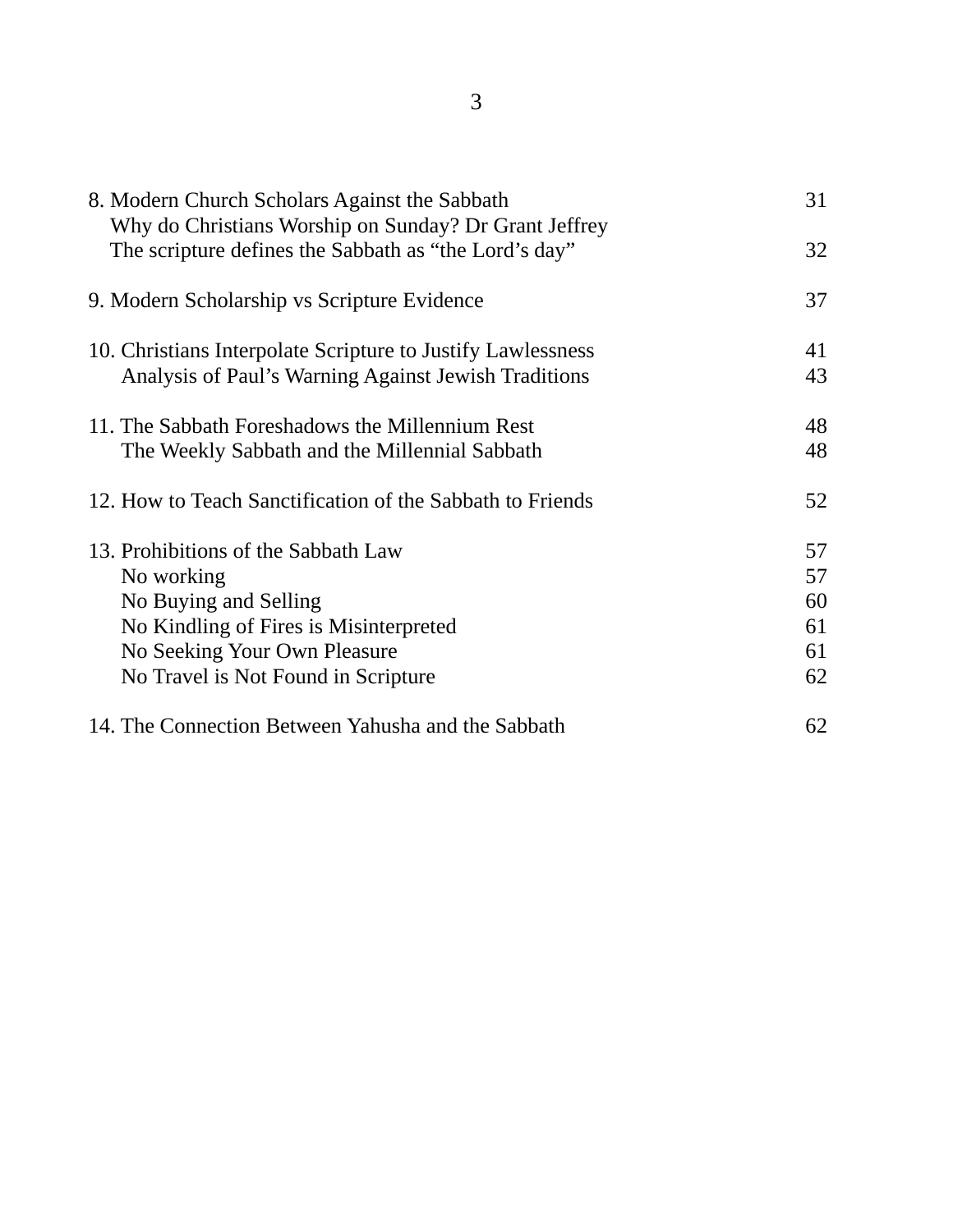| | |
|---|---|
| 8. Modern Church Scholars Against the Sabbath | 31 |
| Why do Christians Worship on Sunday? Dr Grant Jeffrey | |
| The scripture defines the Sabbath as “the Lord’s day” | 32 |
| 9. Modern Scholarship vs Scripture Evidence | 37 |
| 10. Christians Interpolate Scripture to Justify Lawlessness | 41 |
| Analysis of Paul’s Warning Against Jewish Traditions | 43 |
| 11. The Sabbath Foreshadows the Millennium Rest | 48 |
| The Weekly Sabbath and the Millennial Sabbath | 48 |
| 12. How to Teach Sanctification of the Sabbath to Friends | 52 |
| 13. Prohibitions of the Sabbath Law | 57 |
| No working | 57 |
| No Buying and Selling | 60 |
| No Kindling of Fires is Misinterpreted | 61 |
| No Seeking Your Own Pleasure | 61 |
| No Travel is Not Found in Scripture | 62 |
| 14. The Connection Between Yahusha and the Sabbath | 62 |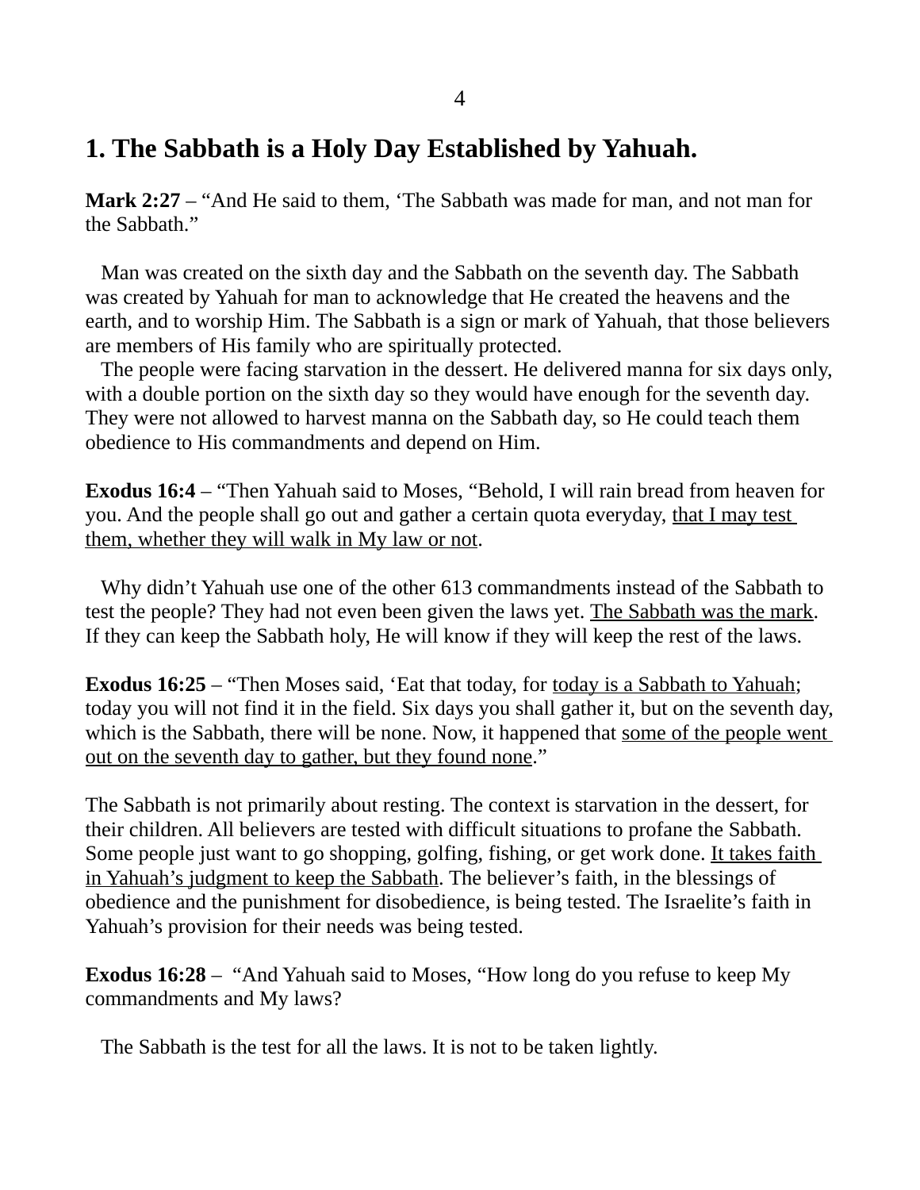## 1. The Sabbath is a Holy Day Established by Yahuah.

**Mark 2:27** – "And He said to them, 'The Sabbath was made for man, and not man for the Sabbath."

Man was created on the sixth day and the Sabbath on the seventh day. The Sabbath was created by Yahuah for man to acknowledge that He created the heavens and the earth, and to worship Him. The Sabbath is a sign or mark of Yahuah, that those believers are members of His family who are spiritually protected.

The people were facing starvation in the dessert. He delivered manna for six days only, with a double portion on the sixth day so they would have enough for the seventh day. They were not allowed to harvest manna on the Sabbath day, so He could teach them obedience to His commandments and depend on Him.

**Exodus 16:4** – "Then Yahuah said to Moses, "Behold, I will rain bread from heaven for you. And the people shall go out and gather a certain quota everyday, <u>that I may test them, whether they will walk in My law or not</u>.

Why didn't Yahuah use one of the other 613 commandments instead of the Sabbath to test the people? They had not even been given the laws yet. <u>The Sabbath was the mark</u>. If they can keep the Sabbath holy, He will know if they will keep the rest of the laws.

**Exodus 16:25** – "Then Moses said, 'Eat that today, for <u>today is a Sabbath to Yahuah</u>; today you will not find it in the field. Six days you shall gather it, but on the seventh day, which is the Sabbath, there will be none. Now, it happened that <u>some of the people went out on the seventh day to gather, but they found none</u>."

The Sabbath is not primarily about resting. The context is starvation in the dessert, for their children. All believers are tested with difficult situations to profane the Sabbath. Some people just want to go shopping, golfing, fishing, or get work done. <u>It takes faith in Yahuah's judgment to keep the Sabbath</u>. The believer's faith, in the blessings of obedience and the punishment for disobedience, is being tested. The Israelite's faith in Yahuah's provision for their needs was being tested.

**Exodus 16:28** – "And Yahuah said to Moses, "How long do you refuse to keep My commandments and My laws?

The Sabbath is the test for all the laws. It is not to be taken lightly.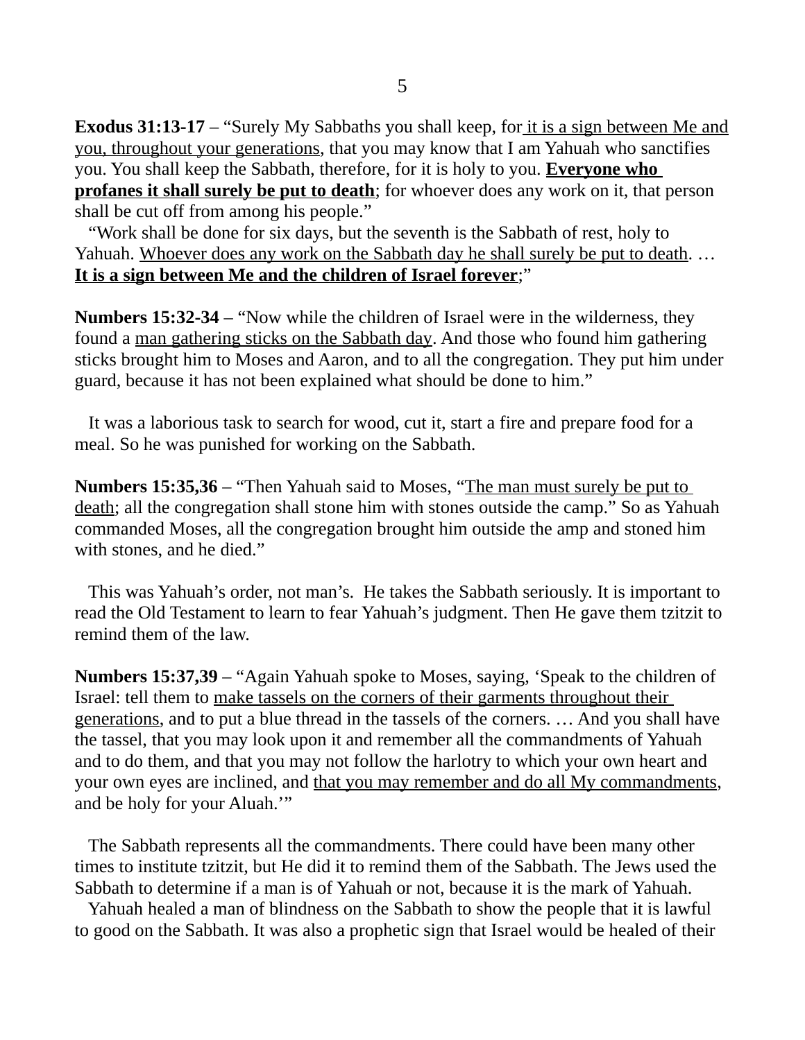**Exodus 31:13-17** – "Surely My Sabbaths you shall keep, for <u>it is a sign between Me and you, throughout your generations</u>, that you may know that I am Yahuah who sanctifies you. You shall keep the Sabbath, therefore, for it is holy to you. <u>**Everyone who profanes it shall surely be put to death**</u>; for whoever does any work on it, that person shall be cut off from among his people."

"Work shall be done for six days, but the seventh is the Sabbath of rest, holy to Yahuah. <u>Whoever does any work on the Sabbath day he shall surely be put to death</u>. … <u>**It is a sign between Me and the children of Israel forever**</u>;"

**Numbers 15:32-34** – "Now while the children of Israel were in the wilderness, they found a <u>man gathering sticks on the Sabbath day</u>. And those who found him gathering sticks brought him to Moses and Aaron, and to all the congregation. They put him under guard, because it has not been explained what should be done to him."

It was a laborious task to search for wood, cut it, start a fire and prepare food for a meal. So he was punished for working on the Sabbath.

**Numbers 15:35,36** – "Then Yahuah said to Moses, "<u>The man must surely be put to death</u>; all the congregation shall stone him with stones outside the camp." So as Yahuah commanded Moses, all the congregation brought him outside the amp and stoned him with stones, and he died."

This was Yahuah's order, not man's. He takes the Sabbath seriously. It is important to read the Old Testament to learn to fear Yahuah's judgment. Then He gave them tzitzit to remind them of the law.

**Numbers 15:37,39** – "Again Yahuah spoke to Moses, saying, 'Speak to the children of Israel: tell them to <u>make tassels on the corners of their garments throughout their generations</u>, and to put a blue thread in the tassels of the corners. … And you shall have the tassel, that you may look upon it and remember all the commandments of Yahuah and to do them, and that you may not follow the harlotry to which your own heart and your own eyes are inclined, and <u>that you may remember and do all My commandments</u>, and be holy for your Aluah.'"

The Sabbath represents all the commandments. There could have been many other times to institute tzitzit, but He did it to remind them of the Sabbath. The Jews used the Sabbath to determine if a man is of Yahuah or not, because it is the mark of Yahuah.

Yahuah healed a man of blindness on the Sabbath to show the people that it is lawful to good on the Sabbath. It was also a prophetic sign that Israel would be healed of their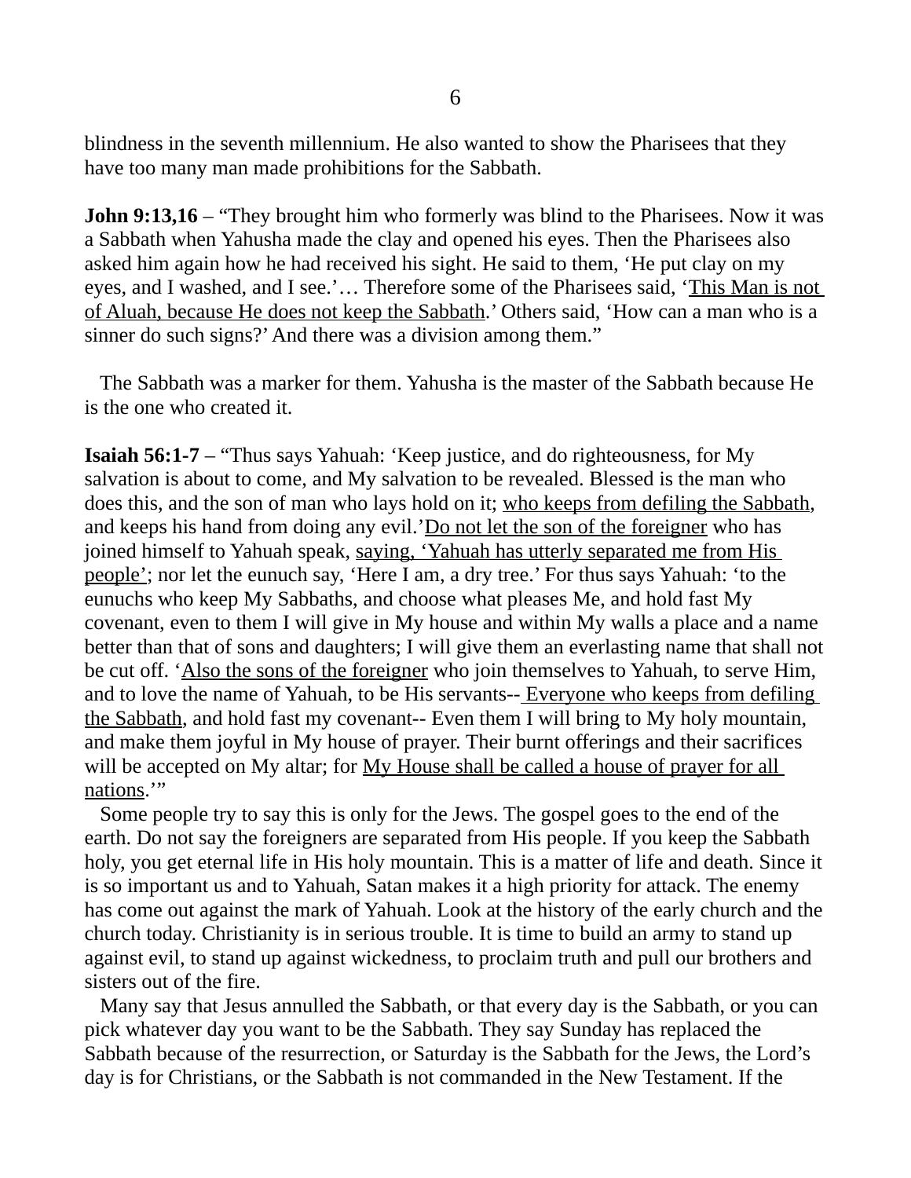blindness in the seventh millennium. He also wanted to show the Pharisees that they have too many man made prohibitions for the Sabbath.

**John 9:13,16** – "They brought him who formerly was blind to the Pharisees. Now it was a Sabbath when Yahusha made the clay and opened his eyes. Then the Pharisees also asked him again how he had received his sight. He said to them, 'He put clay on my eyes, and I washed, and I see.'… Therefore some of the Pharisees said, '<u>This Man is not of Aluah, because He does not keep the Sabbath</u>.' Others said, 'How can a man who is a sinner do such signs?' And there was a division among them."

The Sabbath was a marker for them. Yahusha is the master of the Sabbath because He is the one who created it.

**Isaiah 56:1-7** – "Thus says Yahuah: 'Keep justice, and do righteousness, for My salvation is about to come, and My salvation to be revealed. Blessed is the man who does this, and the son of man who lays hold on it; <u>who keeps from defiling the Sabbath</u>, and keeps his hand from doing any evil.'<u>Do not let the son of the foreigner</u> who has joined himself to Yahuah speak, <u>saying, 'Yahuah has utterly separated me from His people'</u>; nor let the eunuch say, 'Here I am, a dry tree.' For thus says Yahuah: 'to the eunuchs who keep My Sabbaths, and choose what pleases Me, and hold fast My covenant, even to them I will give in My house and within My walls a place and a name better than that of sons and daughters; I will give them an everlasting name that shall not be cut off. '<u>Also the sons of the foreigner</u> who join themselves to Yahuah, to serve Him, and to love the name of Yahuah, to be His servants-- <u>Everyone who keeps from defiling the Sabbath</u>, and hold fast my covenant-- Even them I will bring to My holy mountain, and make them joyful in My house of prayer. Their burnt offerings and their sacrifices will be accepted on My altar; for <u>My House shall be called a house of prayer for all nations</u>.'"

Some people try to say this is only for the Jews. The gospel goes to the end of the earth. Do not say the foreigners are separated from His people. If you keep the Sabbath holy, you get eternal life in His holy mountain. This is a matter of life and death. Since it is so important us and to Yahuah, Satan makes it a high priority for attack. The enemy has come out against the mark of Yahuah. Look at the history of the early church and the church today. Christianity is in serious trouble. It is time to build an army to stand up against evil, to stand up against wickedness, to proclaim truth and pull our brothers and sisters out of the fire.

Many say that Jesus annulled the Sabbath, or that every day is the Sabbath, or you can pick whatever day you want to be the Sabbath. They say Sunday has replaced the Sabbath because of the resurrection, or Saturday is the Sabbath for the Jews, the Lord's day is for Christians, or the Sabbath is not commanded in the New Testament. If the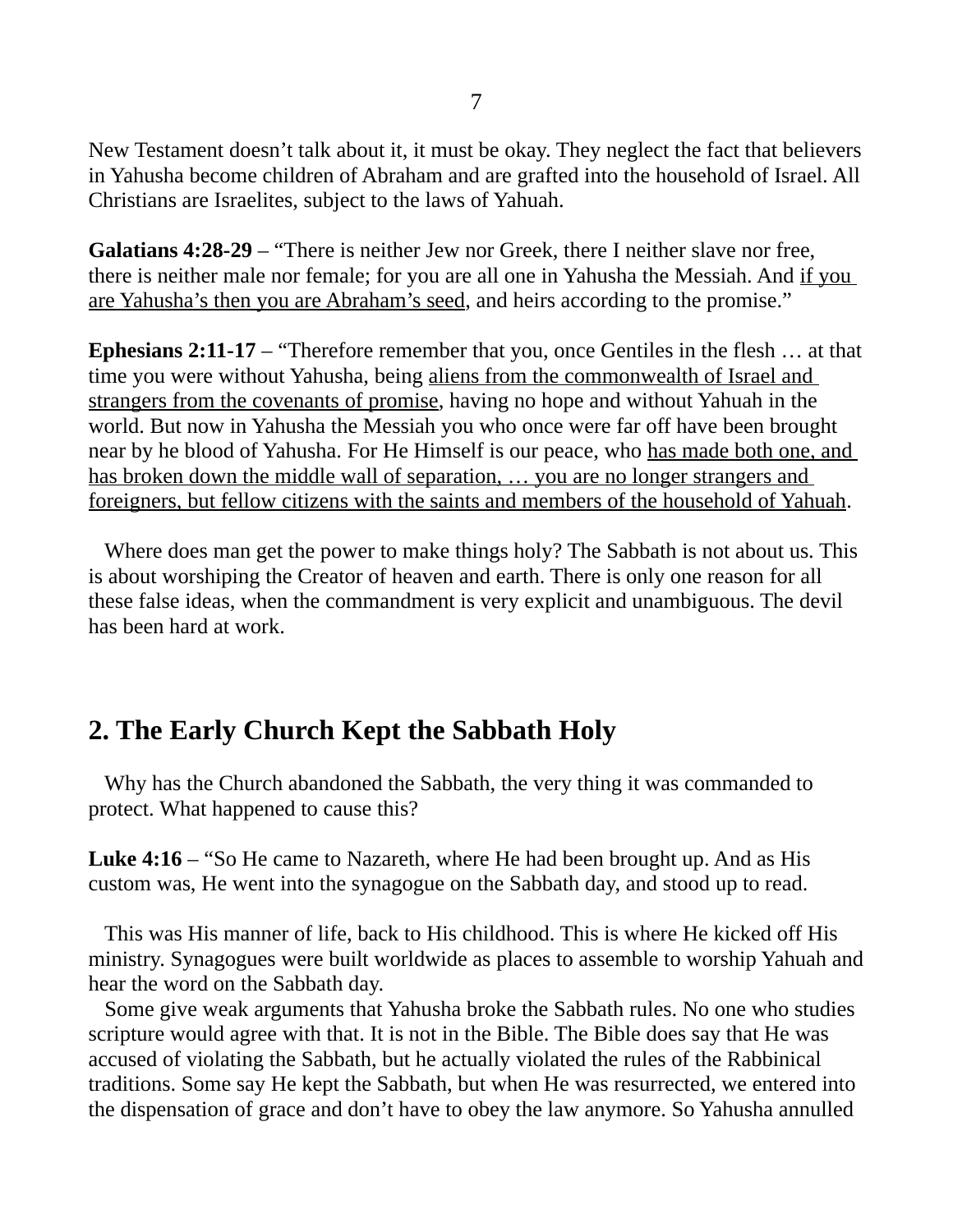New Testament doesn't talk about it, it must be okay. They neglect the fact that believers in Yahusha become children of Abraham and are grafted into the household of Israel. All Christians are Israelites, subject to the laws of Yahuah.

**Galatians 4:28-29** – "There is neither Jew nor Greek, there I neither slave nor free, there is neither male nor female; for you are all one in Yahusha the Messiah. And <u>if you are Yahusha's then you are Abraham's seed</u>, and heirs according to the promise."

**Ephesians 2:11-17** – "Therefore remember that you, once Gentiles in the flesh … at that time you were without Yahusha, being <u>aliens from the commonwealth of Israel and strangers from the covenants of promise</u>, having no hope and without Yahuah in the world. But now in Yahusha the Messiah you who once were far off have been brought near by he blood of Yahusha. For He Himself is our peace, who <u>has made both one, and has broken down the middle wall of separation, … you are no longer strangers and foreigners, but fellow citizens with the saints and members of the household of Yahuah</u>.

Where does man get the power to make things holy? The Sabbath is not about us. This is about worshiping the Creator of heaven and earth. There is only one reason for all these false ideas, when the commandment is very explicit and unambiguous. The devil has been hard at work.

## 2. The Early Church Kept the Sabbath Holy

Why has the Church abandoned the Sabbath, the very thing it was commanded to protect. What happened to cause this?

**Luke 4:16** – "So He came to Nazareth, where He had been brought up. And as His custom was, He went into the synagogue on the Sabbath day, and stood up to read.

This was His manner of life, back to His childhood. This is where He kicked off His ministry. Synagogues were built worldwide as places to assemble to worship Yahuah and hear the word on the Sabbath day.

Some give weak arguments that Yahusha broke the Sabbath rules. No one who studies scripture would agree with that. It is not in the Bible. The Bible does say that He was accused of violating the Sabbath, but he actually violated the rules of the Rabbinical traditions. Some say He kept the Sabbath, but when He was resurrected, we entered into the dispensation of grace and don't have to obey the law anymore. So Yahusha annulled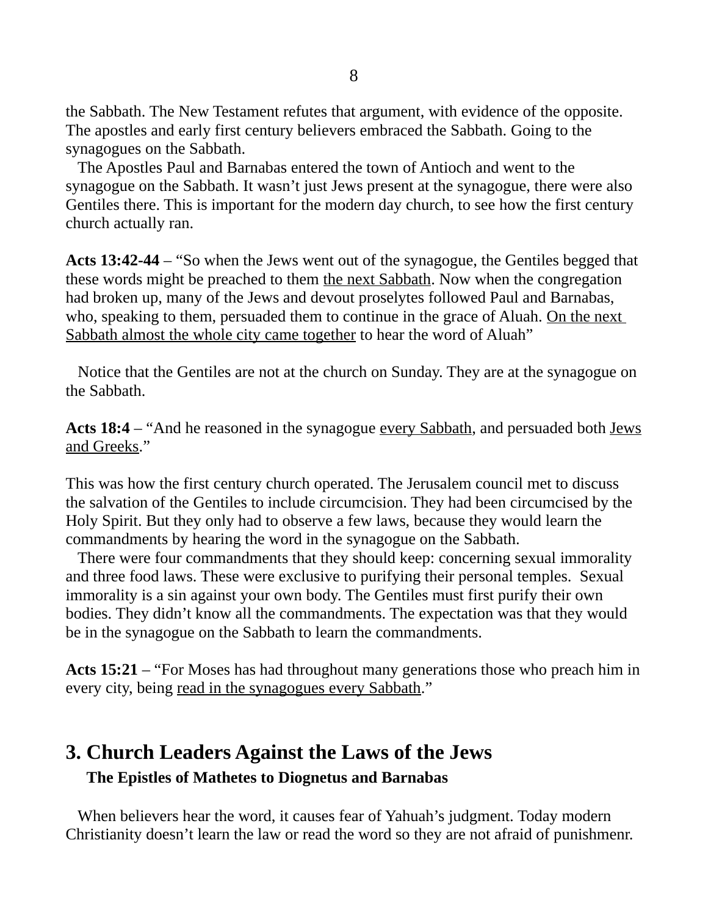the Sabbath. The New Testament refutes that argument, with evidence of the opposite. The apostles and early first century believers embraced the Sabbath. Going to the synagogues on the Sabbath.

The Apostles Paul and Barnabas entered the town of Antioch and went to the synagogue on the Sabbath. It wasn't just Jews present at the synagogue, there were also Gentiles there. This is important for the modern day church, to see how the first century church actually ran.

**Acts 13:42-44** – "So when the Jews went out of the synagogue, the Gentiles begged that these words might be preached to them <u>the next Sabbath</u>. Now when the congregation had broken up, many of the Jews and devout proselytes followed Paul and Barnabas, who, speaking to them, persuaded them to continue in the grace of Aluah. <u>On the next Sabbath almost the whole city came together</u> to hear the word of Aluah"

Notice that the Gentiles are not at the church on Sunday. They are at the synagogue on the Sabbath.

**Acts 18:4** – "And he reasoned in the synagogue <u>every Sabbath</u>, and persuaded both <u>Jews and Greeks</u>."

This was how the first century church operated. The Jerusalem council met to discuss the salvation of the Gentiles to include circumcision. They had been circumcised by the Holy Spirit. But they only had to observe a few laws, because they would learn the commandments by hearing the word in the synagogue on the Sabbath.

There were four commandments that they should keep: concerning sexual immorality and three food laws. These were exclusive to purifying their personal temples. Sexual immorality is a sin against your own body. The Gentiles must first purify their own bodies. They didn't know all the commandments. The expectation was that they would be in the synagogue on the Sabbath to learn the commandments.

**Acts 15:21** – "For Moses has had throughout many generations those who preach him in every city, being <u>read in the synagogues every Sabbath</u>."

## 3. Church Leaders Against the Laws of the Jews

### The Epistles of Mathetes to Diognetus and Barnabas

When believers hear the word, it causes fear of Yahuah's judgment. Today modern Christianity doesn't learn the law or read the word so they are not afraid of punishmenr.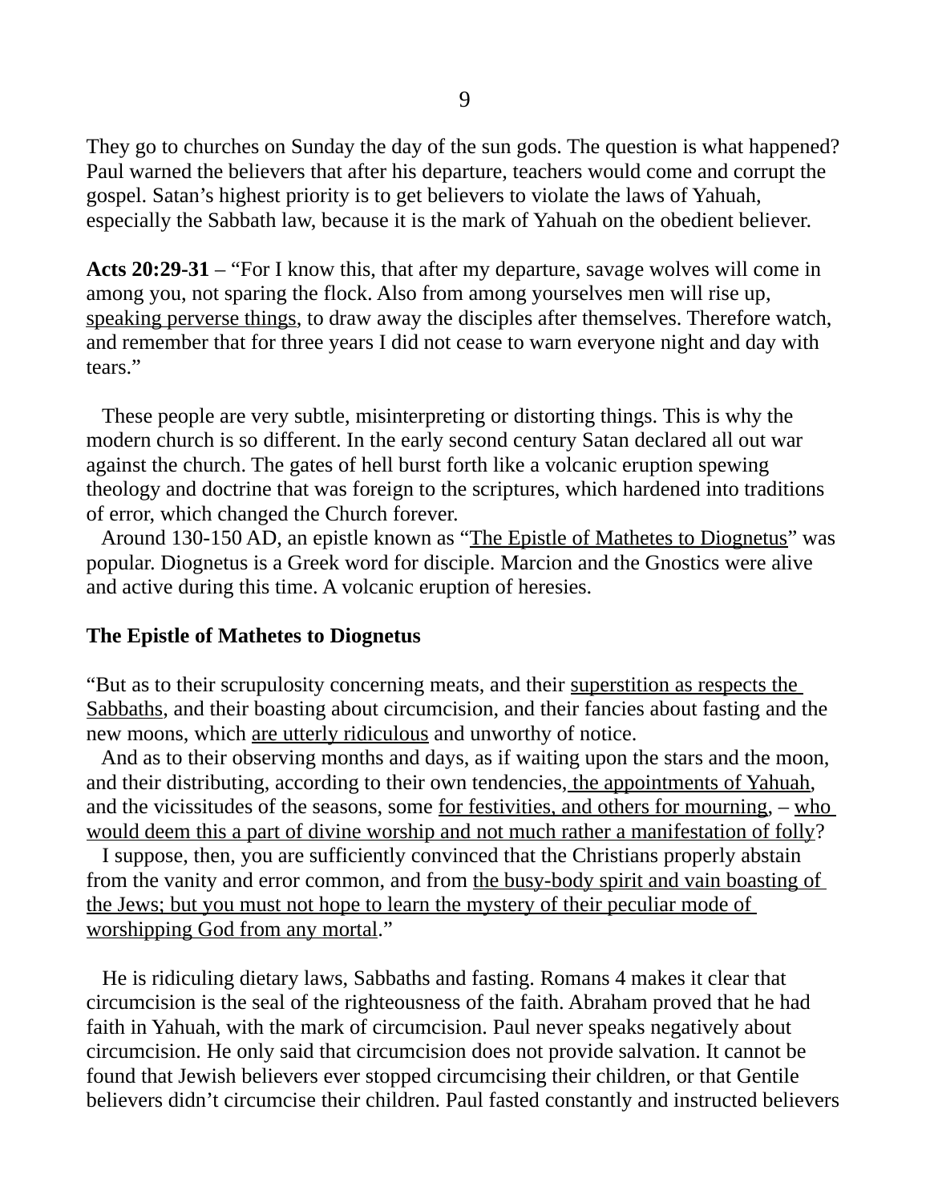They go to churches on Sunday the day of the sun gods. The question is what happened? Paul warned the believers that after his departure, teachers would come and corrupt the gospel. Satan's highest priority is to get believers to violate the laws of Yahuah, especially the Sabbath law, because it is the mark of Yahuah on the obedient believer.

**Acts 20:29-31** – "For I know this, that after my departure, savage wolves will come in among you, not sparing the flock. Also from among yourselves men will rise up, <u>speaking perverse things</u>, to draw away the disciples after themselves. Therefore watch, and remember that for three years I did not cease to warn everyone night and day with tears."

These people are very subtle, misinterpreting or distorting things. This is why the modern church is so different. In the early second century Satan declared all out war against the church. The gates of hell burst forth like a volcanic eruption spewing theology and doctrine that was foreign to the scriptures, which hardened into traditions of error, which changed the Church forever.

Around 130-150 AD, an epistle known as "<u>The Epistle of Mathetes to Diognetus</u>" was popular. Diognetus is a Greek word for disciple. Marcion and the Gnostics were alive and active during this time. A volcanic eruption of heresies.

**The Epistle of Mathetes to Diognetus**

"But as to their scrupulosity concerning meats, and their <u>superstition as respects the Sabbaths</u>, and their boasting about circumcision, and their fancies about fasting and the new moons, which <u>are utterly ridiculous</u> and unworthy of notice.

And as to their observing months and days, as if waiting upon the stars and the moon, and their distributing, according to their own tendencies, <u>the appointments of Yahuah</u>, and the vicissitudes of the seasons, some <u>for festivities, and others for mourning</u>, – <u>who would deem this a part of divine worship and not much rather a manifestation of folly</u>?

I suppose, then, you are sufficiently convinced that the Christians properly abstain from the vanity and error common, and from <u>the busy-body spirit and vain boasting of the Jews; but you must not hope to learn the mystery of their peculiar mode of worshipping God from any mortal</u>."

He is ridiculing dietary laws, Sabbaths and fasting. Romans 4 makes it clear that circumcision is the seal of the righteousness of the faith. Abraham proved that he had faith in Yahuah, with the mark of circumcision. Paul never speaks negatively about circumcision. He only said that circumcision does not provide salvation. It cannot be found that Jewish believers ever stopped circumcising their children, or that Gentile believers didn't circumcise their children. Paul fasted constantly and instructed believers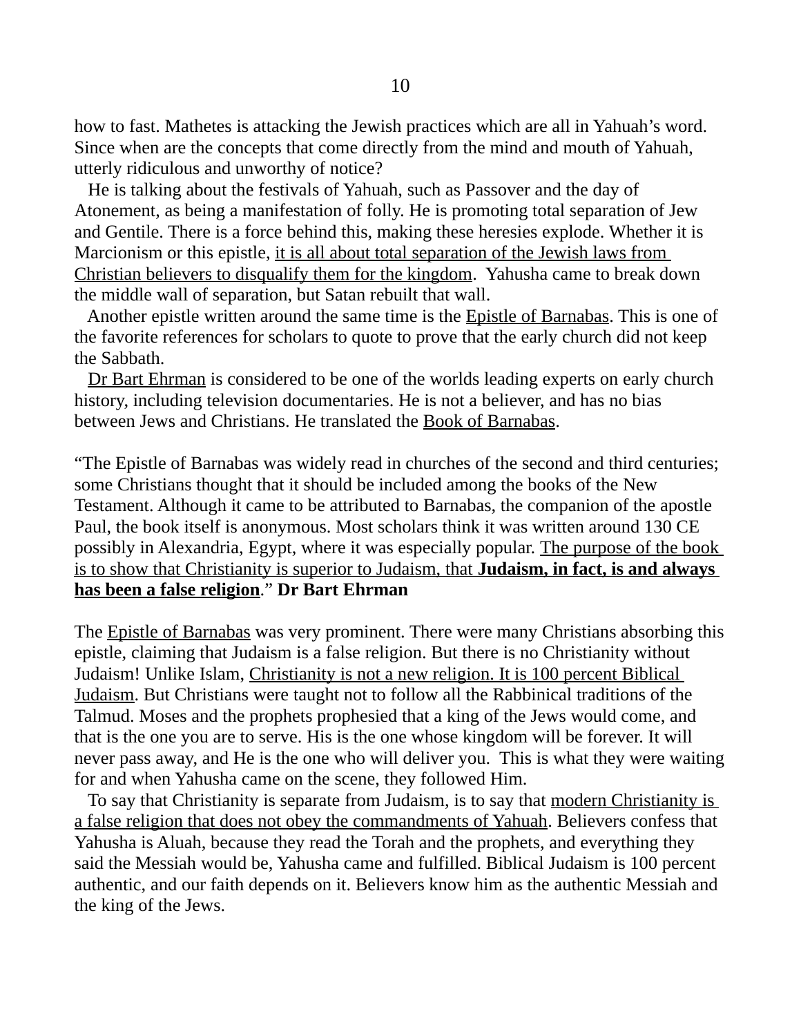how to fast. Mathetes is attacking the Jewish practices which are all in Yahuah's word. Since when are the concepts that come directly from the mind and mouth of Yahuah, utterly ridiculous and unworthy of notice?

He is talking about the festivals of Yahuah, such as Passover and the day of Atonement, as being a manifestation of folly. He is promoting total separation of Jew and Gentile. There is a force behind this, making these heresies explode. Whether it is Marcionism or this epistle, <u>it is all about total separation of the Jewish laws from Christian believers to disqualify them for the kingdom</u>. Yahusha came to break down the middle wall of separation, but Satan rebuilt that wall.

Another epistle written around the same time is the <u>Epistle of Barnabas</u>. This is one of the favorite references for scholars to quote to prove that the early church did not keep the Sabbath.

<u>Dr Bart Ehrman</u> is considered to be one of the worlds leading experts on early church history, including television documentaries. He is not a believer, and has no bias between Jews and Christians. He translated the <u>Book of Barnabas</u>.

"The Epistle of Barnabas was widely read in churches of the second and third centuries; some Christians thought that it should be included among the books of the New Testament. Although it came to be attributed to Barnabas, the companion of the apostle Paul, the book itself is anonymous. Most scholars think it was written around 130 CE possibly in Alexandria, Egypt, where it was especially popular. <u>The purpose of the book is to show that Christianity is superior to Judaism, that</u> <u>**Judaism, in fact, is and always has been a false religion**</u>." **Dr Bart Ehrman**

The <u>Epistle of Barnabas</u> was very prominent. There were many Christians absorbing this epistle, claiming that Judaism is a false religion. But there is no Christianity without Judaism! Unlike Islam, <u>Christianity is not a new religion. It is 100 percent Biblical Judaism</u>. But Christians were taught not to follow all the Rabbinical traditions of the Talmud. Moses and the prophets prophesied that a king of the Jews would come, and that is the one you are to serve. His is the one whose kingdom will be forever. It will never pass away, and He is the one who will deliver you. This is what they were waiting for and when Yahusha came on the scene, they followed Him.

To say that Christianity is separate from Judaism, is to say that <u>modern Christianity is a false religion that does not obey the commandments of Yahuah</u>. Believers confess that Yahusha is Aluah, because they read the Torah and the prophets, and everything they said the Messiah would be, Yahusha came and fulfilled. Biblical Judaism is 100 percent authentic, and our faith depends on it. Believers know him as the authentic Messiah and the king of the Jews.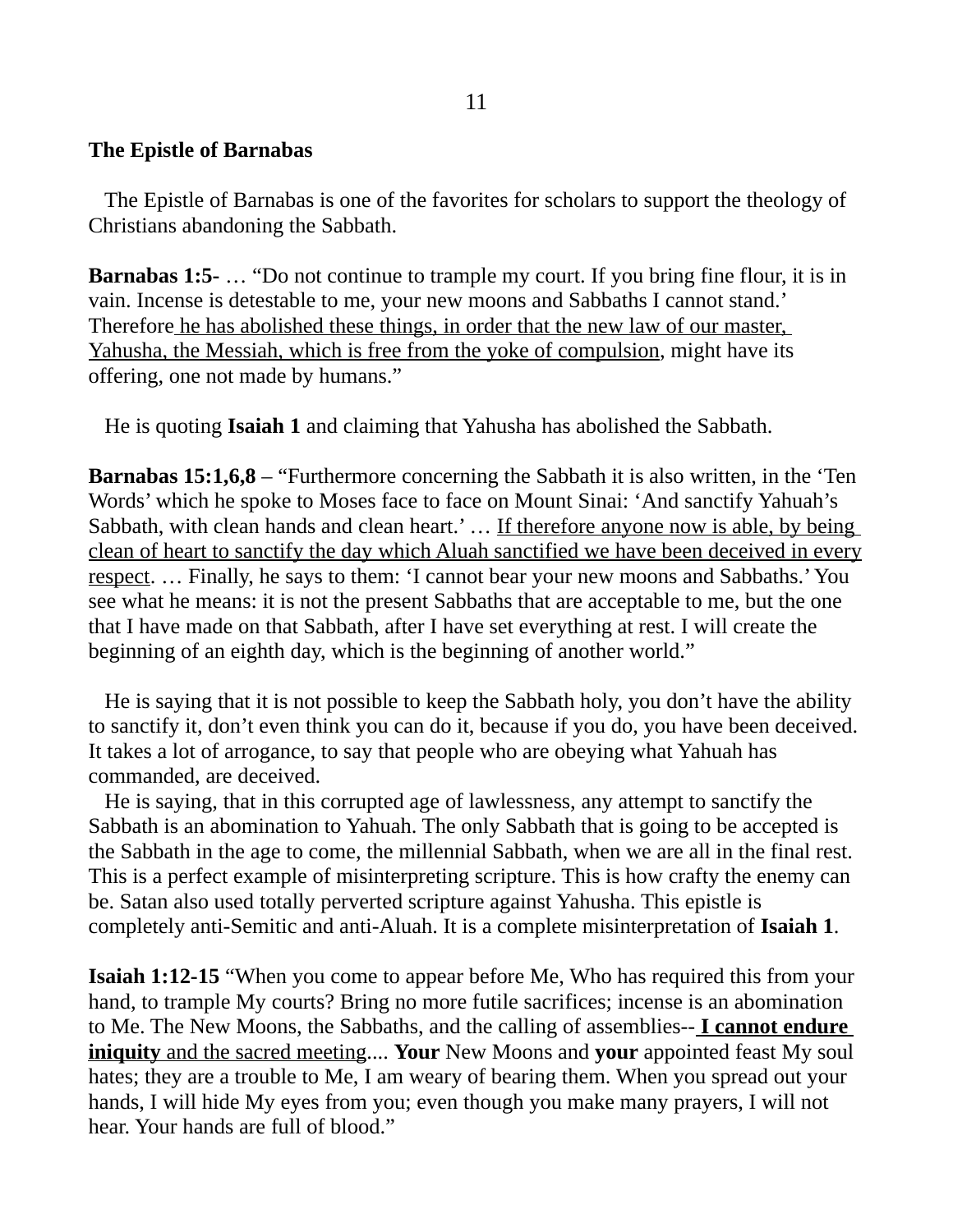**The Epistle of Barnabas**

The Epistle of Barnabas is one of the favorites for scholars to support the theology of Christians abandoning the Sabbath.

**Barnabas 1:5-** … "Do not continue to trample my court. If you bring fine flour, it is in vain. Incense is detestable to me, your new moons and Sabbaths I cannot stand.' Therefore <u>he has abolished these things, in order that the new law of our master, Yahusha, the Messiah, which is free from the yoke of compulsion</u>, might have its offering, one not made by humans."

He is quoting **Isaiah 1** and claiming that Yahusha has abolished the Sabbath.

**Barnabas 15:1,6,8** – "Furthermore concerning the Sabbath it is also written, in the 'Ten Words' which he spoke to Moses face to face on Mount Sinai: 'And sanctify Yahuah's Sabbath, with clean hands and clean heart.' … <u>If therefore anyone now is able, by being clean of heart to sanctify the day which Aluah sanctified we have been deceived in every respect</u>. … Finally, he says to them: 'I cannot bear your new moons and Sabbaths.' You see what he means: it is not the present Sabbaths that are acceptable to me, but the one that I have made on that Sabbath, after I have set everything at rest. I will create the beginning of an eighth day, which is the beginning of another world."

He is saying that it is not possible to keep the Sabbath holy, you don't have the ability to sanctify it, don't even think you can do it, because if you do, you have been deceived. It takes a lot of arrogance, to say that people who are obeying what Yahuah has commanded, are deceived.

He is saying, that in this corrupted age of lawlessness, any attempt to sanctify the Sabbath is an abomination to Yahuah. The only Sabbath that is going to be accepted is the Sabbath in the age to come, the millennial Sabbath, when we are all in the final rest. This is a perfect example of misinterpreting scripture. This is how crafty the enemy can be. Satan also used totally perverted scripture against Yahusha. This epistle is completely anti-Semitic and anti-Aluah. It is a complete misinterpretation of **Isaiah 1**.

**Isaiah 1:12-15** "When you come to appear before Me, Who has required this from your hand, to trample My courts? Bring no more futile sacrifices; incense is an abomination to Me. The New Moons, the Sabbaths, and the calling of assemblies-- <u>**I cannot endure iniquity** and the sacred meeting</u>.... **Your** New Moons and **your** appointed feast My soul hates; they are a trouble to Me, I am weary of bearing them. When you spread out your hands, I will hide My eyes from you; even though you make many prayers, I will not hear. Your hands are full of blood."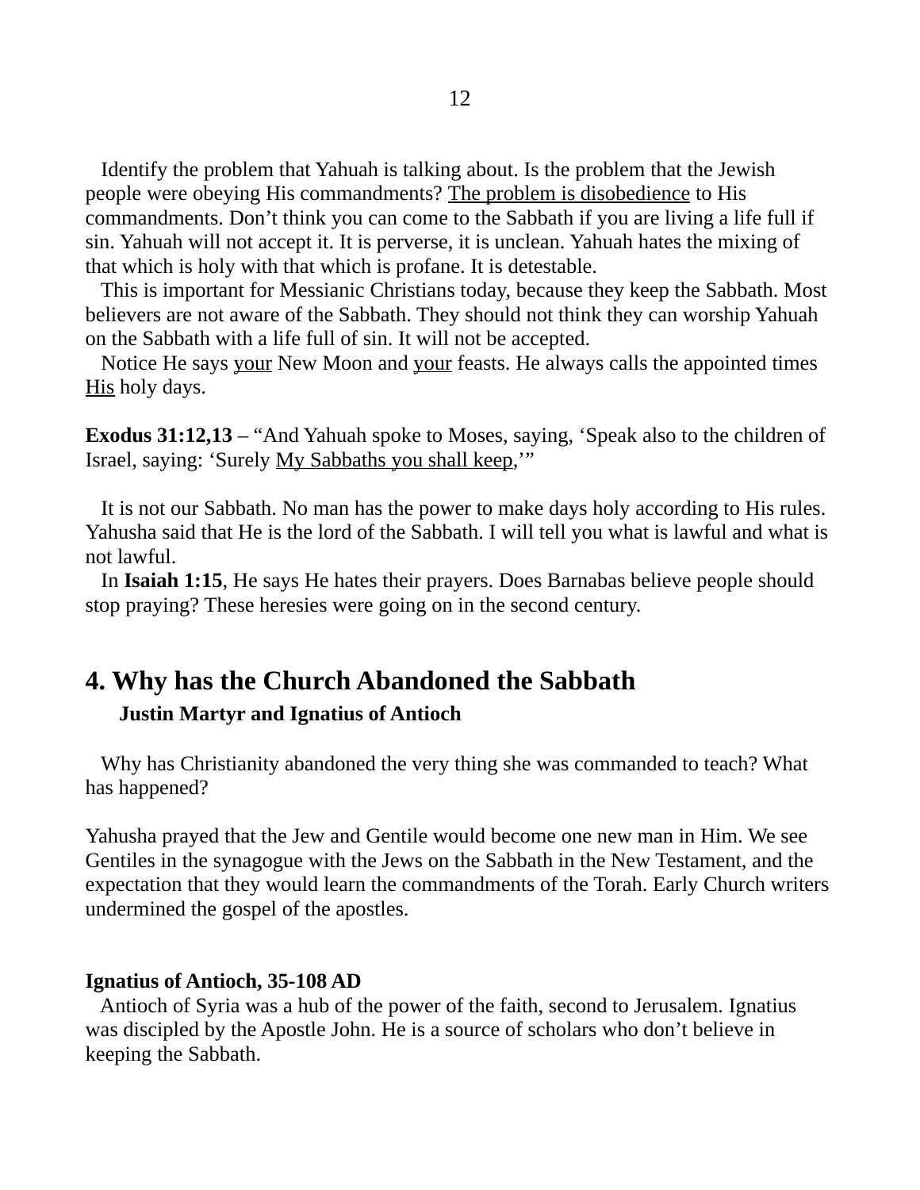Identify the problem that Yahuah is talking about. Is the problem that the Jewish people were obeying His commandments? <u>The problem is disobedience</u> to His commandments. Don't think you can come to the Sabbath if you are living a life full if sin. Yahuah will not accept it. It is perverse, it is unclean. Yahuah hates the mixing of that which is holy with that which is profane. It is detestable.

This is important for Messianic Christians today, because they keep the Sabbath. Most believers are not aware of the Sabbath. They should not think they can worship Yahuah on the Sabbath with a life full of sin. It will not be accepted.

Notice He says <u>your</u> New Moon and <u>your</u> feasts. He always calls the appointed times <u>His</u> holy days.

**Exodus 31:12,13** – "And Yahuah spoke to Moses, saying, 'Speak also to the children of Israel, saying: 'Surely <u>My Sabbaths you shall keep</u>,'"

It is not our Sabbath. No man has the power to make days holy according to His rules. Yahusha said that He is the lord of the Sabbath. I will tell you what is lawful and what is not lawful.

In **Isaiah 1:15**, He says He hates their prayers. Does Barnabas believe people should stop praying? These heresies were going on in the second century.

## 4. Why has the Church Abandoned the Sabbath

### Justin Martyr and Ignatius of Antioch

Why has Christianity abandoned the very thing she was commanded to teach? What has happened?

Yahusha prayed that the Jew and Gentile would become one new man in Him. We see Gentiles in the synagogue with the Jews on the Sabbath in the New Testament, and the expectation that they would learn the commandments of the Torah. Early Church writers undermined the gospel of the apostles.

**Ignatius of Antioch, 35-108 AD**

Antioch of Syria was a hub of the power of the faith, second to Jerusalem. Ignatius was discipled by the Apostle John. He is a source of scholars who don't believe in keeping the Sabbath.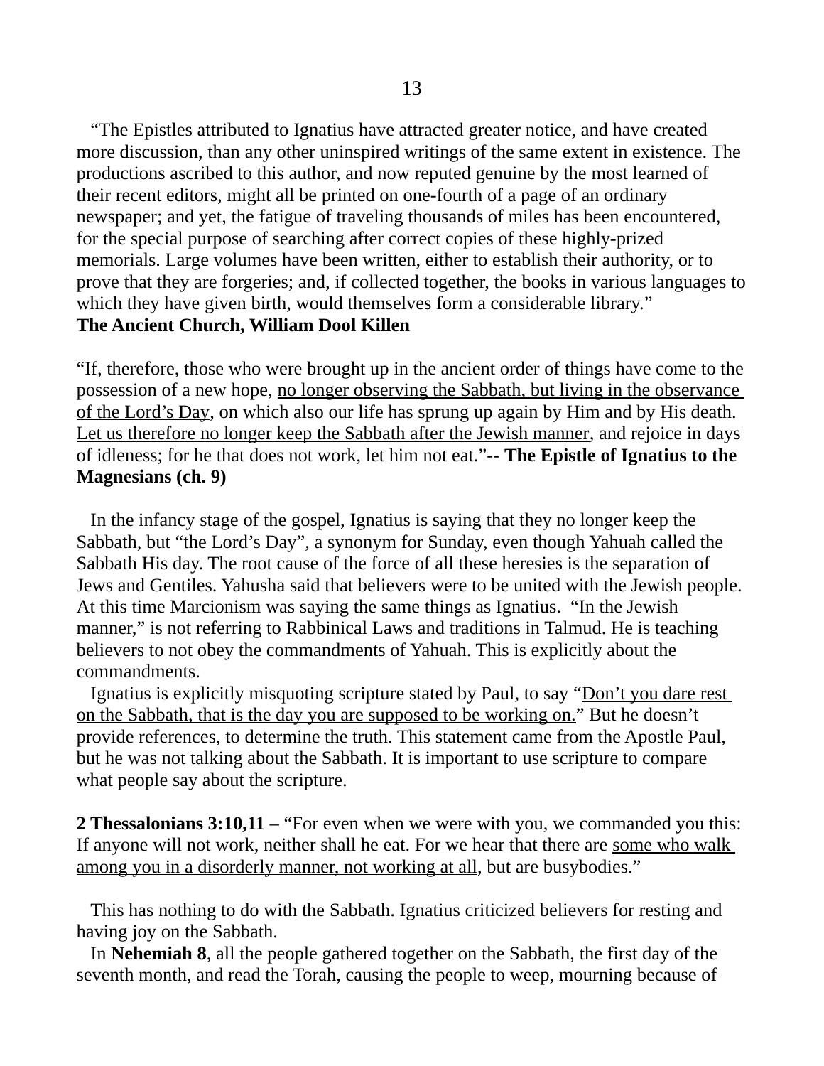"The Epistles attributed to Ignatius have attracted greater notice, and have created more discussion, than any other uninspired writings of the same extent in existence. The productions ascribed to this author, and now reputed genuine by the most learned of their recent editors, might all be printed on one-fourth of a page of an ordinary newspaper; and yet, the fatigue of traveling thousands of miles has been encountered, for the special purpose of searching after correct copies of these highly-prized memorials. Large volumes have been written, either to establish their authority, or to prove that they are forgeries; and, if collected together, the books in various languages to which they have given birth, would themselves form a considerable library."
**The Ancient Church, William Dool Killen**

"If, therefore, those who were brought up in the ancient order of things have come to the possession of a new hope, <u>no longer observing the Sabbath, but living in the observance of the Lord's Day</u>, on which also our life has sprung up again by Him and by His death. <u>Let us therefore no longer keep the Sabbath after the Jewish manner</u>, and rejoice in days of idleness; for he that does not work, let him not eat."-- **The Epistle of Ignatius to the Magnesians (ch. 9)**

In the infancy stage of the gospel, Ignatius is saying that they no longer keep the Sabbath, but "the Lord's Day", a synonym for Sunday, even though Yahuah called the Sabbath His day. The root cause of the force of all these heresies is the separation of Jews and Gentiles. Yahusha said that believers were to be united with the Jewish people. At this time Marcionism was saying the same things as Ignatius. "In the Jewish manner," is not referring to Rabbinical Laws and traditions in Talmud. He is teaching believers to not obey the commandments of Yahuah. This is explicitly about the commandments.

Ignatius is explicitly misquoting scripture stated by Paul, to say "<u>Don't you dare rest on the Sabbath, that is the day you are supposed to be working on.</u>" But he doesn't provide references, to determine the truth. This statement came from the Apostle Paul, but he was not talking about the Sabbath. It is important to use scripture to compare what people say about the scripture.

**2 Thessalonians 3:10,11** – "For even when we were with you, we commanded you this: If anyone will not work, neither shall he eat. For we hear that there are <u>some who walk among you in a disorderly manner, not working at all</u>, but are busybodies."

This has nothing to do with the Sabbath. Ignatius criticized believers for resting and having joy on the Sabbath.

In **Nehemiah 8**, all the people gathered together on the Sabbath, the first day of the seventh month, and read the Torah, causing the people to weep, mourning because of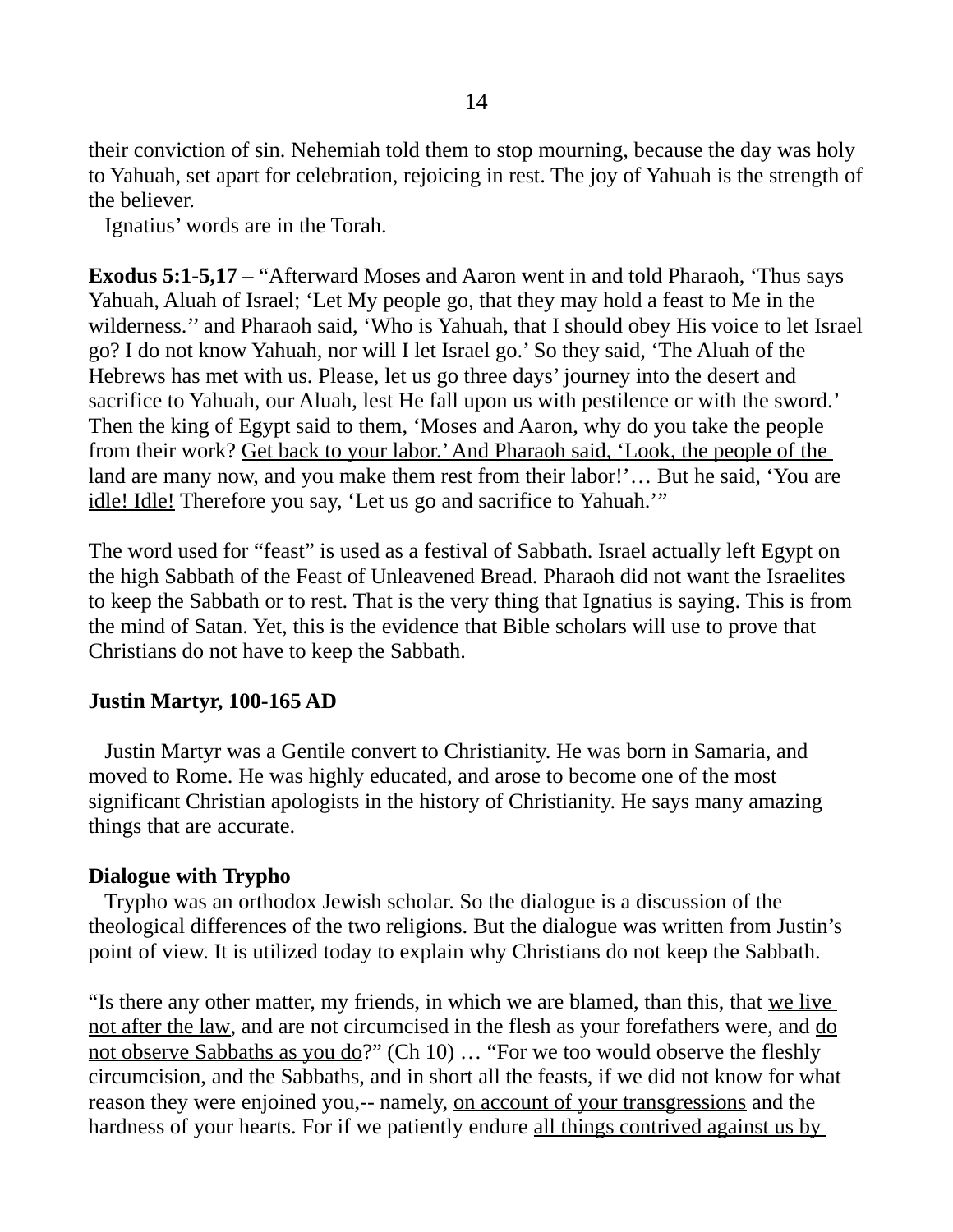their conviction of sin. Nehemiah told them to stop mourning, because the day was holy to Yahuah, set apart for celebration, rejoicing in rest. The joy of Yahuah is the strength of the believer.

Ignatius' words are in the Torah.

**Exodus 5:1-5,17** – "Afterward Moses and Aaron went in and told Pharaoh, 'Thus says Yahuah, Aluah of Israel; 'Let My people go, that they may hold a feast to Me in the wilderness.'' and Pharaoh said, 'Who is Yahuah, that I should obey His voice to let Israel go? I do not know Yahuah, nor will I let Israel go.' So they said, 'The Aluah of the Hebrews has met with us. Please, let us go three days' journey into the desert and sacrifice to Yahuah, our Aluah, lest He fall upon us with pestilence or with the sword.' Then the king of Egypt said to them, 'Moses and Aaron, why do you take the people from their work? <u>Get back to your labor.' And Pharaoh said, 'Look, the people of the land are many now, and you make them rest from their labor!'… But he said, 'You are idle! Idle!</u> Therefore you say, 'Let us go and sacrifice to Yahuah.'"

The word used for "feast" is used as a festival of Sabbath. Israel actually left Egypt on the high Sabbath of the Feast of Unleavened Bread. Pharaoh did not want the Israelites to keep the Sabbath or to rest. That is the very thing that Ignatius is saying. This is from the mind of Satan. Yet, this is the evidence that Bible scholars will use to prove that Christians do not have to keep the Sabbath.

**Justin Martyr, 100-165 AD**

Justin Martyr was a Gentile convert to Christianity. He was born in Samaria, and moved to Rome. He was highly educated, and arose to become one of the most significant Christian apologists in the history of Christianity. He says many amazing things that are accurate.

**Dialogue with Trypho**

Trypho was an orthodox Jewish scholar. So the dialogue is a discussion of the theological differences of the two religions. But the dialogue was written from Justin's point of view. It is utilized today to explain why Christians do not keep the Sabbath.

"Is there any other matter, my friends, in which we are blamed, than this, that <u>we live not after the law</u>, and are not circumcised in the flesh as your forefathers were, and <u>do not observe Sabbaths as you do</u>?" (Ch 10) … "For we too would observe the fleshly circumcision, and the Sabbaths, and in short all the feasts, if we did not know for what reason they were enjoined you,-- namely, <u>on account of your transgressions</u> and the hardness of your hearts. For if we patiently endure <u>all things contrived against us by</u>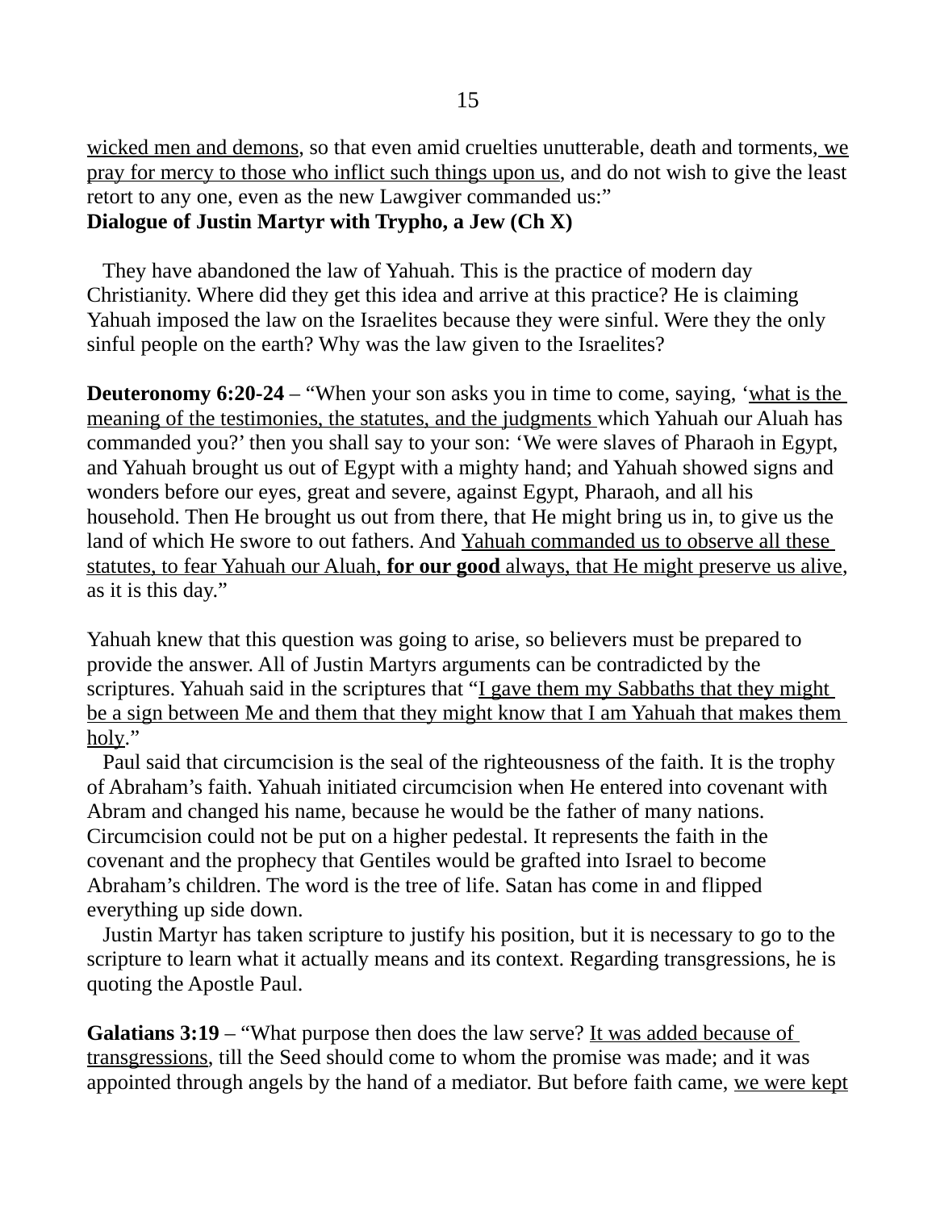<u>wicked men and demons</u>, so that even amid cruelties unutterable, death and torments, <u>we pray for mercy to those who inflict such things upon us</u>, and do not wish to give the least retort to any one, even as the new Lawgiver commanded us:"
**Dialogue of Justin Martyr with Trypho, a Jew (Ch X)**

They have abandoned the law of Yahuah. This is the practice of modern day Christianity. Where did they get this idea and arrive at this practice? He is claiming Yahuah imposed the law on the Israelites because they were sinful. Were they the only sinful people on the earth? Why was the law given to the Israelites?

**Deuteronomy 6:20-24** – "When your son asks you in time to come, saying, '<u>what is the meaning of the testimonies, the statutes, and the judgments</u> which Yahuah our Aluah has commanded you?' then you shall say to your son: 'We were slaves of Pharaoh in Egypt, and Yahuah brought us out of Egypt with a mighty hand; and Yahuah showed signs and wonders before our eyes, great and severe, against Egypt, Pharaoh, and all his household. Then He brought us out from there, that He might bring us in, to give us the land of which He swore to out fathers. And <u>Yahuah commanded us to observe all these statutes, to fear Yahuah our Aluah, **for our good** always, that He might preserve us alive</u>, as it is this day."

Yahuah knew that this question was going to arise, so believers must be prepared to provide the answer. All of Justin Martyrs arguments can be contradicted by the scriptures. Yahuah said in the scriptures that "<u>I gave them my Sabbaths that they might be a sign between Me and them that they might know that I am Yahuah that makes them holy</u>."

Paul said that circumcision is the seal of the righteousness of the faith. It is the trophy of Abraham's faith. Yahuah initiated circumcision when He entered into covenant with Abram and changed his name, because he would be the father of many nations. Circumcision could not be put on a higher pedestal. It represents the faith in the covenant and the prophecy that Gentiles would be grafted into Israel to become Abraham's children. The word is the tree of life. Satan has come in and flipped everything up side down.

Justin Martyr has taken scripture to justify his position, but it is necessary to go to the scripture to learn what it actually means and its context. Regarding transgressions, he is quoting the Apostle Paul.

**Galatians 3:19** – "What purpose then does the law serve? <u>It was added because of transgressions</u>, till the Seed should come to whom the promise was made; and it was appointed through angels by the hand of a mediator. But before faith came, <u>we were kept</u>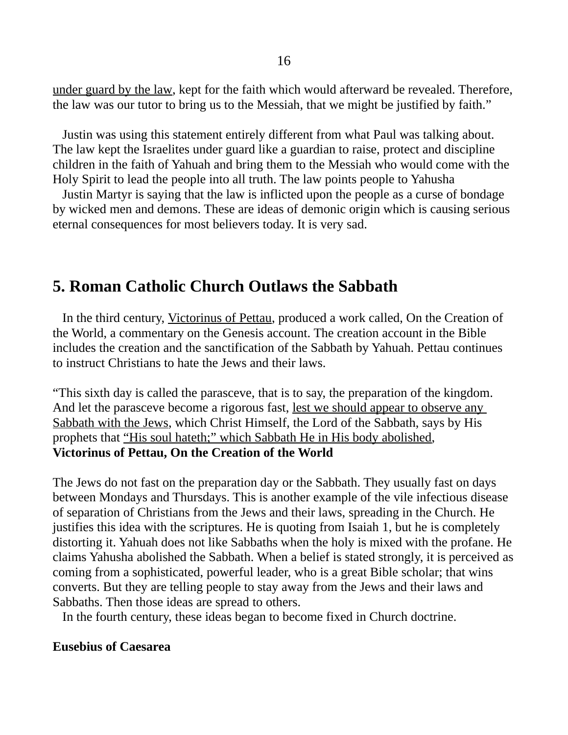under guard by the law, kept for the faith which would afterward be revealed. Therefore, the law was our tutor to bring us to the Messiah, that we might be justified by faith."

Justin was using this statement entirely different from what Paul was talking about. The law kept the Israelites under guard like a guardian to raise, protect and discipline children in the faith of Yahuah and bring them to the Messiah who would come with the Holy Spirit to lead the people into all truth. The law points people to Yahusha

Justin Martyr is saying that the law is inflicted upon the people as a curse of bondage by wicked men and demons. These are ideas of demonic origin which is causing serious eternal consequences for most believers today. It is very sad.

## 5. Roman Catholic Church Outlaws the Sabbath

In the third century, Victorinus of Pettau, produced a work called, On the Creation of the World, a commentary on the Genesis account. The creation account in the Bible includes the creation and the sanctification of the Sabbath by Yahuah. Pettau continues to instruct Christians to hate the Jews and their laws.

"This sixth day is called the parasceve, that is to say, the preparation of the kingdom. And let the parasceve become a rigorous fast, lest we should appear to observe any Sabbath with the Jews, which Christ Himself, the Lord of the Sabbath, says by His prophets that "His soul hateth;" which Sabbath He in His body abolished,
**Victorinus of Pettau, On the Creation of the World**

The Jews do not fast on the preparation day or the Sabbath. They usually fast on days between Mondays and Thursdays. This is another example of the vile infectious disease of separation of Christians from the Jews and their laws, spreading in the Church. He justifies this idea with the scriptures. He is quoting from Isaiah 1, but he is completely distorting it. Yahuah does not like Sabbaths when the holy is mixed with the profane. He claims Yahusha abolished the Sabbath. When a belief is stated strongly, it is perceived as coming from a sophisticated, powerful leader, who is a great Bible scholar; that wins converts. But they are telling people to stay away from the Jews and their laws and Sabbaths. Then those ideas are spread to others.

In the fourth century, these ideas began to become fixed in Church doctrine.

**Eusebius of Caesarea**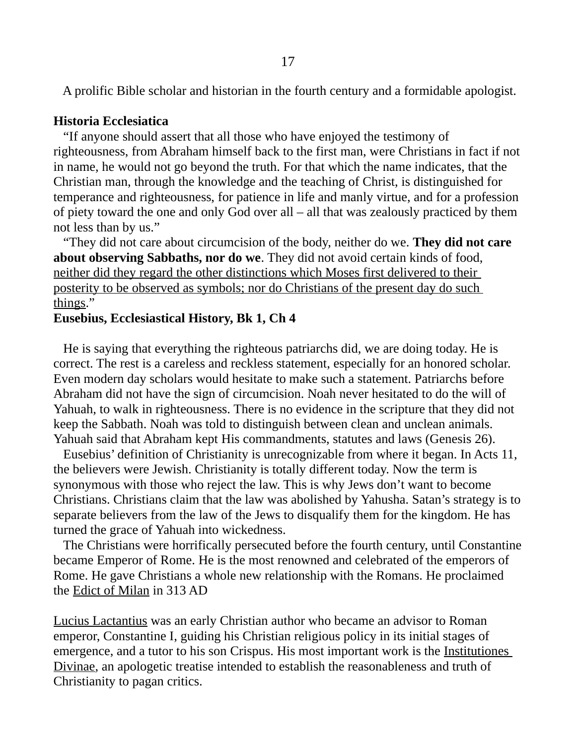A prolific Bible scholar and historian in the fourth century and a formidable apologist.

**Historia Ecclesiatica**

"If anyone should assert that all those who have enjoyed the testimony of righteousness, from Abraham himself back to the first man, were Christians in fact if not in name, he would not go beyond the truth. For that which the name indicates, that the Christian man, through the knowledge and the teaching of Christ, is distinguished for temperance and righteousness, for patience in life and manly virtue, and for a profession of piety toward the one and only God over all – all that was zealously practiced by them not less than by us."

"They did not care about circumcision of the body, neither do we. **They did not care about observing Sabbaths, nor do we**. They did not avoid certain kinds of food, <u>neither did they regard the other distinctions which Moses first delivered to their posterity to be observed as symbols; nor do Christians of the present day do such things</u>."

**Eusebius, Ecclesiastical History, Bk 1, Ch 4**

He is saying that everything the righteous patriarchs did, we are doing today. He is correct. The rest is a careless and reckless statement, especially for an honored scholar. Even modern day scholars would hesitate to make such a statement. Patriarchs before Abraham did not have the sign of circumcision. Noah never hesitated to do the will of Yahuah, to walk in righteousness. There is no evidence in the scripture that they did not keep the Sabbath. Noah was told to distinguish between clean and unclean animals. Yahuah said that Abraham kept His commandments, statutes and laws (Genesis 26).

Eusebius' definition of Christianity is unrecognizable from where it began. In Acts 11, the believers were Jewish. Christianity is totally different today. Now the term is synonymous with those who reject the law. This is why Jews don't want to become Christians. Christians claim that the law was abolished by Yahusha. Satan's strategy is to separate believers from the law of the Jews to disqualify them for the kingdom. He has turned the grace of Yahuah into wickedness.

The Christians were horrifically persecuted before the fourth century, until Constantine became Emperor of Rome. He is the most renowned and celebrated of the emperors of Rome. He gave Christians a whole new relationship with the Romans. He proclaimed the <u>Edict of Milan</u> in 313 AD

<u>Lucius Lactantius</u> was an early Christian author who became an advisor to Roman emperor, Constantine I, guiding his Christian religious policy in its initial stages of emergence, and a tutor to his son Crispus. His most important work is the <u>Institutiones Divinae</u>, an apologetic treatise intended to establish the reasonableness and truth of Christianity to pagan critics.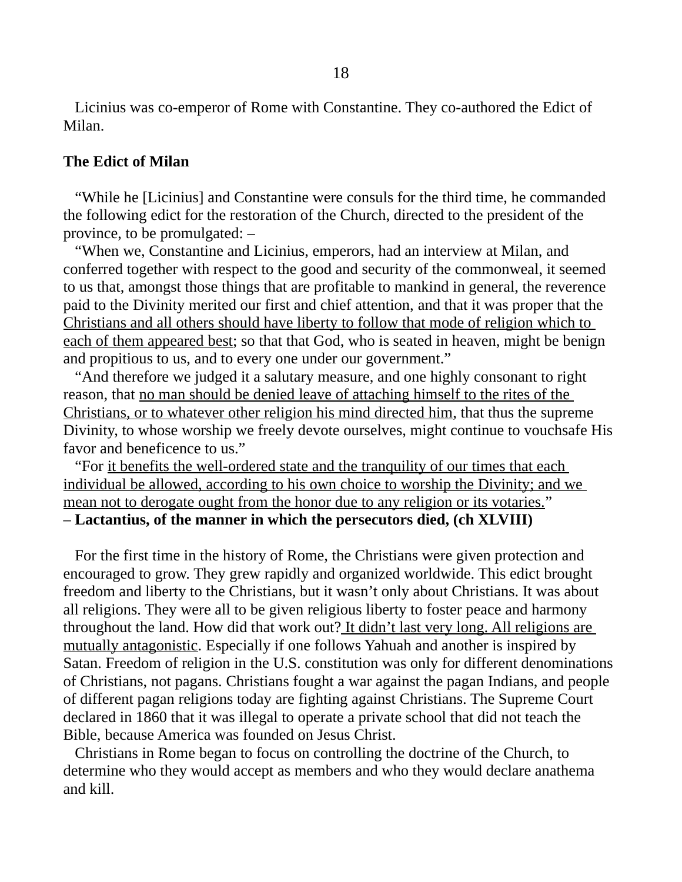Licinius was co-emperor of Rome with Constantine. They co-authored the Edict of Milan.

**The Edict of Milan**

"While he [Licinius] and Constantine were consuls for the third time, he commanded the following edict for the restoration of the Church, directed to the president of the province, to be promulgated: –

"When we, Constantine and Licinius, emperors, had an interview at Milan, and conferred together with respect to the good and security of the commonweal, it seemed to us that, amongst those things that are profitable to mankind in general, the reverence paid to the Divinity merited our first and chief attention, and that it was proper that the <u>Christians and all others should have liberty to follow that mode of religion which to each of them appeared best</u>; so that that God, who is seated in heaven, might be benign and propitious to us, and to every one under our government."

"And therefore we judged it a salutary measure, and one highly consonant to right reason, that <u>no man should be denied leave of attaching himself to the rites of the Christians, or to whatever other religion his mind directed him</u>, that thus the supreme Divinity, to whose worship we freely devote ourselves, might continue to vouchsafe His favor and beneficence to us."

"For <u>it benefits the well-ordered state and the tranquility of our times that each individual be allowed, according to his own choice to worship the Divinity; and we mean not to derogate ought from the honor due to any religion or its votaries.</u>"
– **Lactantius, of the manner in which the persecutors died, (ch XLVIII)**

For the first time in the history of Rome, the Christians were given protection and encouraged to grow. They grew rapidly and organized worldwide. This edict brought freedom and liberty to the Christians, but it wasn't only about Christians. It was about all religions. They were all to be given religious liberty to foster peace and harmony throughout the land. How did that work out? <u>It didn't last very long. All religions are mutually antagonistic</u>. Especially if one follows Yahuah and another is inspired by Satan. Freedom of religion in the U.S. constitution was only for different denominations of Christians, not pagans. Christians fought a war against the pagan Indians, and people of different pagan religions today are fighting against Christians. The Supreme Court declared in 1860 that it was illegal to operate a private school that did not teach the Bible, because America was founded on Jesus Christ.

Christians in Rome began to focus on controlling the doctrine of the Church, to determine who they would accept as members and who they would declare anathema and kill.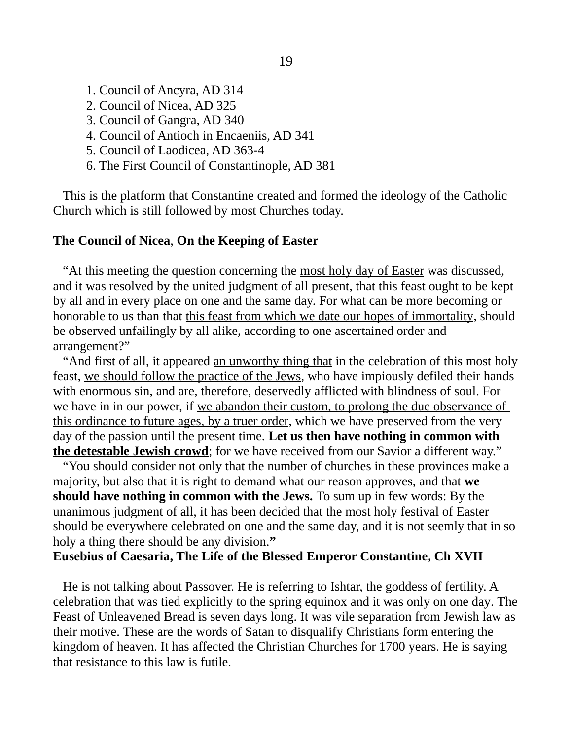1. Council of Ancyra, AD 314
2. Council of Nicea, AD 325
3. Council of Gangra, AD 340
4. Council of Antioch in Encaeniis, AD 341
5. Council of Laodicea, AD 363-4
6. The First Council of Constantinople, AD 381

This is the platform that Constantine created and formed the ideology of the Catholic Church which is still followed by most Churches today.

**The Council of Nicea**, **On the Keeping of Easter**

"At this meeting the question concerning the most holy day of Easter was discussed, and it was resolved by the united judgment of all present, that this feast ought to be kept by all and in every place on one and the same day. For what can be more becoming or honorable to us than that this feast from which we date our hopes of immortality, should be observed unfailingly by all alike, according to one ascertained order and arrangement?"

"And first of all, it appeared an unworthy thing that in the celebration of this most holy feast, we should follow the practice of the Jews, who have impiously defiled their hands with enormous sin, and are, therefore, deservedly afflicted with blindness of soul. For we have in in our power, if we abandon their custom, to prolong the due observance of this ordinance to future ages, by a truer order, which we have preserved from the very day of the passion until the present time. **Let us then have nothing in common with the detestable Jewish crowd**; for we have received from our Savior a different way."

"You should consider not only that the number of churches in these provinces make a majority, but also that it is right to demand what our reason approves, and that **we should have nothing in common with the Jews.** To sum up in few words: By the unanimous judgment of all, it has been decided that the most holy festival of Easter should be everywhere celebrated on one and the same day, and it is not seemly that in so holy a thing there should be any division.**"**

**Eusebius of Caesaria, The Life of the Blessed Emperor Constantine, Ch XVII**

He is not talking about Passover. He is referring to Ishtar, the goddess of fertility. A celebration that was tied explicitly to the spring equinox and it was only on one day. The Feast of Unleavened Bread is seven days long. It was vile separation from Jewish law as their motive. These are the words of Satan to disqualify Christians form entering the kingdom of heaven. It has affected the Christian Churches for 1700 years. He is saying that resistance to this law is futile.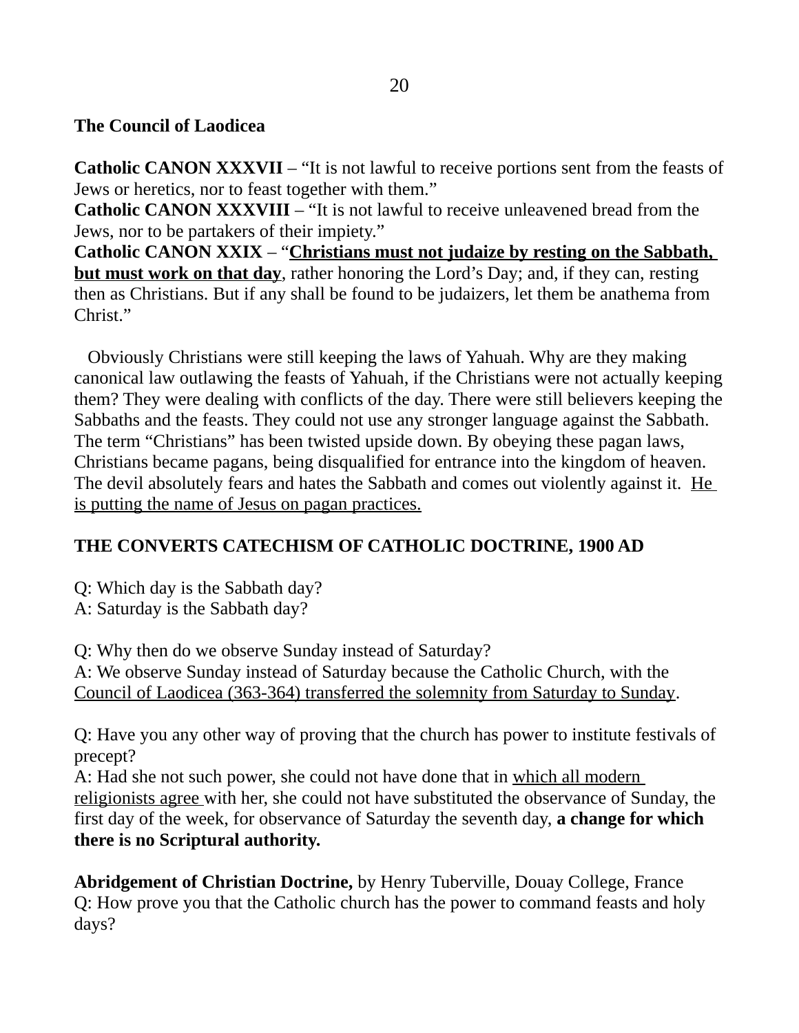**The Council of Laodicea**

**Catholic CANON XXXVII** – "It is not lawful to receive portions sent from the feasts of Jews or heretics, nor to feast together with them."
**Catholic CANON XXXVIII** – "It is not lawful to receive unleavened bread from the Jews, nor to be partakers of their impiety."
**Catholic CANON XXIX** – "<u>**Christians must not judaize by resting on the Sabbath, but must work on that day**</u>, rather honoring the Lord's Day; and, if they can, resting then as Christians. But if any shall be found to be judaizers, let them be anathema from Christ."

Obviously Christians were still keeping the laws of Yahuah. Why are they making canonical law outlawing the feasts of Yahuah, if the Christians were not actually keeping them? They were dealing with conflicts of the day. There were still believers keeping the Sabbaths and the feasts. They could not use any stronger language against the Sabbath. The term "Christians" has been twisted upside down. By obeying these pagan laws, Christians became pagans, being disqualified for entrance into the kingdom of heaven. The devil absolutely fears and hates the Sabbath and comes out violently against it. <u>He is putting the name of Jesus on pagan practices.</u>

**THE CONVERTS CATECHISM OF CATHOLIC DOCTRINE, 1900 AD**

Q: Which day is the Sabbath day?
A: Saturday is the Sabbath day?

Q: Why then do we observe Sunday instead of Saturday?
A: We observe Sunday instead of Saturday because the Catholic Church, with the <u>Council of Laodicea (363-364) transferred the solemnity from Saturday to Sunday</u>.

Q: Have you any other way of proving that the church has power to institute festivals of precept?
A: Had she not such power, she could not have done that in <u>which all modern religionists agree</u> with her, she could not have substituted the observance of Sunday, the first day of the week, for observance of Saturday the seventh day, **a change for which there is no Scriptural authority.**

**Abridgement of Christian Doctrine,** by Henry Tuberville, Douay College, France
Q: How prove you that the Catholic church has the power to command feasts and holy days?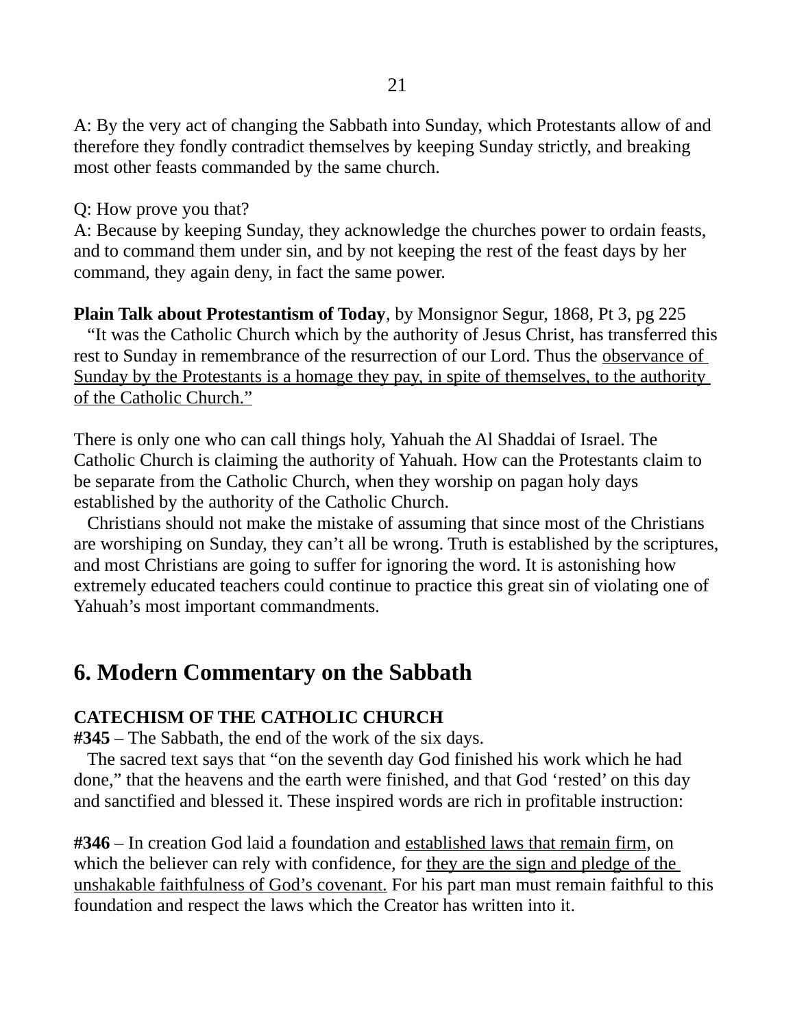A: By the very act of changing the Sabbath into Sunday, which Protestants allow of and therefore they fondly contradict themselves by keeping Sunday strictly, and breaking most other feasts commanded by the same church.

Q: How prove you that?
A: Because by keeping Sunday, they acknowledge the churches power to ordain feasts, and to command them under sin, and by not keeping the rest of the feast days by her command, they again deny, in fact the same power.

**Plain Talk about Protestantism of Today**, by Monsignor Segur, 1868, Pt 3, pg 225
"It was the Catholic Church which by the authority of Jesus Christ, has transferred this rest to Sunday in remembrance of the resurrection of our Lord. Thus the observance of Sunday by the Protestants is a homage they pay, in spite of themselves, to the authority of the Catholic Church."

There is only one who can call things holy, Yahuah the Al Shaddai of Israel. The Catholic Church is claiming the authority of Yahuah. How can the Protestants claim to be separate from the Catholic Church, when they worship on pagan holy days established by the authority of the Catholic Church.

Christians should not make the mistake of assuming that since most of the Christians are worshiping on Sunday, they can't all be wrong. Truth is established by the scriptures, and most Christians are going to suffer for ignoring the word. It is astonishing how extremely educated teachers could continue to practice this great sin of violating one of Yahuah's most important commandments.

## 6. Modern Commentary on the Sabbath

**CATECHISM OF THE CATHOLIC CHURCH**
**#345** – The Sabbath, the end of the work of the six days.
The sacred text says that "on the seventh day God finished his work which he had done," that the heavens and the earth were finished, and that God 'rested' on this day and sanctified and blessed it. These inspired words are rich in profitable instruction:

**#346** – In creation God laid a foundation and established laws that remain firm, on which the believer can rely with confidence, for they are the sign and pledge of the unshakable faithfulness of God's covenant. For his part man must remain faithful to this foundation and respect the laws which the Creator has written into it.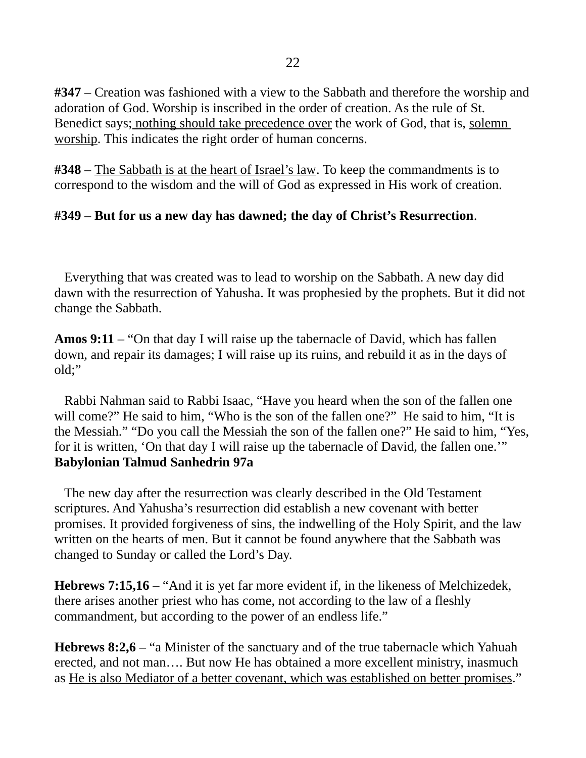**#347** – Creation was fashioned with a view to the Sabbath and therefore the worship and adoration of God. Worship is inscribed in the order of creation. As the rule of St. Benedict says; <u>nothing should take precedence over</u> the work of God, that is, <u>solemn worship</u>. This indicates the right order of human concerns.

**#348** – <u>The Sabbath is at the heart of Israel's law</u>. To keep the commandments is to correspond to the wisdom and the will of God as expressed in His work of creation.

**#349** – **But for us a new day has dawned; the day of Christ's Resurrection**.

Everything that was created was to lead to worship on the Sabbath. A new day did dawn with the resurrection of Yahusha. It was prophesied by the prophets. But it did not change the Sabbath.

**Amos 9:11** – "On that day I will raise up the tabernacle of David, which has fallen down, and repair its damages; I will raise up its ruins, and rebuild it as in the days of old;"

Rabbi Nahman said to Rabbi Isaac, "Have you heard when the son of the fallen one will come?" He said to him, "Who is the son of the fallen one?" He said to him, "It is the Messiah." "Do you call the Messiah the son of the fallen one?" He said to him, "Yes, for it is written, 'On that day I will raise up the tabernacle of David, the fallen one.'" **Babylonian Talmud Sanhedrin 97a**

The new day after the resurrection was clearly described in the Old Testament scriptures. And Yahusha's resurrection did establish a new covenant with better promises. It provided forgiveness of sins, the indwelling of the Holy Spirit, and the law written on the hearts of men. But it cannot be found anywhere that the Sabbath was changed to Sunday or called the Lord's Day.

**Hebrews 7:15,16** – "And it is yet far more evident if, in the likeness of Melchizedek, there arises another priest who has come, not according to the law of a fleshly commandment, but according to the power of an endless life."

**Hebrews 8:2,6** – "a Minister of the sanctuary and of the true tabernacle which Yahuah erected, and not man…. But now He has obtained a more excellent ministry, inasmuch as <u>He is also Mediator of a better covenant, which was established on better promises</u>."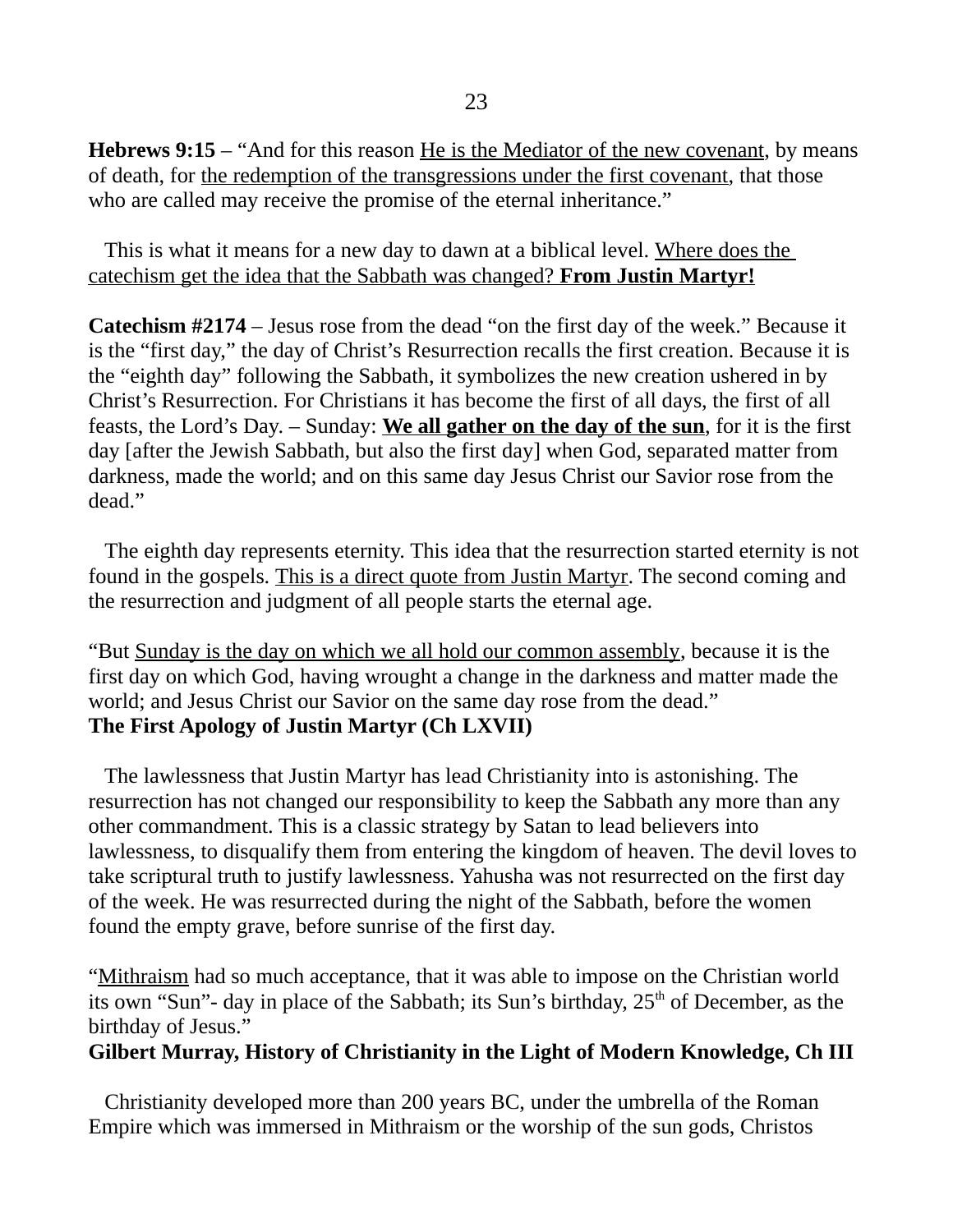**Hebrews 9:15** – "And for this reason He is the Mediator of the new covenant, by means of death, for the redemption of the transgressions under the first covenant, that those who are called may receive the promise of the eternal inheritance."

This is what it means for a new day to dawn at a biblical level. Where does the catechism get the idea that the Sabbath was changed? **From Justin Martyr!**

**Catechism #2174** – Jesus rose from the dead "on the first day of the week." Because it is the "first day," the day of Christ's Resurrection recalls the first creation. Because it is the "eighth day" following the Sabbath, it symbolizes the new creation ushered in by Christ's Resurrection. For Christians it has become the first of all days, the first of all feasts, the Lord's Day. – Sunday: **We all gather on the day of the sun**, for it is the first day [after the Jewish Sabbath, but also the first day] when God, separated matter from darkness, made the world; and on this same day Jesus Christ our Savior rose from the dead."

The eighth day represents eternity. This idea that the resurrection started eternity is not found in the gospels. This is a direct quote from Justin Martyr. The second coming and the resurrection and judgment of all people starts the eternal age.

"But Sunday is the day on which we all hold our common assembly, because it is the first day on which God, having wrought a change in the darkness and matter made the world; and Jesus Christ our Savior on the same day rose from the dead."
**The First Apology of Justin Martyr (Ch LXVII)**

The lawlessness that Justin Martyr has lead Christianity into is astonishing. The resurrection has not changed our responsibility to keep the Sabbath any more than any other commandment. This is a classic strategy by Satan to lead believers into lawlessness, to disqualify them from entering the kingdom of heaven. The devil loves to take scriptural truth to justify lawlessness. Yahusha was not resurrected on the first day of the week. He was resurrected during the night of the Sabbath, before the women found the empty grave, before sunrise of the first day.

"Mithraism had so much acceptance, that it was able to impose on the Christian world its own "Sun"- day in place of the Sabbath; its Sun's birthday, 25th of December, as the birthday of Jesus."
**Gilbert Murray, History of Christianity in the Light of Modern Knowledge, Ch III**

Christianity developed more than 200 years BC, under the umbrella of the Roman Empire which was immersed in Mithraism or the worship of the sun gods, Christos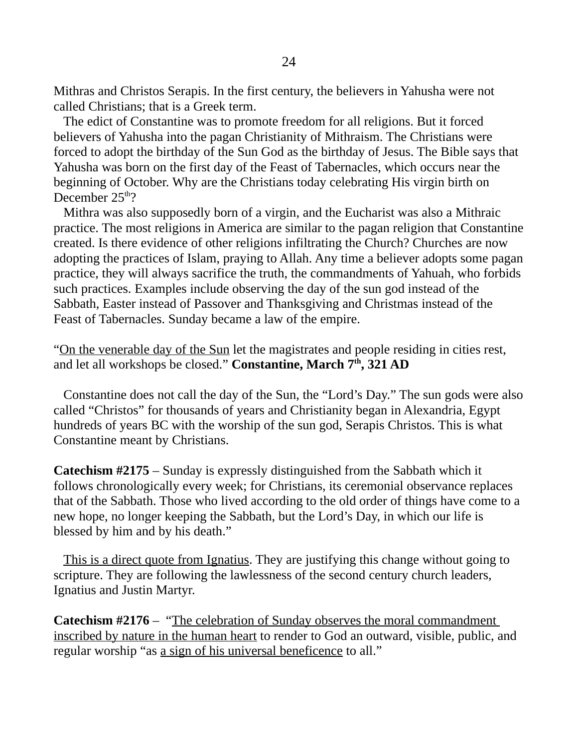Mithras and Christos Serapis. In the first century, the believers in Yahusha were not called Christians; that is a Greek term.

The edict of Constantine was to promote freedom for all religions. But it forced believers of Yahusha into the pagan Christianity of Mithraism. The Christians were forced to adopt the birthday of the Sun God as the birthday of Jesus. The Bible says that Yahusha was born on the first day of the Feast of Tabernacles, which occurs near the beginning of October. Why are the Christians today celebrating His virgin birth on December 25th?

Mithra was also supposedly born of a virgin, and the Eucharist was also a Mithraic practice. The most religions in America are similar to the pagan religion that Constantine created. Is there evidence of other religions infiltrating the Church? Churches are now adopting the practices of Islam, praying to Allah. Any time a believer adopts some pagan practice, they will always sacrifice the truth, the commandments of Yahuah, who forbids such practices. Examples include observing the day of the sun god instead of the Sabbath, Easter instead of Passover and Thanksgiving and Christmas instead of the Feast of Tabernacles. Sunday became a law of the empire.

"<u>On the venerable day of the Sun</u> let the magistrates and people residing in cities rest, and let all workshops be closed." **Constantine, March 7th, 321 AD**

Constantine does not call the day of the Sun, the "Lord's Day." The sun gods were also called "Christos" for thousands of years and Christianity began in Alexandria, Egypt hundreds of years BC with the worship of the sun god, Serapis Christos. This is what Constantine meant by Christians.

**Catechism #2175** – Sunday is expressly distinguished from the Sabbath which it follows chronologically every week; for Christians, its ceremonial observance replaces that of the Sabbath. Those who lived according to the old order of things have come to a new hope, no longer keeping the Sabbath, but the Lord's Day, in which our life is blessed by him and by his death."

<u>This is a direct quote from Ignatius</u>. They are justifying this change without going to scripture. They are following the lawlessness of the second century church leaders, Ignatius and Justin Martyr.

**Catechism #2176** – "<u>The celebration of Sunday observes the moral commandment inscribed by nature in the human heart</u> to render to God an outward, visible, public, and regular worship "as <u>a sign of his universal beneficence</u> to all."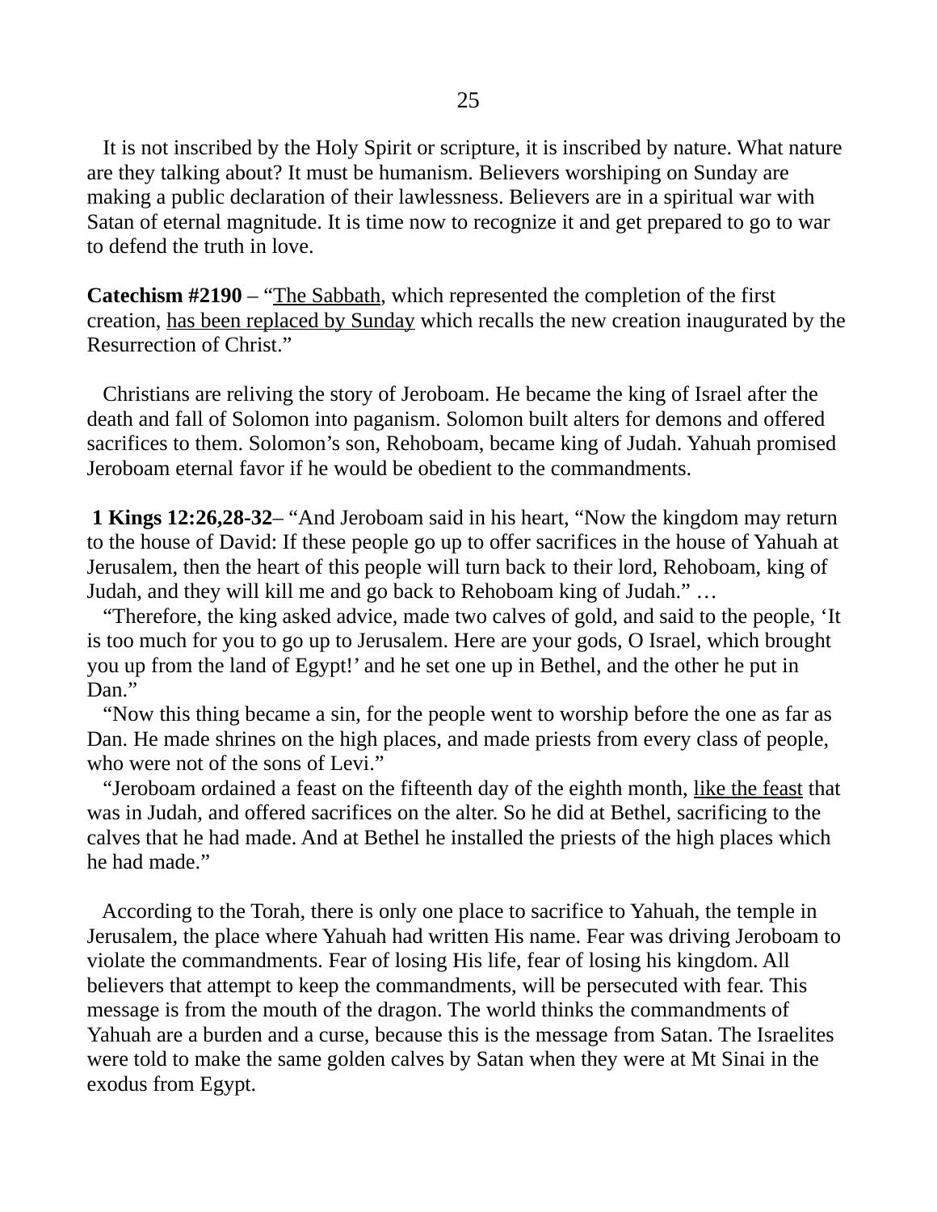It is not inscribed by the Holy Spirit or scripture, it is inscribed by nature. What nature are they talking about? It must be humanism. Believers worshiping on Sunday are making a public declaration of their lawlessness. Believers are in a spiritual war with Satan of eternal magnitude. It is time now to recognize it and get prepared to go to war to defend the truth in love.

**Catechism #2190** – "<u>The Sabbath</u>, which represented the completion of the first creation, <u>has been replaced by Sunday</u> which recalls the new creation inaugurated by the Resurrection of Christ."

Christians are reliving the story of Jeroboam. He became the king of Israel after the death and fall of Solomon into paganism. Solomon built alters for demons and offered sacrifices to them. Solomon's son, Rehoboam, became king of Judah. Yahuah promised Jeroboam eternal favor if he would be obedient to the commandments.

**1 Kings 12:26,28-32**– "And Jeroboam said in his heart, "Now the kingdom may return to the house of David: If these people go up to offer sacrifices in the house of Yahuah at Jerusalem, then the heart of this people will turn back to their lord, Rehoboam, king of Judah, and they will kill me and go back to Rehoboam king of Judah." …

"Therefore, the king asked advice, made two calves of gold, and said to the people, 'It is too much for you to go up to Jerusalem. Here are your gods, O Israel, which brought you up from the land of Egypt!' and he set one up in Bethel, and the other he put in Dan."

"Now this thing became a sin, for the people went to worship before the one as far as Dan. He made shrines on the high places, and made priests from every class of people, who were not of the sons of Levi."

"Jeroboam ordained a feast on the fifteenth day of the eighth month, <u>like the feast</u> that was in Judah, and offered sacrifices on the alter. So he did at Bethel, sacrificing to the calves that he had made. And at Bethel he installed the priests of the high places which he had made."

According to the Torah, there is only one place to sacrifice to Yahuah, the temple in Jerusalem, the place where Yahuah had written His name. Fear was driving Jeroboam to violate the commandments. Fear of losing His life, fear of losing his kingdom. All believers that attempt to keep the commandments, will be persecuted with fear. This message is from the mouth of the dragon. The world thinks the commandments of Yahuah are a burden and a curse, because this is the message from Satan. The Israelites were told to make the same golden calves by Satan when they were at Mt Sinai in the exodus from Egypt.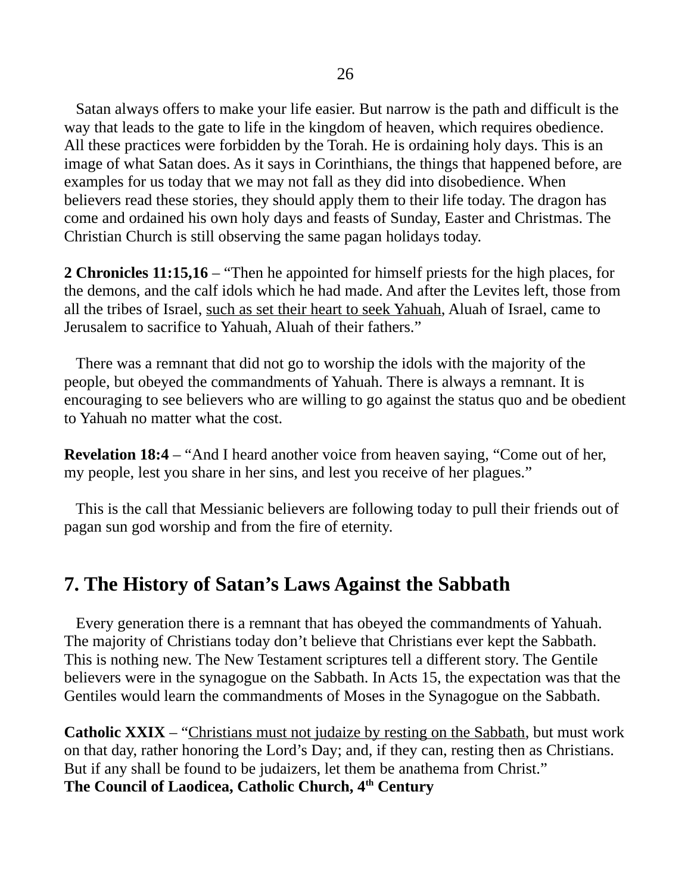Satan always offers to make your life easier. But narrow is the path and difficult is the way that leads to the gate to life in the kingdom of heaven, which requires obedience. All these practices were forbidden by the Torah. He is ordaining holy days. This is an image of what Satan does. As it says in Corinthians, the things that happened before, are examples for us today that we may not fall as they did into disobedience. When believers read these stories, they should apply them to their life today. The dragon has come and ordained his own holy days and feasts of Sunday, Easter and Christmas. The Christian Church is still observing the same pagan holidays today.

**2 Chronicles 11:15,16** – "Then he appointed for himself priests for the high places, for the demons, and the calf idols which he had made. And after the Levites left, those from all the tribes of Israel, <u>such as set their heart to seek Yahuah</u>, Aluah of Israel, came to Jerusalem to sacrifice to Yahuah, Aluah of their fathers."

There was a remnant that did not go to worship the idols with the majority of the people, but obeyed the commandments of Yahuah. There is always a remnant. It is encouraging to see believers who are willing to go against the status quo and be obedient to Yahuah no matter what the cost.

**Revelation 18:4** – "And I heard another voice from heaven saying, "Come out of her, my people, lest you share in her sins, and lest you receive of her plagues."

This is the call that Messianic believers are following today to pull their friends out of pagan sun god worship and from the fire of eternity.

## 7. The History of Satan's Laws Against the Sabbath

Every generation there is a remnant that has obeyed the commandments of Yahuah. The majority of Christians today don't believe that Christians ever kept the Sabbath. This is nothing new. The New Testament scriptures tell a different story. The Gentile believers were in the synagogue on the Sabbath. In Acts 15, the expectation was that the Gentiles would learn the commandments of Moses in the Synagogue on the Sabbath.

**Catholic XXIX** – "<u>Christians must not judaize by resting on the Sabbath</u>, but must work on that day, rather honoring the Lord's Day; and, if they can, resting then as Christians. But if any shall be found to be judaizers, let them be anathema from Christ."
**The Council of Laodicea, Catholic Church, 4th Century**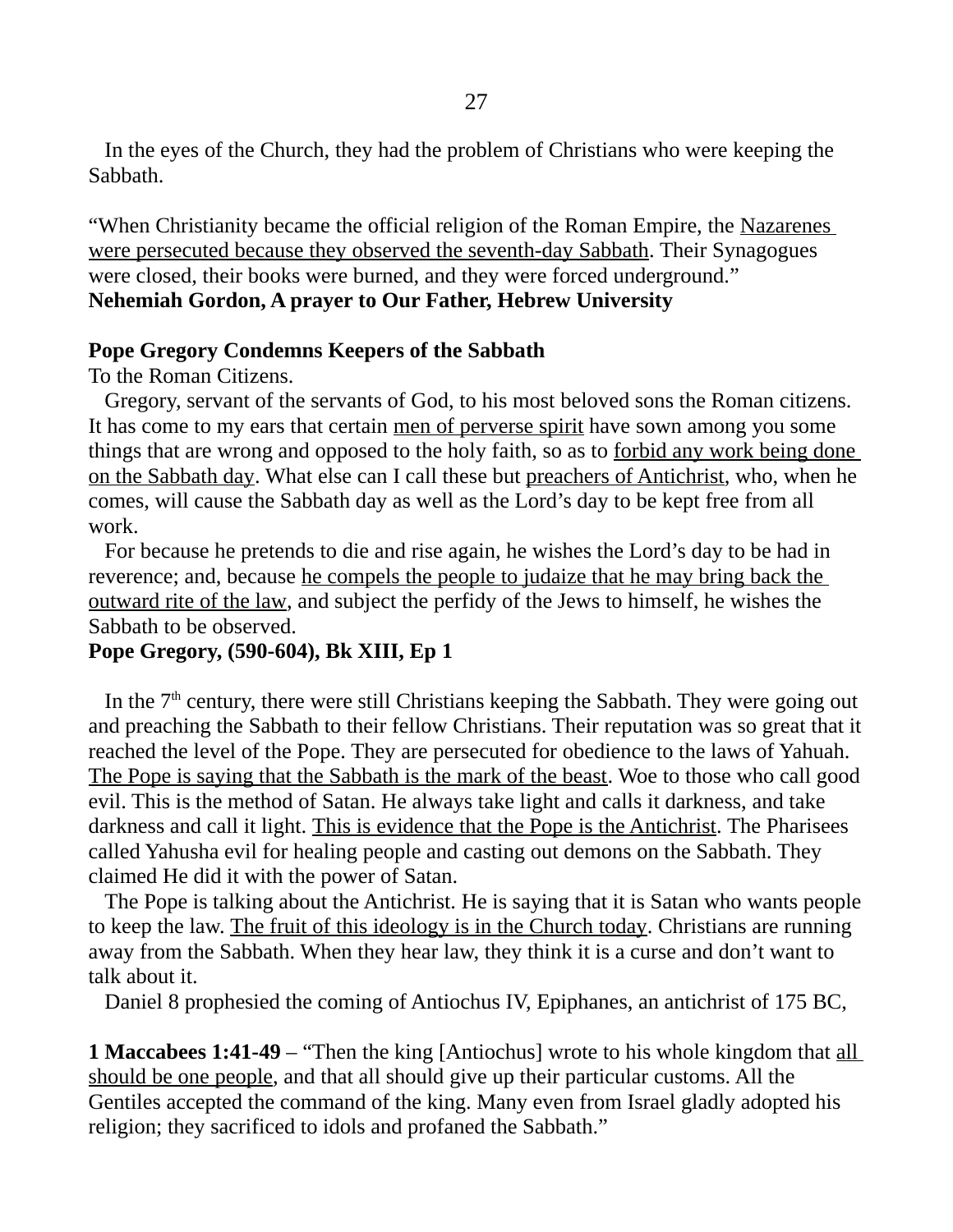In the eyes of the Church, they had the problem of Christians who were keeping the Sabbath.

"When Christianity became the official religion of the Roman Empire, the <u>Nazarenes were persecuted because they observed the seventh-day Sabbath</u>. Their Synagogues were closed, their books were burned, and they were forced underground."
**Nehemiah Gordon, A prayer to Our Father, Hebrew University**

**Pope Gregory Condemns Keepers of the Sabbath**
To the Roman Citizens.

Gregory, servant of the servants of God, to his most beloved sons the Roman citizens. It has come to my ears that certain <u>men of perverse spirit</u> have sown among you some things that are wrong and opposed to the holy faith, so as to <u>forbid any work being done on the Sabbath day</u>. What else can I call these but <u>preachers of Antichrist</u>, who, when he comes, will cause the Sabbath day as well as the Lord's day to be kept free from all work.

For because he pretends to die and rise again, he wishes the Lord's day to be had in reverence; and, because <u>he compels the people to judaize that he may bring back the outward rite of the law</u>, and subject the perfidy of the Jews to himself, he wishes the Sabbath to be observed.
**Pope Gregory, (590-604), Bk XIII, Ep 1**

In the 7th century, there were still Christians keeping the Sabbath. They were going out and preaching the Sabbath to their fellow Christians. Their reputation was so great that it reached the level of the Pope. They are persecuted for obedience to the laws of Yahuah. <u>The Pope is saying that the Sabbath is the mark of the beast</u>. Woe to those who call good evil. This is the method of Satan. He always take light and calls it darkness, and take darkness and call it light. <u>This is evidence that the Pope is the Antichrist</u>. The Pharisees called Yahusha evil for healing people and casting out demons on the Sabbath. They claimed He did it with the power of Satan.

The Pope is talking about the Antichrist. He is saying that it is Satan who wants people to keep the law. <u>The fruit of this ideology is in the Church today</u>. Christians are running away from the Sabbath. When they hear law, they think it is a curse and don't want to talk about it.

Daniel 8 prophesied the coming of Antiochus IV, Epiphanes, an antichrist of 175 BC,

**1 Maccabees 1:41-49** – "Then the king [Antiochus] wrote to his whole kingdom that <u>all should be one people</u>, and that all should give up their particular customs. All the Gentiles accepted the command of the king. Many even from Israel gladly adopted his religion; they sacrificed to idols and profaned the Sabbath."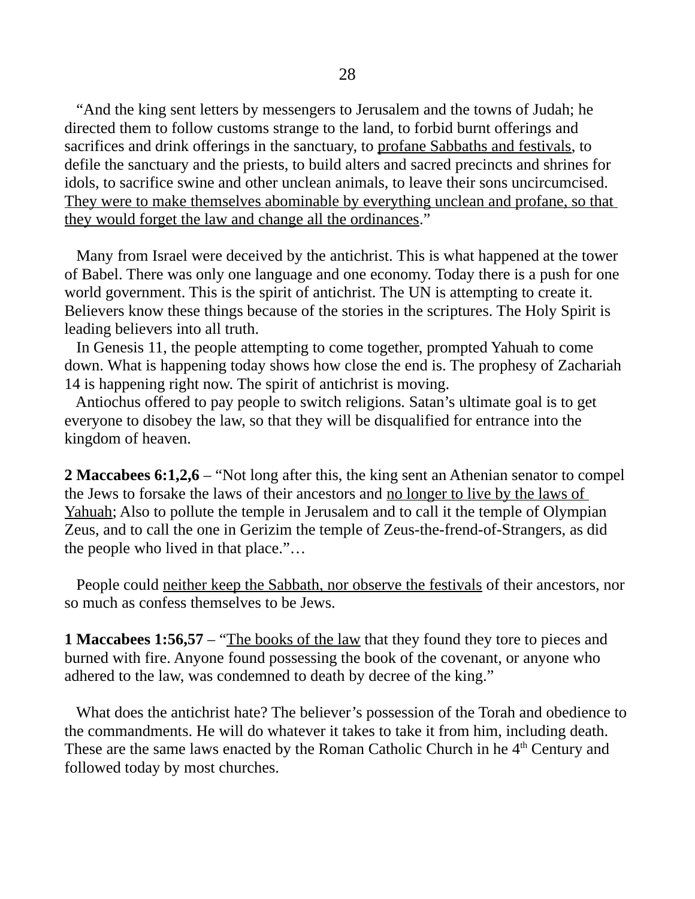"And the king sent letters by messengers to Jerusalem and the towns of Judah; he directed them to follow customs strange to the land, to forbid burnt offerings and sacrifices and drink offerings in the sanctuary, to <u>profane Sabbaths and festivals</u>, to defile the sanctuary and the priests, to build alters and sacred precincts and shrines for idols, to sacrifice swine and other unclean animals, to leave their sons uncircumcised. <u>They were to make themselves abominable by everything unclean and profane, so that they would forget the law and change all the ordinances</u>."

Many from Israel were deceived by the antichrist. This is what happened at the tower of Babel. There was only one language and one economy. Today there is a push for one world government. This is the spirit of antichrist. The UN is attempting to create it. Believers know these things because of the stories in the scriptures. The Holy Spirit is leading believers into all truth.

In Genesis 11, the people attempting to come together, prompted Yahuah to come down. What is happening today shows how close the end is. The prophesy of Zachariah 14 is happening right now. The spirit of antichrist is moving.

Antiochus offered to pay people to switch religions. Satan's ultimate goal is to get everyone to disobey the law, so that they will be disqualified for entrance into the kingdom of heaven.

**2 Maccabees 6:1,2,6** – "Not long after this, the king sent an Athenian senator to compel the Jews to forsake the laws of their ancestors and <u>no longer to live by the laws of Yahuah</u>; Also to pollute the temple in Jerusalem and to call it the temple of Olympian Zeus, and to call the one in Gerizim the temple of Zeus-the-frend-of-Strangers, as did the people who lived in that place."…

People could <u>neither keep the Sabbath, nor observe the festivals</u> of their ancestors, nor so much as confess themselves to be Jews.

**1 Maccabees 1:56,57** – "<u>The books of the law</u> that they found they tore to pieces and burned with fire. Anyone found possessing the book of the covenant, or anyone who adhered to the law, was condemned to death by decree of the king."

What does the antichrist hate? The believer's possession of the Torah and obedience to the commandments. He will do whatever it takes to take it from him, including death. These are the same laws enacted by the Roman Catholic Church in he 4th Century and followed today by most churches.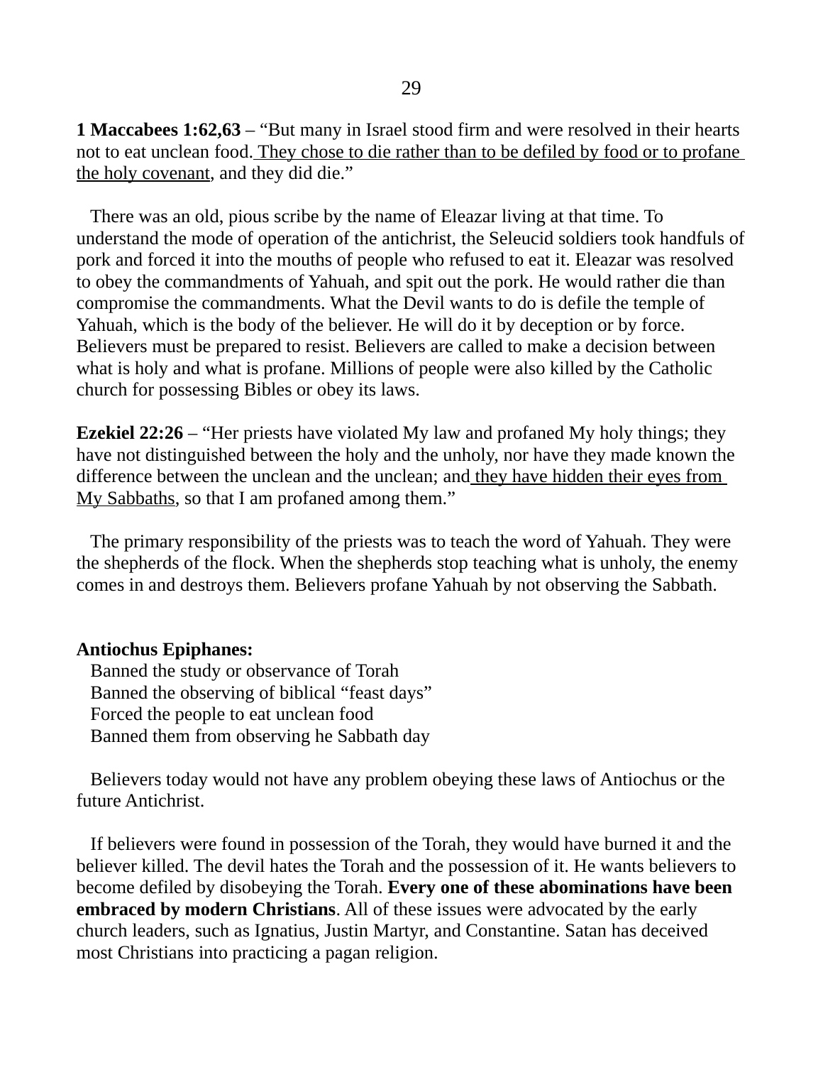**1 Maccabees 1:62,63** – “But many in Israel stood firm and were resolved in their hearts not to eat unclean food. <u>They chose to die rather than to be defiled by food or to profane the holy covenant</u>, and they did die.”

There was an old, pious scribe by the name of Eleazar living at that time. To understand the mode of operation of the antichrist, the Seleucid soldiers took handfuls of pork and forced it into the mouths of people who refused to eat it. Eleazar was resolved to obey the commandments of Yahuah, and spit out the pork. He would rather die than compromise the commandments. What the Devil wants to do is defile the temple of Yahuah, which is the body of the believer. He will do it by deception or by force. Believers must be prepared to resist. Believers are called to make a decision between what is holy and what is profane. Millions of people were also killed by the Catholic church for possessing Bibles or obey its laws.

**Ezekiel 22:26** – “Her priests have violated My law and profaned My holy things; they have not distinguished between the holy and the unholy, nor have they made known the difference between the unclean and the unclean; and <u>they have hidden their eyes from My Sabbaths</u>, so that I am profaned among them.”

The primary responsibility of the priests was to teach the word of Yahuah. They were the shepherds of the flock. When the shepherds stop teaching what is unholy, the enemy comes in and destroys them. Believers profane Yahuah by not observing the Sabbath.

**Antiochus Epiphanes:**

Banned the study or observance of Torah
Banned the observing of biblical “feast days”
Forced the people to eat unclean food
Banned them from observing he Sabbath day

Believers today would not have any problem obeying these laws of Antiochus or the future Antichrist.

If believers were found in possession of the Torah, they would have burned it and the believer killed. The devil hates the Torah and the possession of it. He wants believers to become defiled by disobeying the Torah. **Every one of these abominations have been embraced by modern Christians**. All of these issues were advocated by the early church leaders, such as Ignatius, Justin Martyr, and Constantine. Satan has deceived most Christians into practicing a pagan religion.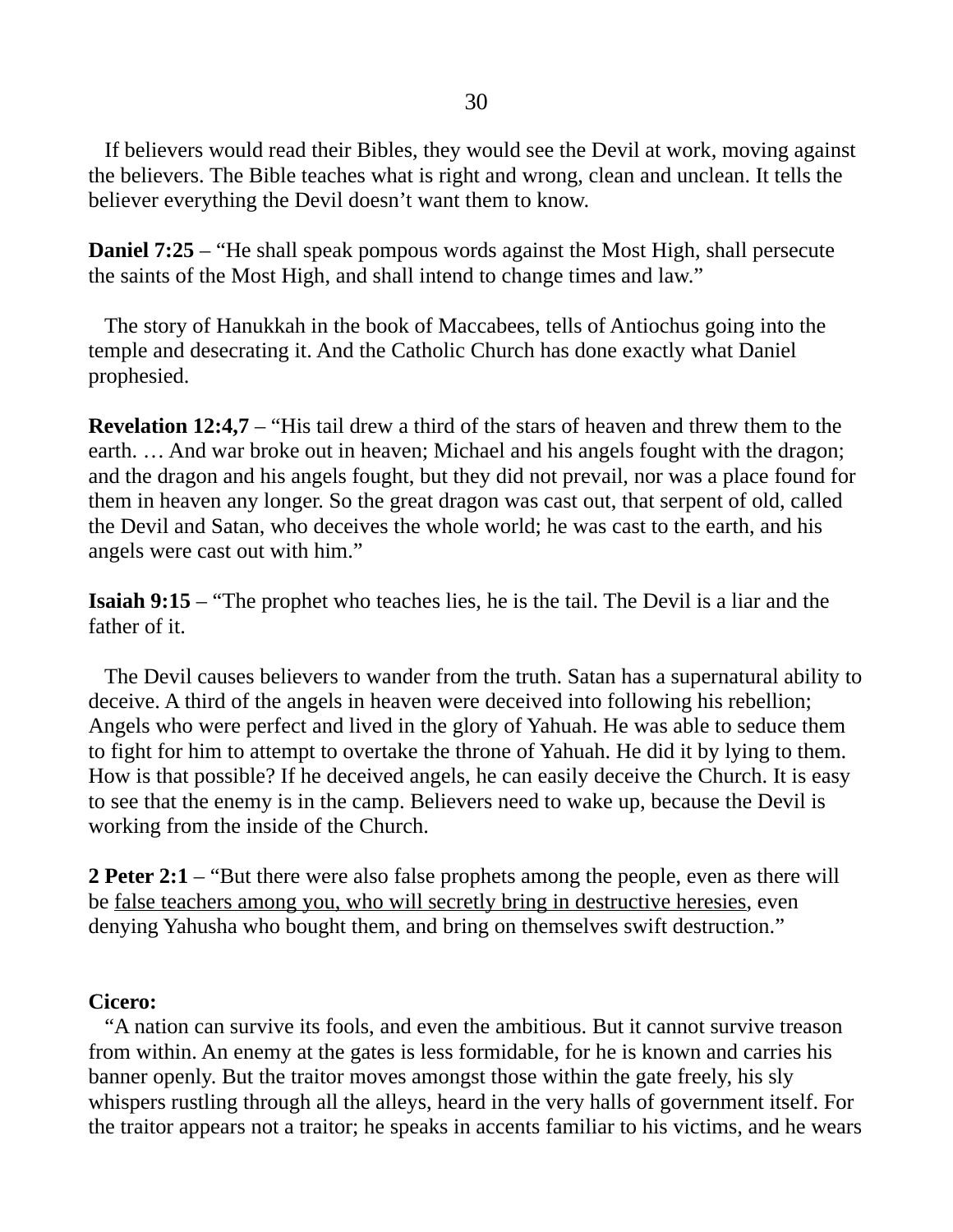If believers would read their Bibles, they would see the Devil at work, moving against the believers. The Bible teaches what is right and wrong, clean and unclean. It tells the believer everything the Devil doesn't want them to know.

**Daniel 7:25** – "He shall speak pompous words against the Most High, shall persecute the saints of the Most High, and shall intend to change times and law."

The story of Hanukkah in the book of Maccabees, tells of Antiochus going into the temple and desecrating it. And the Catholic Church has done exactly what Daniel prophesied.

**Revelation 12:4,7** – "His tail drew a third of the stars of heaven and threw them to the earth. … And war broke out in heaven; Michael and his angels fought with the dragon; and the dragon and his angels fought, but they did not prevail, nor was a place found for them in heaven any longer. So the great dragon was cast out, that serpent of old, called the Devil and Satan, who deceives the whole world; he was cast to the earth, and his angels were cast out with him."

**Isaiah 9:15** – "The prophet who teaches lies, he is the tail. The Devil is a liar and the father of it.

The Devil causes believers to wander from the truth. Satan has a supernatural ability to deceive. A third of the angels in heaven were deceived into following his rebellion; Angels who were perfect and lived in the glory of Yahuah. He was able to seduce them to fight for him to attempt to overtake the throne of Yahuah. He did it by lying to them. How is that possible? If he deceived angels, he can easily deceive the Church. It is easy to see that the enemy is in the camp. Believers need to wake up, because the Devil is working from the inside of the Church.

**2 Peter 2:1** – "But there were also false prophets among the people, even as there will be <u>false teachers among you, who will secretly bring in destructive heresies</u>, even denying Yahusha who bought them, and bring on themselves swift destruction."

**Cicero:**

"A nation can survive its fools, and even the ambitious. But it cannot survive treason from within. An enemy at the gates is less formidable, for he is known and carries his banner openly. But the traitor moves amongst those within the gate freely, his sly whispers rustling through all the alleys, heard in the very halls of government itself. For the traitor appears not a traitor; he speaks in accents familiar to his victims, and he wears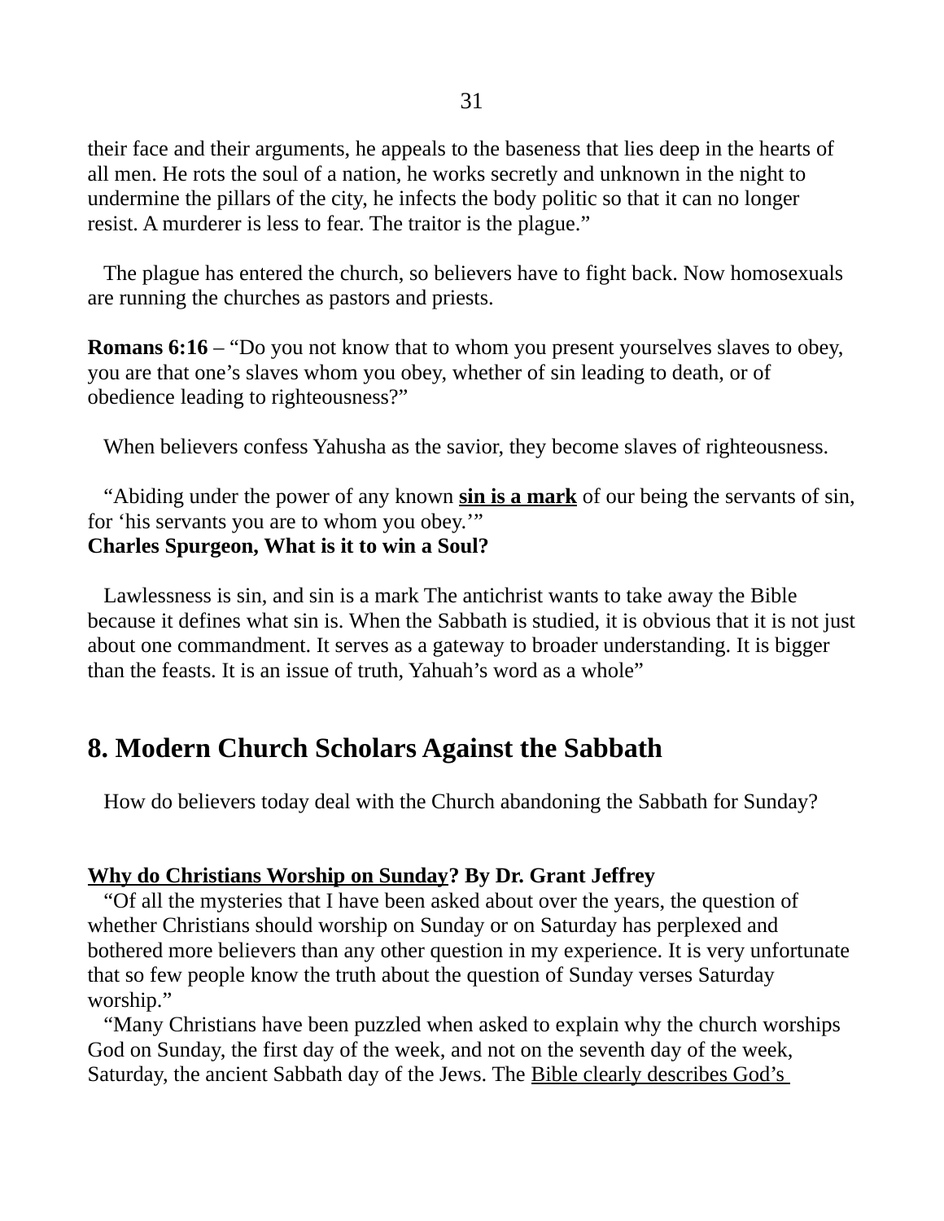their face and their arguments, he appeals to the baseness that lies deep in the hearts of all men. He rots the soul of a nation, he works secretly and unknown in the night to undermine the pillars of the city, he infects the body politic so that it can no longer resist. A murderer is less to fear. The traitor is the plague."

The plague has entered the church, so believers have to fight back. Now homosexuals are running the churches as pastors and priests.

**Romans 6:16** – "Do you not know that to whom you present yourselves slaves to obey, you are that one's slaves whom you obey, whether of sin leading to death, or of obedience leading to righteousness?"

When believers confess Yahusha as the savior, they become slaves of righteousness.

"Abiding under the power of any known **sin is a mark** of our being the servants of sin, for 'his servants you are to whom you obey.'"
**Charles Spurgeon, What is it to win a Soul?**

Lawlessness is sin, and sin is a mark The antichrist wants to take away the Bible because it defines what sin is. When the Sabbath is studied, it is obvious that it is not just about one commandment. It serves as a gateway to broader understanding. It is bigger than the feasts. It is an issue of truth, Yahuah's word as a whole"

## 8. Modern Church Scholars Against the Sabbath

How do believers today deal with the Church abandoning the Sabbath for Sunday?

**Why do Christians Worship on Sunday? By Dr. Grant Jeffrey**

"Of all the mysteries that I have been asked about over the years, the question of whether Christians should worship on Sunday or on Saturday has perplexed and bothered more believers than any other question in my experience. It is very unfortunate that so few people know the truth about the question of Sunday verses Saturday worship."

"Many Christians have been puzzled when asked to explain why the church worships God on Sunday, the first day of the week, and not on the seventh day of the week, Saturday, the ancient Sabbath day of the Jews. The Bible clearly describes God's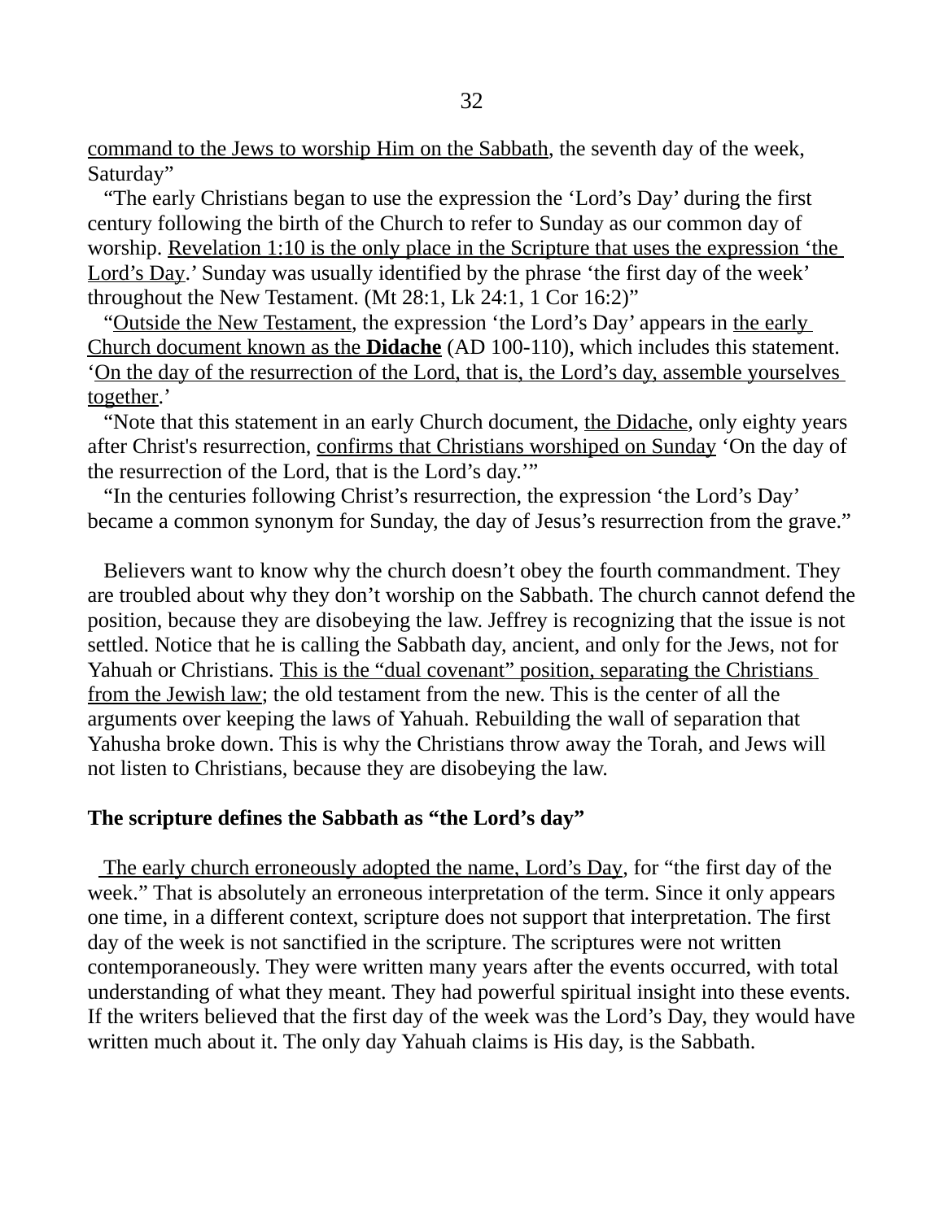<u>command to the Jews to worship Him on the Sabbath</u>, the seventh day of the week, Saturday"

"The early Christians began to use the expression the 'Lord's Day' during the first century following the birth of the Church to refer to Sunday as our common day of worship. <u>Revelation 1:10 is the only place in the Scripture that uses the expression 'the Lord's Day</u>.' Sunday was usually identified by the phrase 'the first day of the week' throughout the New Testament. (Mt 28:1, Lk 24:1, 1 Cor 16:2)"

"<u>Outside the New Testament</u>, the expression 'the Lord's Day' appears in <u>the early Church document known as the **Didache**</u> (AD 100-110), which includes this statement. '<u>On the day of the resurrection of the Lord, that is, the Lord's day, assemble yourselves together</u>.'

"Note that this statement in an early Church document, <u>the Didache</u>, only eighty years after Christ's resurrection, <u>confirms that Christians worshiped on Sunday</u> 'On the day of the resurrection of the Lord, that is the Lord's day.'"

"In the centuries following Christ's resurrection, the expression 'the Lord's Day' became a common synonym for Sunday, the day of Jesus's resurrection from the grave."

Believers want to know why the church doesn't obey the fourth commandment. They are troubled about why they don't worship on the Sabbath. The church cannot defend the position, because they are disobeying the law. Jeffrey is recognizing that the issue is not settled. Notice that he is calling the Sabbath day, ancient, and only for the Jews, not for Yahuah or Christians. <u>This is the "dual covenant" position, separating the Christians from the Jewish law</u>; the old testament from the new. This is the center of all the arguments over keeping the laws of Yahuah. Rebuilding the wall of separation that Yahusha broke down. This is why the Christians throw away the Torah, and Jews will not listen to Christians, because they are disobeying the law.

**The scripture defines the Sabbath as "the Lord's day"**

<u>The early church erroneously adopted the name, Lord's Day</u>, for "the first day of the week." That is absolutely an erroneous interpretation of the term. Since it only appears one time, in a different context, scripture does not support that interpretation. The first day of the week is not sanctified in the scripture. The scriptures were not written contemporaneously. They were written many years after the events occurred, with total understanding of what they meant. They had powerful spiritual insight into these events. If the writers believed that the first day of the week was the Lord's Day, they would have written much about it. The only day Yahuah claims is His day, is the Sabbath.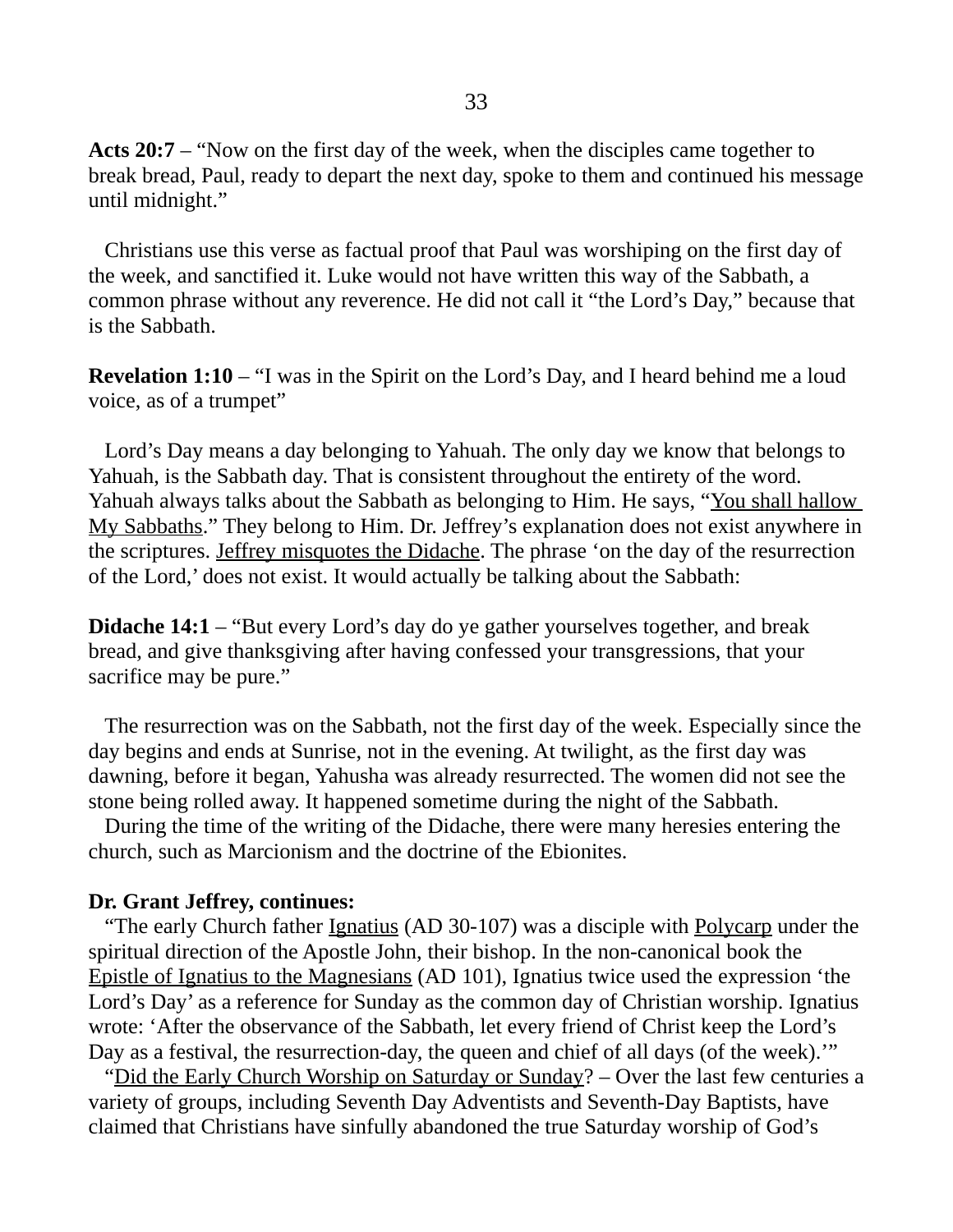**Acts 20:7** – "Now on the first day of the week, when the disciples came together to break bread, Paul, ready to depart the next day, spoke to them and continued his message until midnight."

Christians use this verse as factual proof that Paul was worshiping on the first day of the week, and sanctified it. Luke would not have written this way of the Sabbath, a common phrase without any reverence. He did not call it "the Lord's Day," because that is the Sabbath.

**Revelation 1:10** – "I was in the Spirit on the Lord's Day, and I heard behind me a loud voice, as of a trumpet"

Lord's Day means a day belonging to Yahuah. The only day we know that belongs to Yahuah, is the Sabbath day. That is consistent throughout the entirety of the word. Yahuah always talks about the Sabbath as belonging to Him. He says, "You shall hallow My Sabbaths." They belong to Him. Dr. Jeffrey's explanation does not exist anywhere in the scriptures. Jeffrey misquotes the Didache. The phrase 'on the day of the resurrection of the Lord,' does not exist. It would actually be talking about the Sabbath:

**Didache 14:1** – "But every Lord's day do ye gather yourselves together, and break bread, and give thanksgiving after having confessed your transgressions, that your sacrifice may be pure."

The resurrection was on the Sabbath, not the first day of the week. Especially since the day begins and ends at Sunrise, not in the evening. At twilight, as the first day was dawning, before it began, Yahusha was already resurrected. The women did not see the stone being rolled away. It happened sometime during the night of the Sabbath.

During the time of the writing of the Didache, there were many heresies entering the church, such as Marcionism and the doctrine of the Ebionites.

**Dr. Grant Jeffrey, continues:**

"The early Church father Ignatius (AD 30-107) was a disciple with Polycarp under the spiritual direction of the Apostle John, their bishop. In the non-canonical book the Epistle of Ignatius to the Magnesians (AD 101), Ignatius twice used the expression 'the Lord's Day' as a reference for Sunday as the common day of Christian worship. Ignatius wrote: 'After the observance of the Sabbath, let every friend of Christ keep the Lord's Day as a festival, the resurrection-day, the queen and chief of all days (of the week).'"

"Did the Early Church Worship on Saturday or Sunday? – Over the last few centuries a variety of groups, including Seventh Day Adventists and Seventh-Day Baptists, have claimed that Christians have sinfully abandoned the true Saturday worship of God's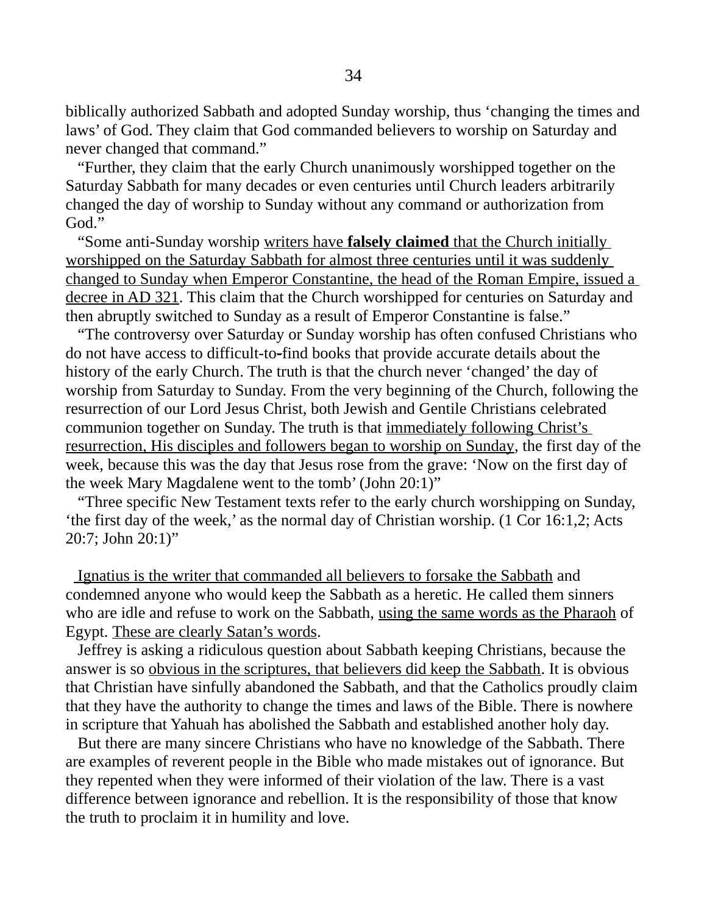biblically authorized Sabbath and adopted Sunday worship, thus 'changing the times and laws' of God. They claim that God commanded believers to worship on Saturday and never changed that command."

"Further, they claim that the early Church unanimously worshipped together on the Saturday Sabbath for many decades or even centuries until Church leaders arbitrarily changed the day of worship to Sunday without any command or authorization from God."

"Some anti-Sunday worship <u>writers have **falsely claimed** that the Church initially worshipped on the Saturday Sabbath for almost three centuries until it was suddenly changed to Sunday when Emperor Constantine, the head of the Roman Empire, issued a decree in AD 321</u>. This claim that the Church worshipped for centuries on Saturday and then abruptly switched to Sunday as a result of Emperor Constantine is false."

"The controversy over Saturday or Sunday worship has often confused Christians who do not have access to difficult-to-find books that provide accurate details about the history of the early Church. The truth is that the church never 'changed' the day of worship from Saturday to Sunday. From the very beginning of the Church, following the resurrection of our Lord Jesus Christ, both Jewish and Gentile Christians celebrated communion together on Sunday. The truth is that <u>immediately following Christ's resurrection, His disciples and followers began to worship on Sunday</u>, the first day of the week, because this was the day that Jesus rose from the grave: 'Now on the first day of the week Mary Magdalene went to the tomb' (John 20:1)"

"Three specific New Testament texts refer to the early church worshipping on Sunday, 'the first day of the week,' as the normal day of Christian worship. (1 Cor 16:1,2; Acts 20:7; John 20:1)"

<u>Ignatius is the writer that commanded all believers to forsake the Sabbath</u> and condemned anyone who would keep the Sabbath as a heretic. He called them sinners who are idle and refuse to work on the Sabbath, <u>using the same words as the Pharaoh</u> of Egypt. <u>These are clearly Satan's words</u>.

Jeffrey is asking a ridiculous question about Sabbath keeping Christians, because the answer is so <u>obvious in the scriptures, that believers did keep the Sabbath</u>. It is obvious that Christian have sinfully abandoned the Sabbath, and that the Catholics proudly claim that they have the authority to change the times and laws of the Bible. There is nowhere in scripture that Yahuah has abolished the Sabbath and established another holy day.

But there are many sincere Christians who have no knowledge of the Sabbath. There are examples of reverent people in the Bible who made mistakes out of ignorance. But they repented when they were informed of their violation of the law. There is a vast difference between ignorance and rebellion. It is the responsibility of those that know the truth to proclaim it in humility and love.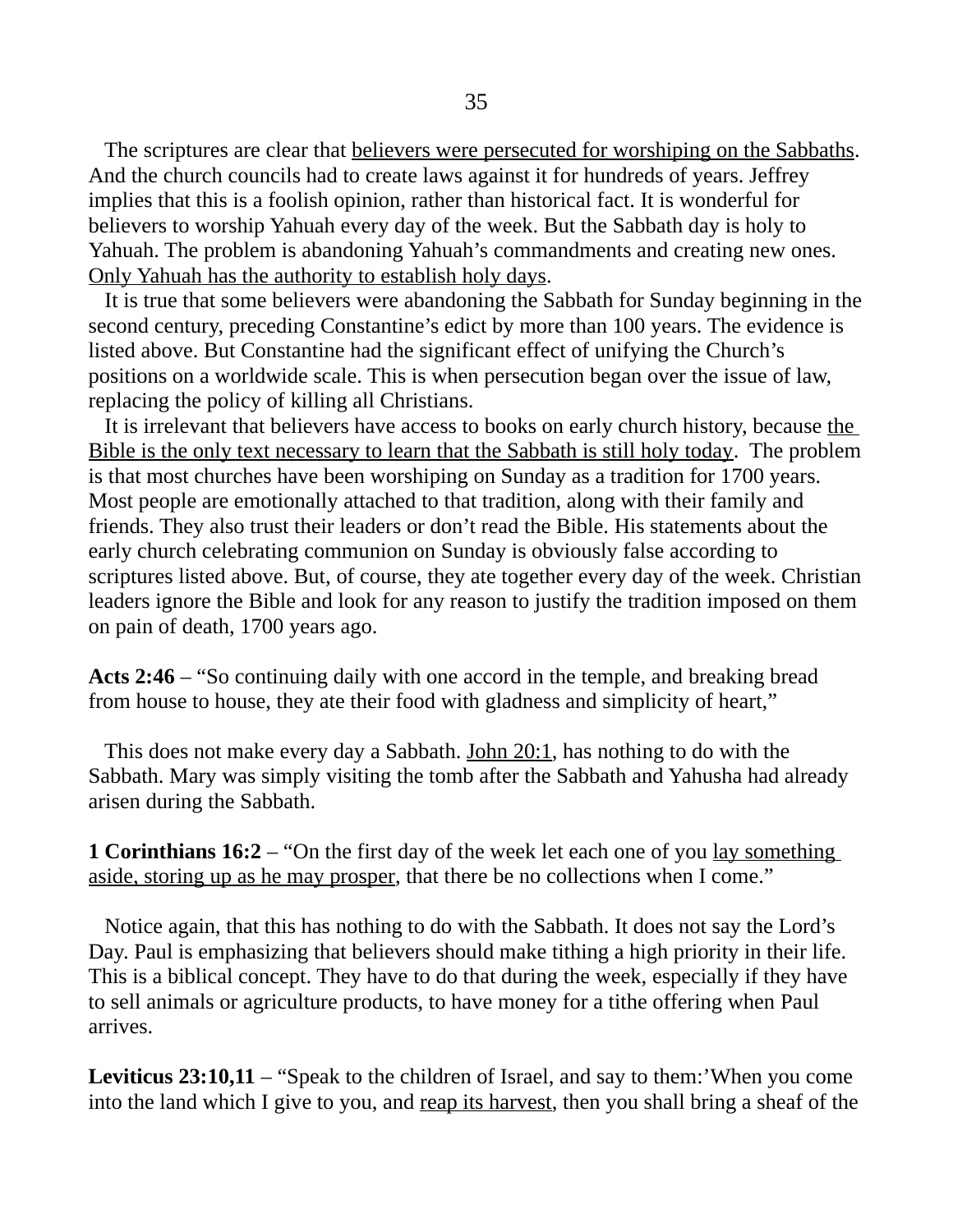The scriptures are clear that <u>believers were persecuted for worshiping on the Sabbaths</u>. And the church councils had to create laws against it for hundreds of years. Jeffrey implies that this is a foolish opinion, rather than historical fact. It is wonderful for believers to worship Yahuah every day of the week. But the Sabbath day is holy to Yahuah. The problem is abandoning Yahuah's commandments and creating new ones. <u>Only Yahuah has the authority to establish holy days</u>.

It is true that some believers were abandoning the Sabbath for Sunday beginning in the second century, preceding Constantine's edict by more than 100 years. The evidence is listed above. But Constantine had the significant effect of unifying the Church's positions on a worldwide scale. This is when persecution began over the issue of law, replacing the policy of killing all Christians.

It is irrelevant that believers have access to books on early church history, because <u>the Bible is the only text necessary to learn that the Sabbath is still holy today</u>. The problem is that most churches have been worshiping on Sunday as a tradition for 1700 years. Most people are emotionally attached to that tradition, along with their family and friends. They also trust their leaders or don't read the Bible. His statements about the early church celebrating communion on Sunday is obviously false according to scriptures listed above. But, of course, they ate together every day of the week. Christian leaders ignore the Bible and look for any reason to justify the tradition imposed on them on pain of death, 1700 years ago.

**Acts 2:46** – "So continuing daily with one accord in the temple, and breaking bread from house to house, they ate their food with gladness and simplicity of heart,"

This does not make every day a Sabbath. <u>John 20:1</u>, has nothing to do with the Sabbath. Mary was simply visiting the tomb after the Sabbath and Yahusha had already arisen during the Sabbath.

**1 Corinthians 16:2** – "On the first day of the week let each one of you <u>lay something aside, storing up as he may prosper</u>, that there be no collections when I come."

Notice again, that this has nothing to do with the Sabbath. It does not say the Lord's Day. Paul is emphasizing that believers should make tithing a high priority in their life. This is a biblical concept. They have to do that during the week, especially if they have to sell animals or agriculture products, to have money for a tithe offering when Paul arrives.

**Leviticus 23:10,11** – "Speak to the children of Israel, and say to them:'When you come into the land which I give to you, and <u>reap its harvest</u>, then you shall bring a sheaf of the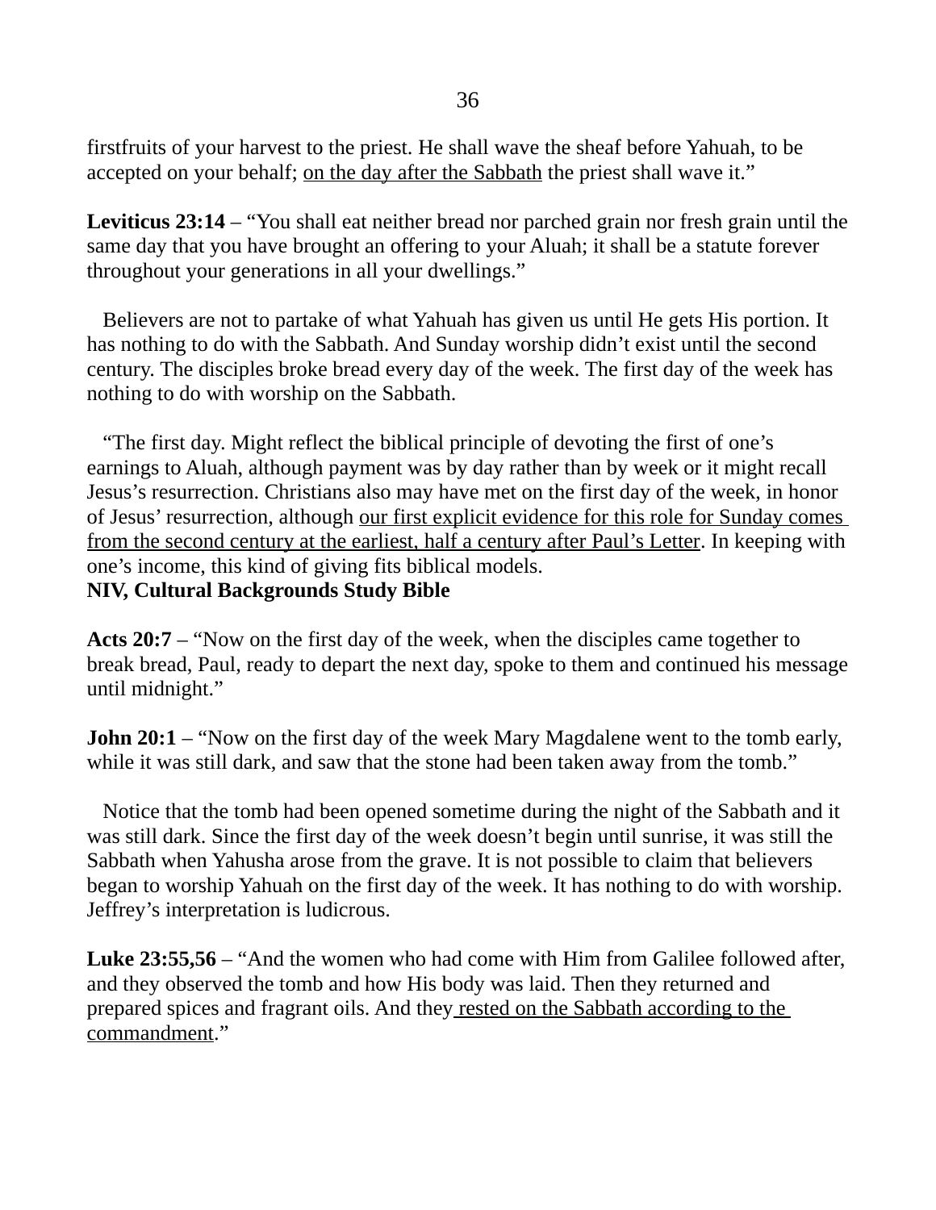firstfruits of your harvest to the priest. He shall wave the sheaf before Yahuah, to be accepted on your behalf; <u>on the day after the Sabbath</u> the priest shall wave it."

**Leviticus 23:14** – "You shall eat neither bread nor parched grain nor fresh grain until the same day that you have brought an offering to your Aluah; it shall be a statute forever throughout your generations in all your dwellings."

Believers are not to partake of what Yahuah has given us until He gets His portion. It has nothing to do with the Sabbath. And Sunday worship didn't exist until the second century. The disciples broke bread every day of the week. The first day of the week has nothing to do with worship on the Sabbath.

"The first day. Might reflect the biblical principle of devoting the first of one's earnings to Aluah, although payment was by day rather than by week or it might recall Jesus's resurrection. Christians also may have met on the first day of the week, in honor of Jesus' resurrection, although <u>our first explicit evidence for this role for Sunday comes from the second century at the earliest, half a century after Paul's Letter</u>. In keeping with one's income, this kind of giving fits biblical models.
**NIV, Cultural Backgrounds Study Bible**

**Acts 20:7** – "Now on the first day of the week, when the disciples came together to break bread, Paul, ready to depart the next day, spoke to them and continued his message until midnight."

**John 20:1** – "Now on the first day of the week Mary Magdalene went to the tomb early, while it was still dark, and saw that the stone had been taken away from the tomb."

Notice that the tomb had been opened sometime during the night of the Sabbath and it was still dark. Since the first day of the week doesn't begin until sunrise, it was still the Sabbath when Yahusha arose from the grave. It is not possible to claim that believers began to worship Yahuah on the first day of the week. It has nothing to do with worship. Jeffrey's interpretation is ludicrous.

**Luke 23:55,56** – "And the women who had come with Him from Galilee followed after, and they observed the tomb and how His body was laid. Then they returned and prepared spices and fragrant oils. And they <u>rested on the Sabbath according to the commandment</u>."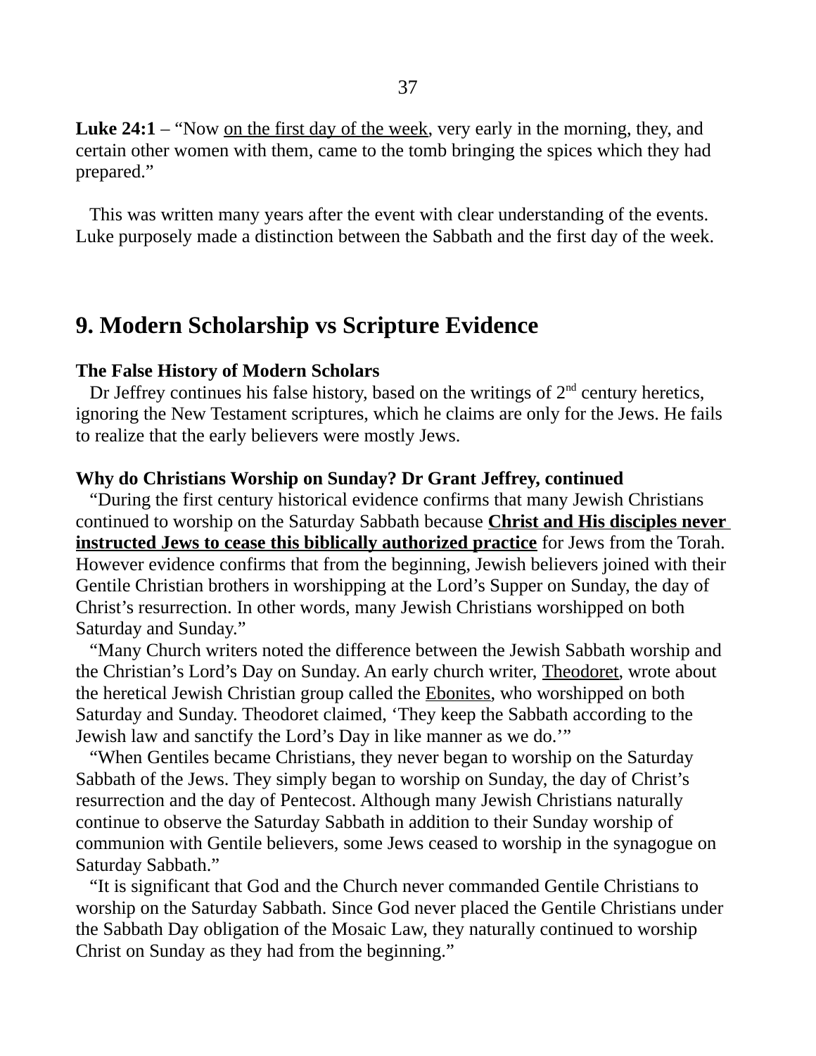**Luke 24:1** – "Now on the first day of the week, very early in the morning, they, and certain other women with them, came to the tomb bringing the spices which they had prepared."

This was written many years after the event with clear understanding of the events. Luke purposely made a distinction between the Sabbath and the first day of the week.

## 9. Modern Scholarship vs Scripture Evidence

**The False History of Modern Scholars**

Dr Jeffrey continues his false history, based on the writings of 2nd century heretics, ignoring the New Testament scriptures, which he claims are only for the Jews. He fails to realize that the early believers were mostly Jews.

**Why do Christians Worship on Sunday? Dr Grant Jeffrey, continued**

"During the first century historical evidence confirms that many Jewish Christians continued to worship on the Saturday Sabbath because **Christ and His disciples never instructed Jews to cease this biblically authorized practice** for Jews from the Torah. However evidence confirms that from the beginning, Jewish believers joined with their Gentile Christian brothers in worshipping at the Lord's Supper on Sunday, the day of Christ's resurrection. In other words, many Jewish Christians worshipped on both Saturday and Sunday."

"Many Church writers noted the difference between the Jewish Sabbath worship and the Christian's Lord's Day on Sunday. An early church writer, Theodoret, wrote about the heretical Jewish Christian group called the Ebonites, who worshipped on both Saturday and Sunday. Theodoret claimed, 'They keep the Sabbath according to the Jewish law and sanctify the Lord's Day in like manner as we do.'"

"When Gentiles became Christians, they never began to worship on the Saturday Sabbath of the Jews. They simply began to worship on Sunday, the day of Christ's resurrection and the day of Pentecost. Although many Jewish Christians naturally continue to observe the Saturday Sabbath in addition to their Sunday worship of communion with Gentile believers, some Jews ceased to worship in the synagogue on Saturday Sabbath."

"It is significant that God and the Church never commanded Gentile Christians to worship on the Saturday Sabbath. Since God never placed the Gentile Christians under the Sabbath Day obligation of the Mosaic Law, they naturally continued to worship Christ on Sunday as they had from the beginning."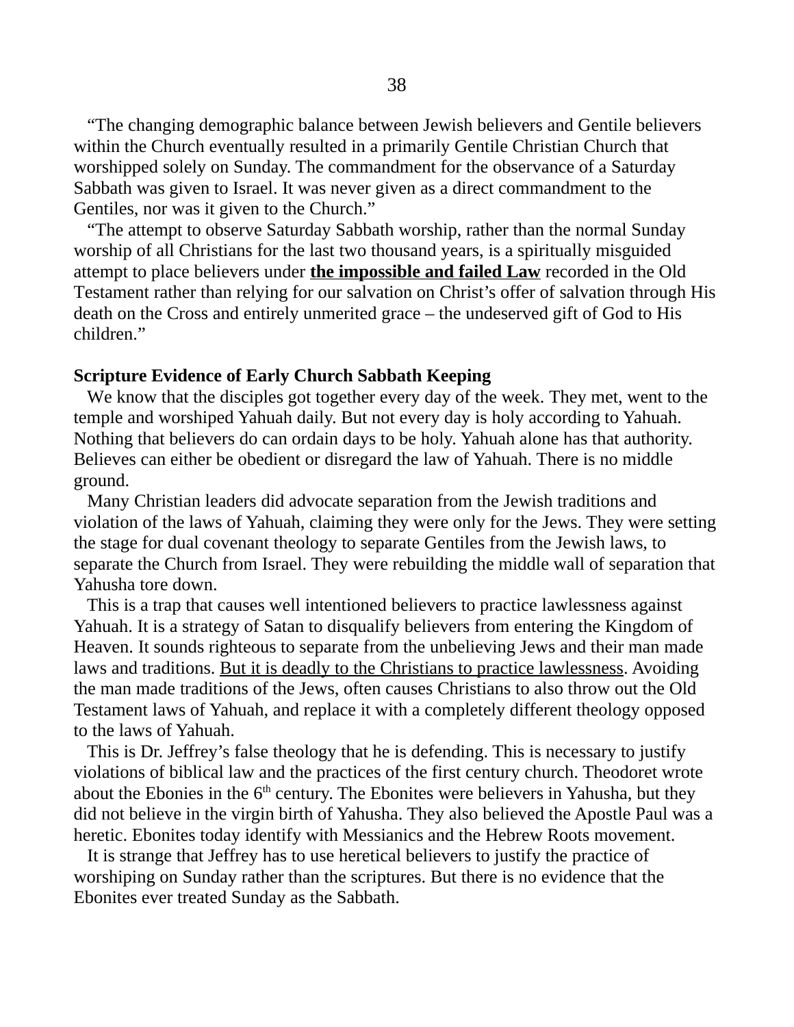"The changing demographic balance between Jewish believers and Gentile believers within the Church eventually resulted in a primarily Gentile Christian Church that worshipped solely on Sunday. The commandment for the observance of a Saturday Sabbath was given to Israel. It was never given as a direct commandment to the Gentiles, nor was it given to the Church."

"The attempt to observe Saturday Sabbath worship, rather than the normal Sunday worship of all Christians for the last two thousand years, is a spiritually misguided attempt to place believers under **<u>the impossible and failed Law</u>** recorded in the Old Testament rather than relying for our salvation on Christ's offer of salvation through His death on the Cross and entirely unmerited grace – the undeserved gift of God to His children."

**Scripture Evidence of Early Church Sabbath Keeping**

We know that the disciples got together every day of the week. They met, went to the temple and worshiped Yahuah daily. But not every day is holy according to Yahuah. Nothing that believers do can ordain days to be holy. Yahuah alone has that authority. Believes can either be obedient or disregard the law of Yahuah. There is no middle ground.

Many Christian leaders did advocate separation from the Jewish traditions and violation of the laws of Yahuah, claiming they were only for the Jews. They were setting the stage for dual covenant theology to separate Gentiles from the Jewish laws, to separate the Church from Israel. They were rebuilding the middle wall of separation that Yahusha tore down.

This is a trap that causes well intentioned believers to practice lawlessness against Yahuah. It is a strategy of Satan to disqualify believers from entering the Kingdom of Heaven. It sounds righteous to separate from the unbelieving Jews and their man made laws and traditions. <u>But it is deadly to the Christians to practice lawlessness</u>. Avoiding the man made traditions of the Jews, often causes Christians to also throw out the Old Testament laws of Yahuah, and replace it with a completely different theology opposed to the laws of Yahuah.

This is Dr. Jeffrey's false theology that he is defending. This is necessary to justify violations of biblical law and the practices of the first century church. Theodoret wrote about the Ebonies in the 6th century. The Ebonites were believers in Yahusha, but they did not believe in the virgin birth of Yahusha. They also believed the Apostle Paul was a heretic. Ebonites today identify with Messianics and the Hebrew Roots movement.

It is strange that Jeffrey has to use heretical believers to justify the practice of worshiping on Sunday rather than the scriptures. But there is no evidence that the Ebonites ever treated Sunday as the Sabbath.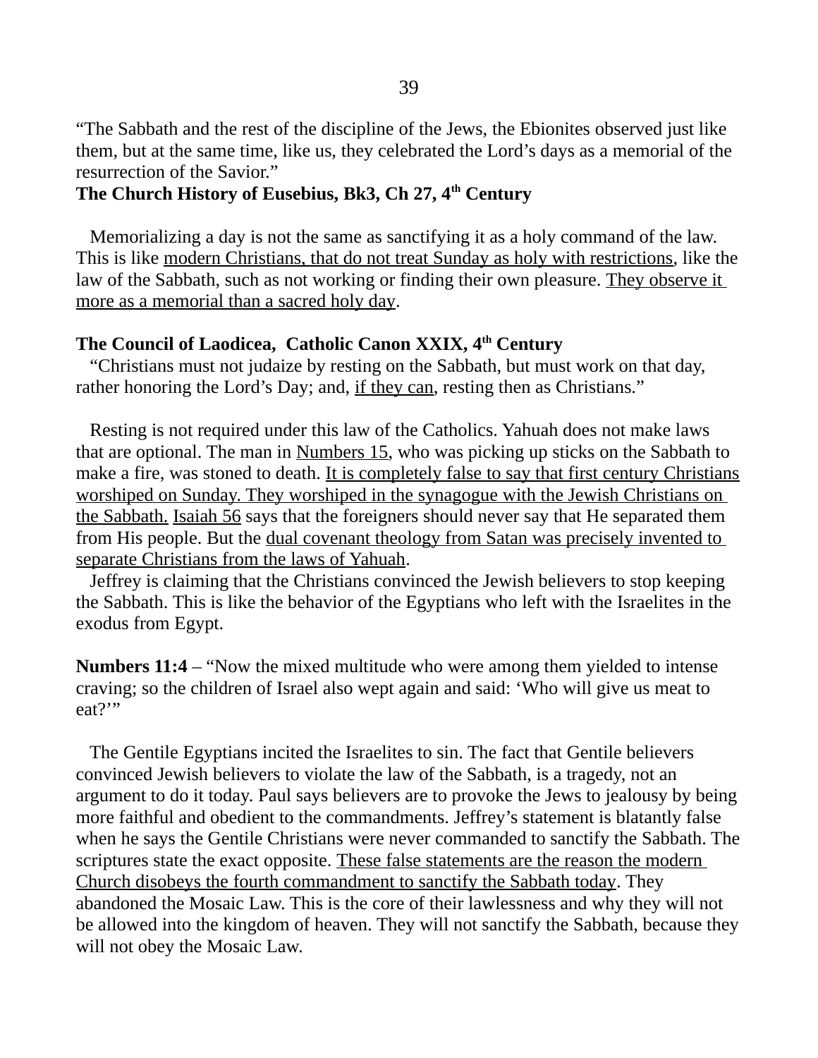"The Sabbath and the rest of the discipline of the Jews, the Ebionites observed just like them, but at the same time, like us, they celebrated the Lord's days as a memorial of the resurrection of the Savior."

**The Church History of Eusebius, Bk3, Ch 27, 4th Century**

Memorializing a day is not the same as sanctifying it as a holy command of the law. This is like modern Christians, that do not treat Sunday as holy with restrictions, like the law of the Sabbath, such as not working or finding their own pleasure. They observe it more as a memorial than a sacred holy day.

**The Council of Laodicea, Catholic Canon XXIX, 4th Century**

"Christians must not judaize by resting on the Sabbath, but must work on that day, rather honoring the Lord's Day; and, if they can, resting then as Christians."

Resting is not required under this law of the Catholics. Yahuah does not make laws that are optional. The man in Numbers 15, who was picking up sticks on the Sabbath to make a fire, was stoned to death. It is completely false to say that first century Christians worshiped on Sunday. They worshiped in the synagogue with the Jewish Christians on the Sabbath. Isaiah 56 says that the foreigners should never say that He separated them from His people. But the dual covenant theology from Satan was precisely invented to separate Christians from the laws of Yahuah.

Jeffrey is claiming that the Christians convinced the Jewish believers to stop keeping the Sabbath. This is like the behavior of the Egyptians who left with the Israelites in the exodus from Egypt.

**Numbers 11:4** – "Now the mixed multitude who were among them yielded to intense craving; so the children of Israel also wept again and said: 'Who will give us meat to eat?'"

The Gentile Egyptians incited the Israelites to sin. The fact that Gentile believers convinced Jewish believers to violate the law of the Sabbath, is a tragedy, not an argument to do it today. Paul says believers are to provoke the Jews to jealousy by being more faithful and obedient to the commandments. Jeffrey's statement is blatantly false when he says the Gentile Christians were never commanded to sanctify the Sabbath. The scriptures state the exact opposite. These false statements are the reason the modern Church disobeys the fourth commandment to sanctify the Sabbath today. They abandoned the Mosaic Law. This is the core of their lawlessness and why they will not be allowed into the kingdom of heaven. They will not sanctify the Sabbath, because they will not obey the Mosaic Law.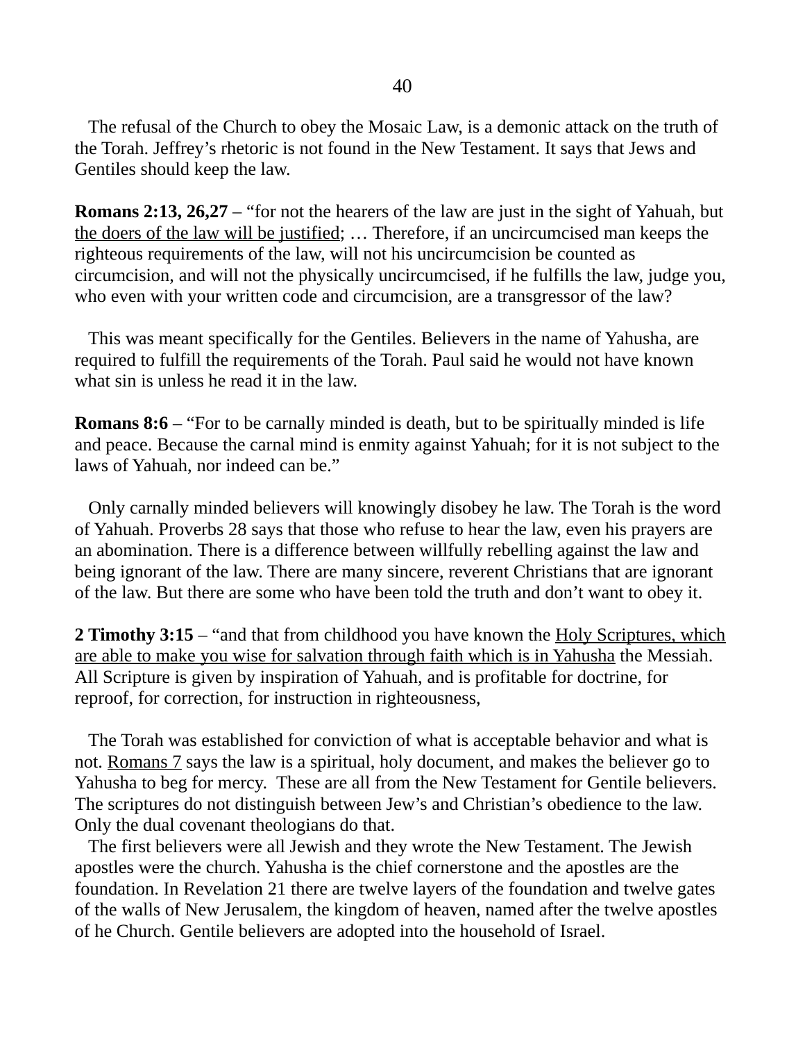The refusal of the Church to obey the Mosaic Law, is a demonic attack on the truth of the Torah. Jeffrey's rhetoric is not found in the New Testament. It says that Jews and Gentiles should keep the law.

**Romans 2:13, 26,27** – "for not the hearers of the law are just in the sight of Yahuah, but <u>the doers of the law will be justified</u>; … Therefore, if an uncircumcised man keeps the righteous requirements of the law, will not his uncircumcision be counted as circumcision, and will not the physically uncircumcised, if he fulfills the law, judge you, who even with your written code and circumcision, are a transgressor of the law?

This was meant specifically for the Gentiles. Believers in the name of Yahusha, are required to fulfill the requirements of the Torah. Paul said he would not have known what sin is unless he read it in the law.

**Romans 8:6** – "For to be carnally minded is death, but to be spiritually minded is life and peace. Because the carnal mind is enmity against Yahuah; for it is not subject to the laws of Yahuah, nor indeed can be."

Only carnally minded believers will knowingly disobey he law. The Torah is the word of Yahuah. Proverbs 28 says that those who refuse to hear the law, even his prayers are an abomination. There is a difference between willfully rebelling against the law and being ignorant of the law. There are many sincere, reverent Christians that are ignorant of the law. But there are some who have been told the truth and don't want to obey it.

**2 Timothy 3:15** – "and that from childhood you have known the <u>Holy Scriptures, which are able to make you wise for salvation through faith which is in Yahusha</u> the Messiah. All Scripture is given by inspiration of Yahuah, and is profitable for doctrine, for reproof, for correction, for instruction in righteousness,

The Torah was established for conviction of what is acceptable behavior and what is not. <u>Romans 7</u> says the law is a spiritual, holy document, and makes the believer go to Yahusha to beg for mercy. These are all from the New Testament for Gentile believers. The scriptures do not distinguish between Jew's and Christian's obedience to the law. Only the dual covenant theologians do that.

The first believers were all Jewish and they wrote the New Testament. The Jewish apostles were the church. Yahusha is the chief cornerstone and the apostles are the foundation. In Revelation 21 there are twelve layers of the foundation and twelve gates of the walls of New Jerusalem, the kingdom of heaven, named after the twelve apostles of he Church. Gentile believers are adopted into the household of Israel.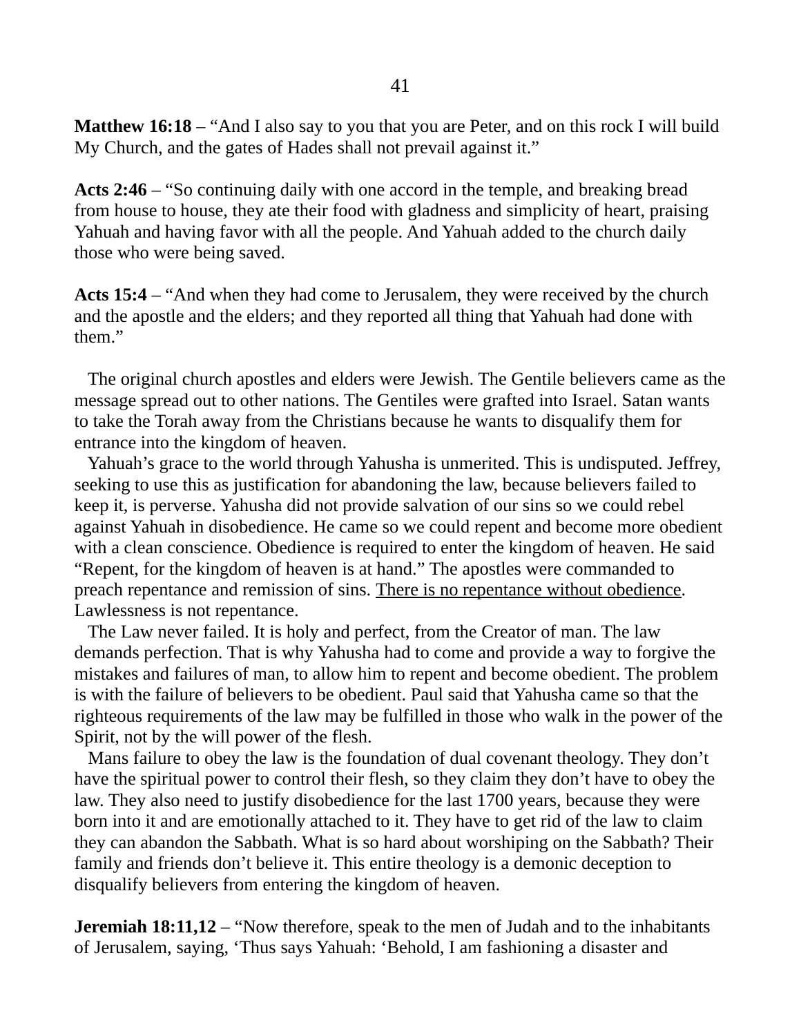**Matthew 16:18** – "And I also say to you that you are Peter, and on this rock I will build My Church, and the gates of Hades shall not prevail against it."

**Acts 2:46** – "So continuing daily with one accord in the temple, and breaking bread from house to house, they ate their food with gladness and simplicity of heart, praising Yahuah and having favor with all the people. And Yahuah added to the church daily those who were being saved.

**Acts 15:4** – "And when they had come to Jerusalem, they were received by the church and the apostle and the elders; and they reported all thing that Yahuah had done with them."

The original church apostles and elders were Jewish. The Gentile believers came as the message spread out to other nations. The Gentiles were grafted into Israel. Satan wants to take the Torah away from the Christians because he wants to disqualify them for entrance into the kingdom of heaven.

Yahuah's grace to the world through Yahusha is unmerited. This is undisputed. Jeffrey, seeking to use this as justification for abandoning the law, because believers failed to keep it, is perverse. Yahusha did not provide salvation of our sins so we could rebel against Yahuah in disobedience. He came so we could repent and become more obedient with a clean conscience. Obedience is required to enter the kingdom of heaven. He said "Repent, for the kingdom of heaven is at hand." The apostles were commanded to preach repentance and remission of sins. <u>There is no repentance without obedience</u>. Lawlessness is not repentance.

The Law never failed. It is holy and perfect, from the Creator of man. The law demands perfection. That is why Yahusha had to come and provide a way to forgive the mistakes and failures of man, to allow him to repent and become obedient. The problem is with the failure of believers to be obedient. Paul said that Yahusha came so that the righteous requirements of the law may be fulfilled in those who walk in the power of the Spirit, not by the will power of the flesh.

Mans failure to obey the law is the foundation of dual covenant theology. They don't have the spiritual power to control their flesh, so they claim they don't have to obey the law. They also need to justify disobedience for the last 1700 years, because they were born into it and are emotionally attached to it. They have to get rid of the law to claim they can abandon the Sabbath. What is so hard about worshiping on the Sabbath? Their family and friends don't believe it. This entire theology is a demonic deception to disqualify believers from entering the kingdom of heaven.

**Jeremiah 18:11,12** – "Now therefore, speak to the men of Judah and to the inhabitants of Jerusalem, saying, 'Thus says Yahuah: 'Behold, I am fashioning a disaster and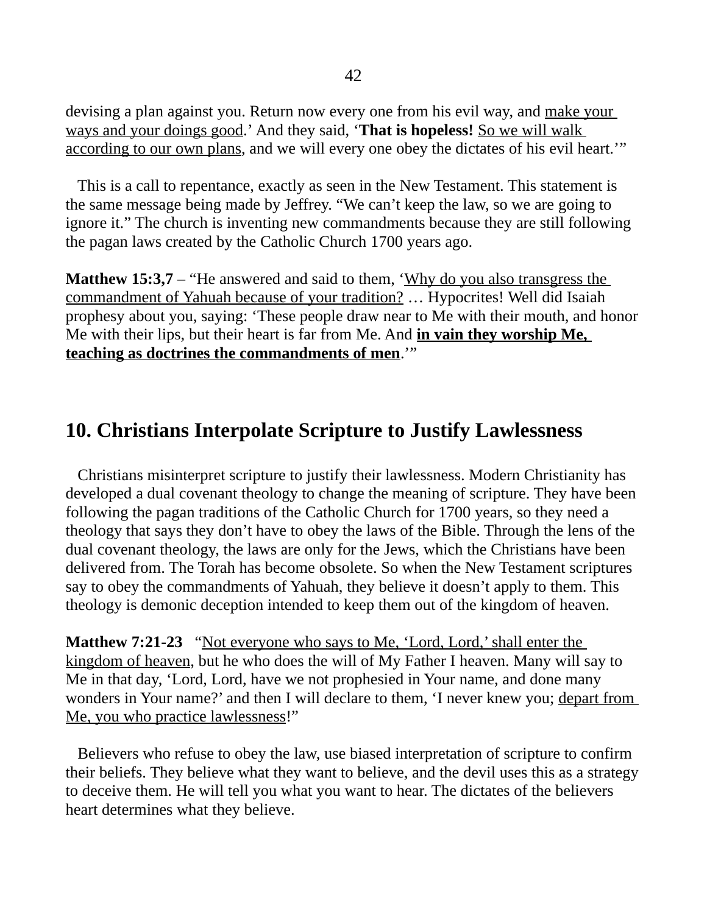devising a plan against you. Return now every one from his evil way, and make your ways and your doings good.' And they said, '**That is hopeless!** So we will walk according to our own plans, and we will every one obey the dictates of his evil heart.'"

This is a call to repentance, exactly as seen in the New Testament. This statement is the same message being made by Jeffrey. "We can't keep the law, so we are going to ignore it." The church is inventing new commandments because they are still following the pagan laws created by the Catholic Church 1700 years ago.

**Matthew 15:3,7** – "He answered and said to them, 'Why do you also transgress the commandment of Yahuah because of your tradition? … Hypocrites! Well did Isaiah prophesy about you, saying: 'These people draw near to Me with their mouth, and honor Me with their lips, but their heart is far from Me. And **in vain they worship Me, teaching as doctrines the commandments of men**.'"

## 10. Christians Interpolate Scripture to Justify Lawlessness

Christians misinterpret scripture to justify their lawlessness. Modern Christianity has developed a dual covenant theology to change the meaning of scripture. They have been following the pagan traditions of the Catholic Church for 1700 years, so they need a theology that says they don't have to obey the laws of the Bible. Through the lens of the dual covenant theology, the laws are only for the Jews, which the Christians have been delivered from. The Torah has become obsolete. So when the New Testament scriptures say to obey the commandments of Yahuah, they believe it doesn't apply to them. This theology is demonic deception intended to keep them out of the kingdom of heaven.

**Matthew 7:21-23** "Not everyone who says to Me, 'Lord, Lord,' shall enter the kingdom of heaven, but he who does the will of My Father I heaven. Many will say to Me in that day, 'Lord, Lord, have we not prophesied in Your name, and done many wonders in Your name?' and then I will declare to them, 'I never knew you; depart from Me, you who practice lawlessness!"

Believers who refuse to obey the law, use biased interpretation of scripture to confirm their beliefs. They believe what they want to believe, and the devil uses this as a strategy to deceive them. He will tell you what you want to hear. The dictates of the believers heart determines what they believe.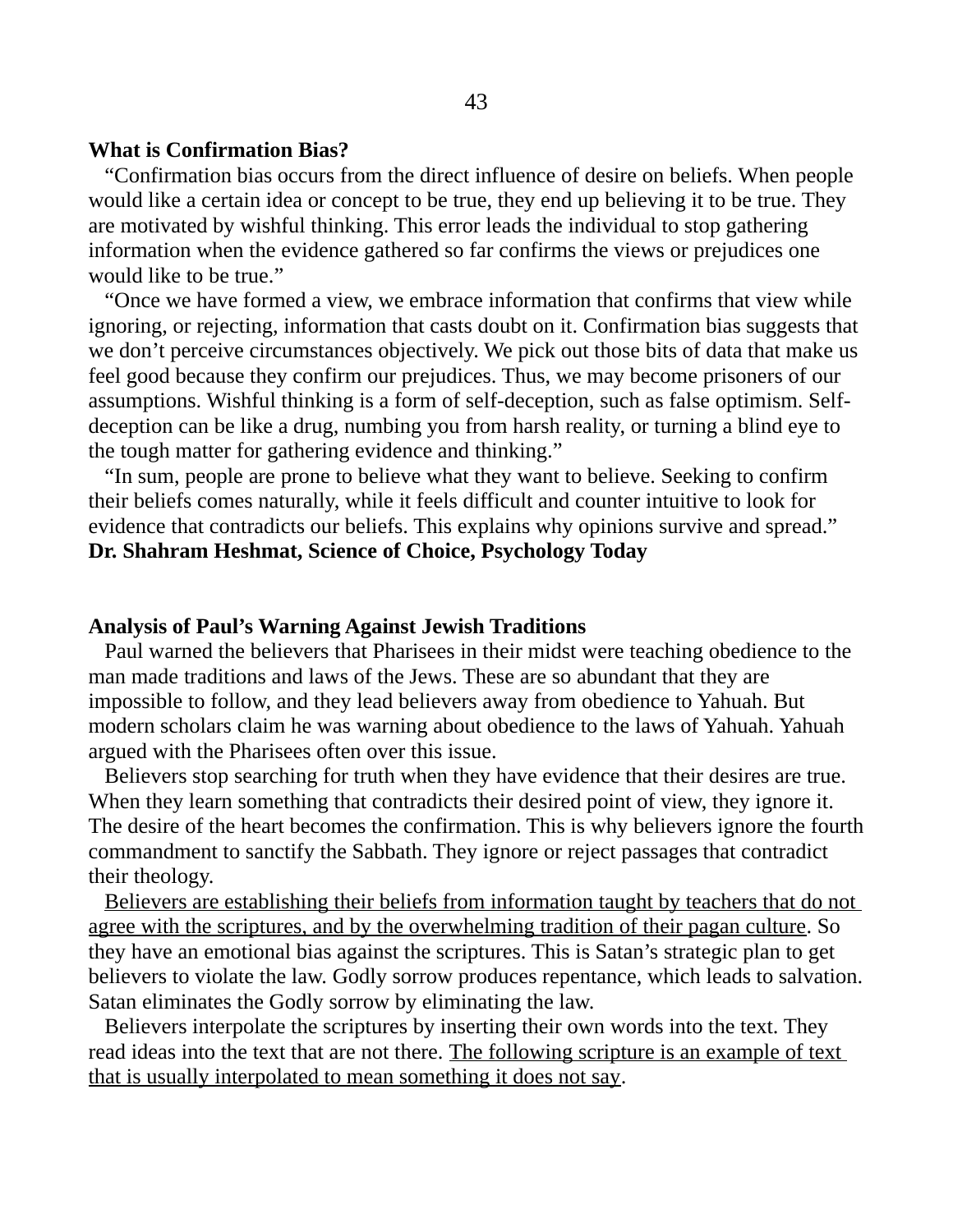**What is Confirmation Bias?**

"Confirmation bias occurs from the direct influence of desire on beliefs. When people would like a certain idea or concept to be true, they end up believing it to be true. They are motivated by wishful thinking. This error leads the individual to stop gathering information when the evidence gathered so far confirms the views or prejudices one would like to be true."

"Once we have formed a view, we embrace information that confirms that view while ignoring, or rejecting, information that casts doubt on it. Confirmation bias suggests that we don't perceive circumstances objectively. We pick out those bits of data that make us feel good because they confirm our prejudices. Thus, we may become prisoners of our assumptions. Wishful thinking is a form of self-deception, such as false optimism. Self-deception can be like a drug, numbing you from harsh reality, or turning a blind eye to the tough matter for gathering evidence and thinking."

"In sum, people are prone to believe what they want to believe. Seeking to confirm their beliefs comes naturally, while it feels difficult and counter intuitive to look for evidence that contradicts our beliefs. This explains why opinions survive and spread."
**Dr. Shahram Heshmat, Science of Choice, Psychology Today**

**Analysis of Paul's Warning Against Jewish Traditions**

Paul warned the believers that Pharisees in their midst were teaching obedience to the man made traditions and laws of the Jews. These are so abundant that they are impossible to follow, and they lead believers away from obedience to Yahuah. But modern scholars claim he was warning about obedience to the laws of Yahuah. Yahuah argued with the Pharisees often over this issue.

Believers stop searching for truth when they have evidence that their desires are true. When they learn something that contradicts their desired point of view, they ignore it. The desire of the heart becomes the confirmation. This is why believers ignore the fourth commandment to sanctify the Sabbath. They ignore or reject passages that contradict their theology.

<u>Believers are establishing their beliefs from information taught by teachers that do not agree with the scriptures, and by the overwhelming tradition of their pagan culture</u>. So they have an emotional bias against the scriptures. This is Satan's strategic plan to get believers to violate the law. Godly sorrow produces repentance, which leads to salvation. Satan eliminates the Godly sorrow by eliminating the law.

Believers interpolate the scriptures by inserting their own words into the text. They read ideas into the text that are not there. <u>The following scripture is an example of text that is usually interpolated to mean something it does not say</u>.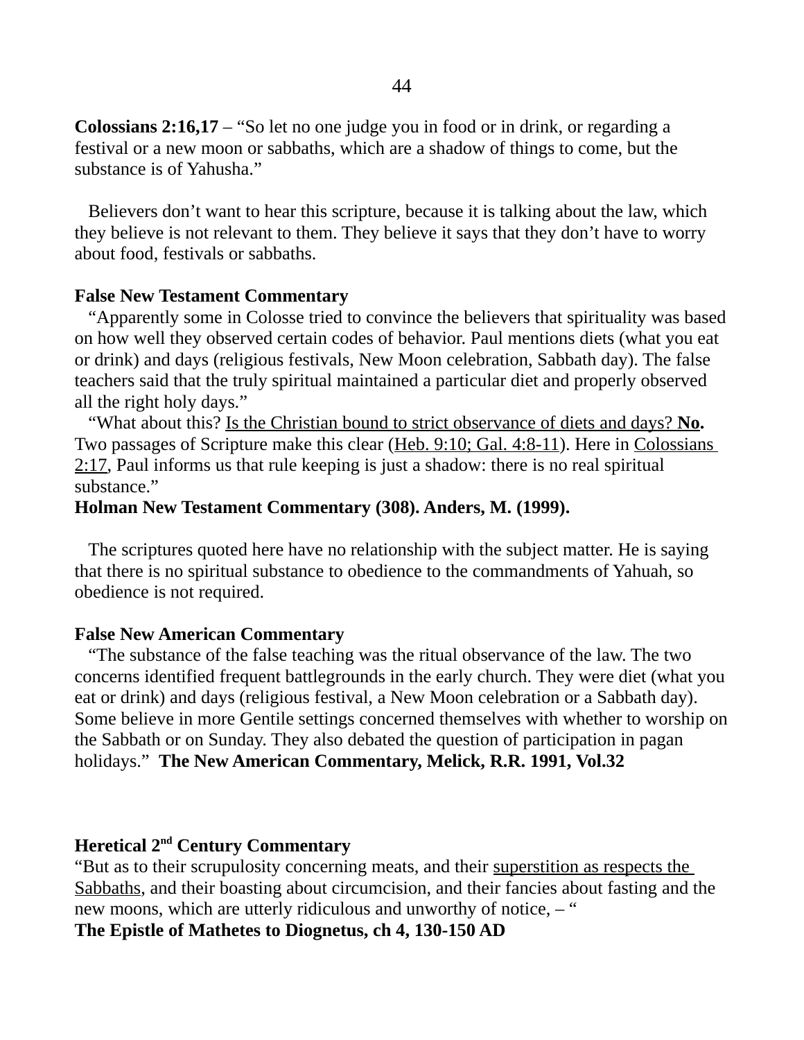**Colossians 2:16,17** – "So let no one judge you in food or in drink, or regarding a festival or a new moon or sabbaths, which are a shadow of things to come, but the substance is of Yahusha."

Believers don't want to hear this scripture, because it is talking about the law, which they believe is not relevant to them. They believe it says that they don't have to worry about food, festivals or sabbaths.

**False New Testament Commentary**

"Apparently some in Colosse tried to convince the believers that spirituality was based on how well they observed certain codes of behavior. Paul mentions diets (what you eat or drink) and days (religious festivals, New Moon celebration, Sabbath day). The false teachers said that the truly spiritual maintained a particular diet and properly observed all the right holy days."

"What about this? <u>Is the Christian bound to strict observance of diets and days?</u> **No.** Two passages of Scripture make this clear (<u>Heb. 9:10; Gal. 4:8-11</u>). Here in <u>Colossians 2:17</u>, Paul informs us that rule keeping is just a shadow: there is no real spiritual substance."

**Holman New Testament Commentary (308). Anders, M. (1999).**

The scriptures quoted here have no relationship with the subject matter. He is saying that there is no spiritual substance to obedience to the commandments of Yahuah, so obedience is not required.

**False New American Commentary**

"The substance of the false teaching was the ritual observance of the law. The two concerns identified frequent battlegrounds in the early church. They were diet (what you eat or drink) and days (religious festival, a New Moon celebration or a Sabbath day). Some believe in more Gentile settings concerned themselves with whether to worship on the Sabbath or on Sunday. They also debated the question of participation in pagan holidays." **The New American Commentary, Melick, R.R. 1991, Vol.32**

**Heretical 2nd Century Commentary**

"But as to their scrupulosity concerning meats, and their <u>superstition as respects the Sabbaths</u>, and their boasting about circumcision, and their fancies about fasting and the new moons, which are utterly ridiculous and unworthy of notice, – "

**The Epistle of Mathetes to Diognetus, ch 4, 130-150 AD**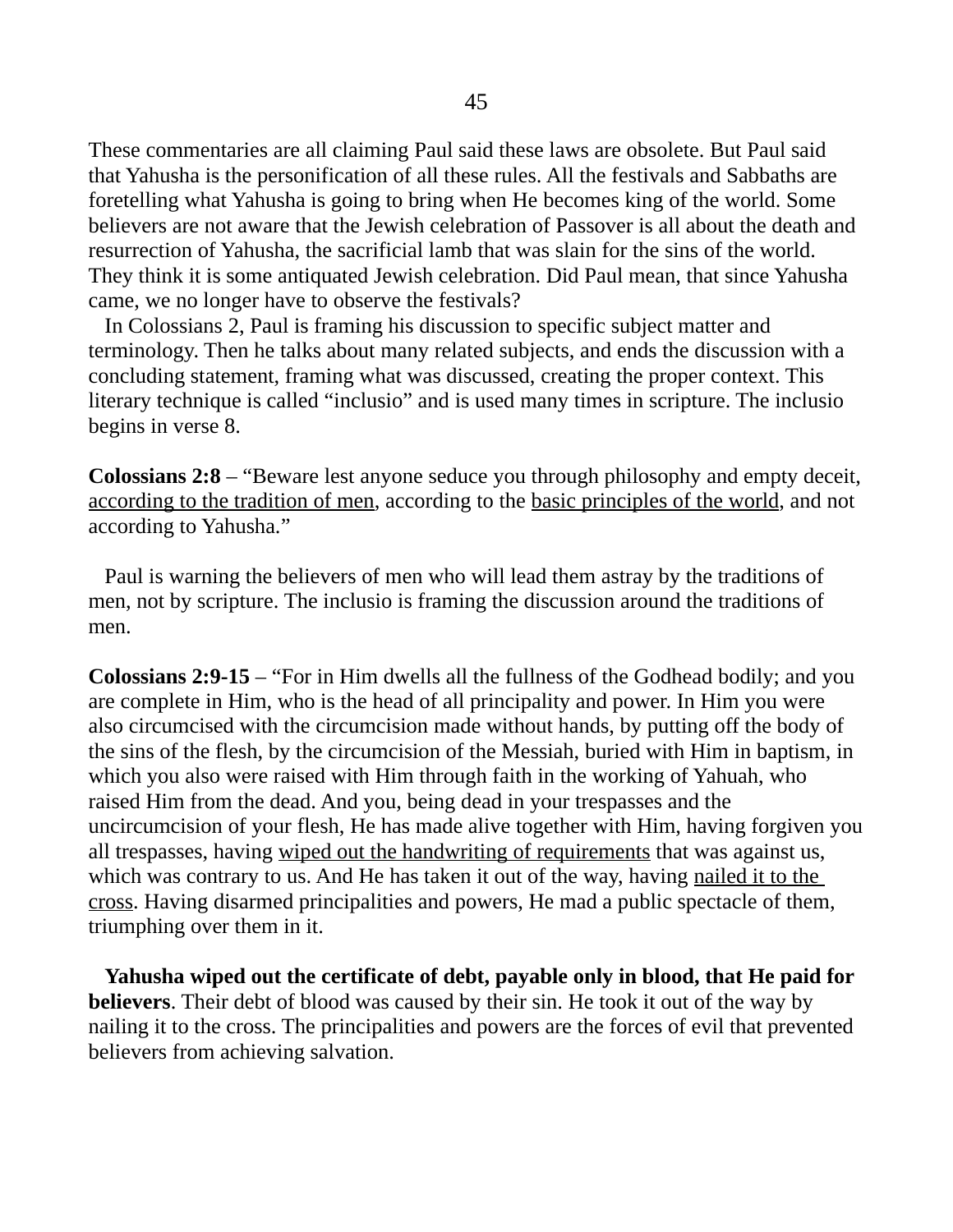These commentaries are all claiming Paul said these laws are obsolete. But Paul said that Yahusha is the personification of all these rules. All the festivals and Sabbaths are foretelling what Yahusha is going to bring when He becomes king of the world. Some believers are not aware that the Jewish celebration of Passover is all about the death and resurrection of Yahusha, the sacrificial lamb that was slain for the sins of the world. They think it is some antiquated Jewish celebration. Did Paul mean, that since Yahusha came, we no longer have to observe the festivals?

In Colossians 2, Paul is framing his discussion to specific subject matter and terminology. Then he talks about many related subjects, and ends the discussion with a concluding statement, framing what was discussed, creating the proper context. This literary technique is called "inclusio" and is used many times in scripture. The inclusio begins in verse 8.

**Colossians 2:8** – "Beware lest anyone seduce you through philosophy and empty deceit, <u>according to the tradition of men</u>, according to the <u>basic principles of the world</u>, and not according to Yahusha."

Paul is warning the believers of men who will lead them astray by the traditions of men, not by scripture. The inclusio is framing the discussion around the traditions of men.

**Colossians 2:9-15** – "For in Him dwells all the fullness of the Godhead bodily; and you are complete in Him, who is the head of all principality and power. In Him you were also circumcised with the circumcision made without hands, by putting off the body of the sins of the flesh, by the circumcision of the Messiah, buried with Him in baptism, in which you also were raised with Him through faith in the working of Yahuah, who raised Him from the dead. And you, being dead in your trespasses and the uncircumcision of your flesh, He has made alive together with Him, having forgiven you all trespasses, having <u>wiped out the handwriting of requirements</u> that was against us, which was contrary to us. And He has taken it out of the way, having <u>nailed it to the cross</u>. Having disarmed principalities and powers, He mad a public spectacle of them, triumphing over them in it.

**Yahusha wiped out the certificate of debt, payable only in blood, that He paid for believers**. Their debt of blood was caused by their sin. He took it out of the way by nailing it to the cross. The principalities and powers are the forces of evil that prevented believers from achieving salvation.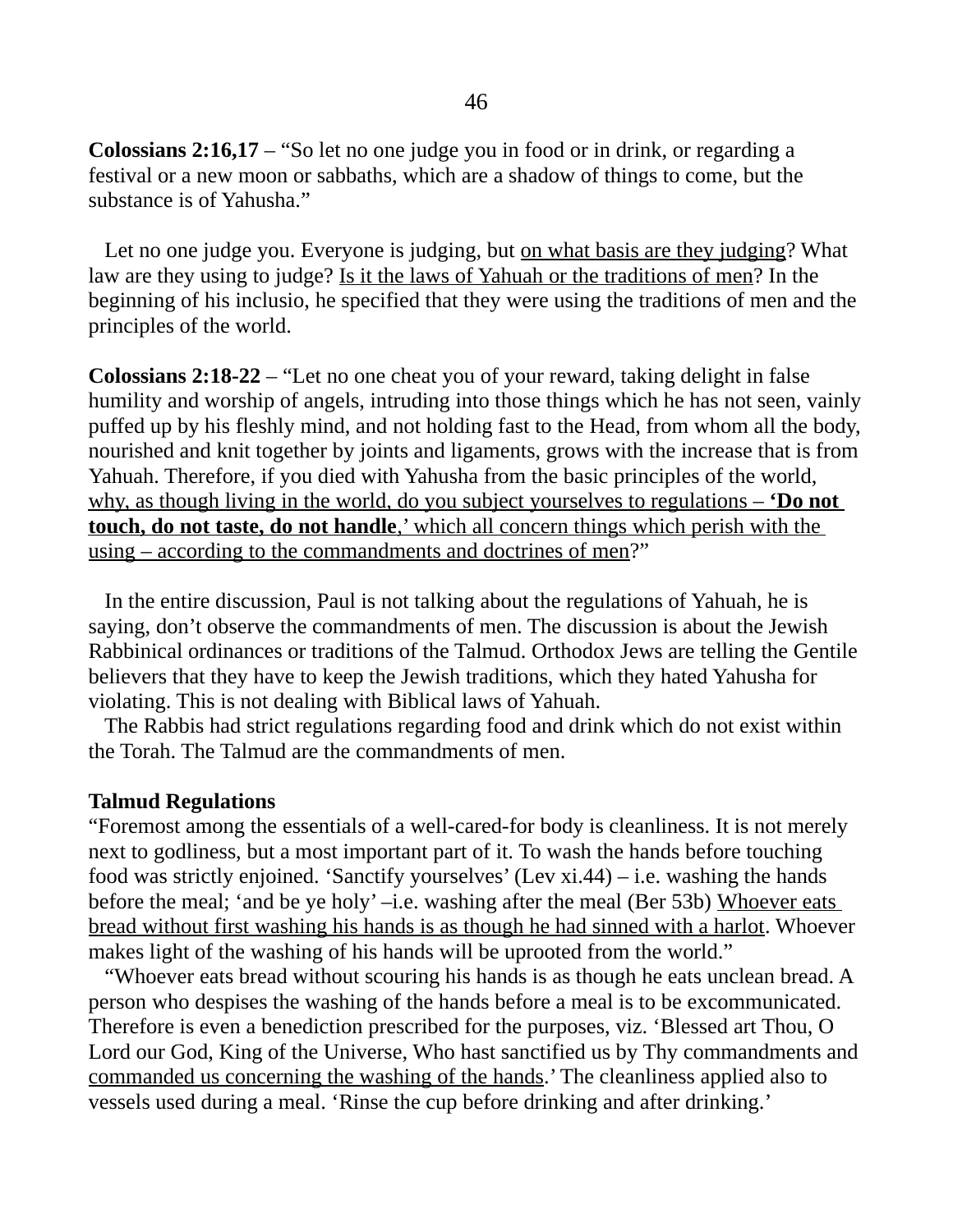**Colossians 2:16,17** – "So let no one judge you in food or in drink, or regarding a festival or a new moon or sabbaths, which are a shadow of things to come, but the substance is of Yahusha."

Let no one judge you. Everyone is judging, but <u>on what basis are they judging</u>? What law are they using to judge? <u>Is it the laws of Yahuah or the traditions of men</u>? In the beginning of his inclusio, he specified that they were using the traditions of men and the principles of the world.

**Colossians 2:18-22** – "Let no one cheat you of your reward, taking delight in false humility and worship of angels, intruding into those things which he has not seen, vainly puffed up by his fleshly mind, and not holding fast to the Head, from whom all the body, nourished and knit together by joints and ligaments, grows with the increase that is from Yahuah. Therefore, if you died with Yahusha from the basic principles of the world, <u>why, as though living in the world, do you subject yourselves to regulations – **'Do not touch, do not taste, do not handle**,' which all concern things which perish with the using – according to the commandments and doctrines of men</u>?"

In the entire discussion, Paul is not talking about the regulations of Yahuah, he is saying, don't observe the commandments of men. The discussion is about the Jewish Rabbinical ordinances or traditions of the Talmud. Orthodox Jews are telling the Gentile believers that they have to keep the Jewish traditions, which they hated Yahusha for violating. This is not dealing with Biblical laws of Yahuah.

The Rabbis had strict regulations regarding food and drink which do not exist within the Torah. The Talmud are the commandments of men.

**Talmud Regulations**

"Foremost among the essentials of a well-cared-for body is cleanliness. It is not merely next to godliness, but a most important part of it. To wash the hands before touching food was strictly enjoined. 'Sanctify yourselves' (Lev xi.44) – i.e. washing the hands before the meal; 'and be ye holy' –i.e. washing after the meal (Ber 53b) <u>Whoever eats bread without first washing his hands is as though he had sinned with a harlot</u>. Whoever makes light of the washing of his hands will be uprooted from the world."

"Whoever eats bread without scouring his hands is as though he eats unclean bread. A person who despises the washing of the hands before a meal is to be excommunicated. Therefore is even a benediction prescribed for the purposes, viz. 'Blessed art Thou, O Lord our God, King of the Universe, Who hast sanctified us by Thy commandments and <u>commanded us concerning the washing of the hands</u>.' The cleanliness applied also to vessels used during a meal. 'Rinse the cup before drinking and after drinking.'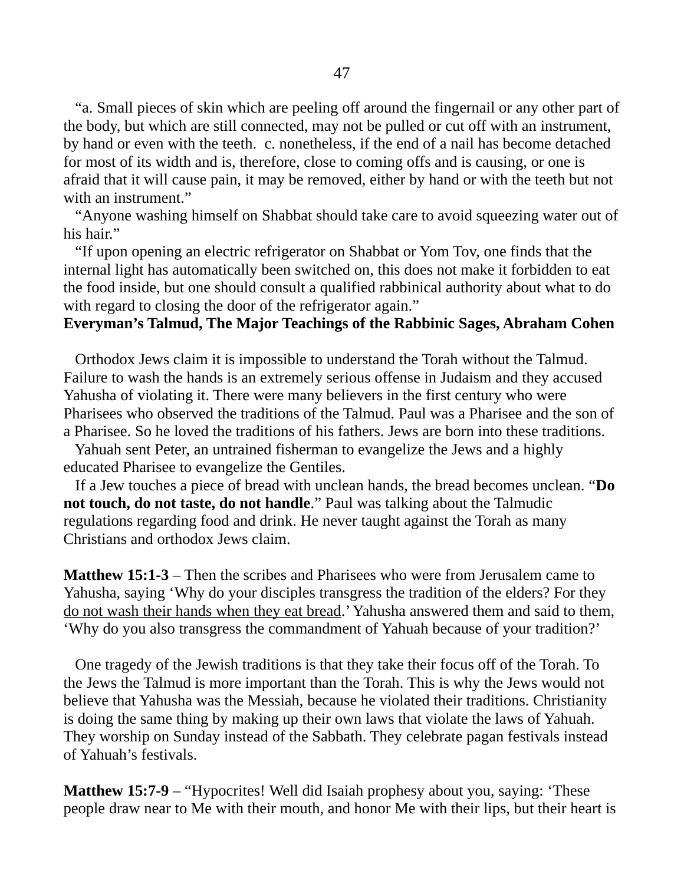"a. Small pieces of skin which are peeling off around the fingernail or any other part of the body, but which are still connected, may not be pulled or cut off with an instrument, by hand or even with the teeth.  c. nonetheless, if the end of a nail has become detached for most of its width and is, therefore, close to coming offs and is causing, or one is afraid that it will cause pain, it may be removed, either by hand or with the teeth but not with an instrument."

"Anyone washing himself on Shabbat should take care to avoid squeezing water out of his hair."

"If upon opening an electric refrigerator on Shabbat or Yom Tov, one finds that the internal light has automatically been switched on, this does not make it forbidden to eat the food inside, but one should consult a qualified rabbinical authority about what to do with regard to closing the door of the refrigerator again."

**Everyman's Talmud, The Major Teachings of the Rabbinic Sages, Abraham Cohen**

Orthodox Jews claim it is impossible to understand the Torah without the Talmud. Failure to wash the hands is an extremely serious offense in Judaism and they accused Yahusha of violating it. There were many believers in the first century who were Pharisees who observed the traditions of the Talmud. Paul was a Pharisee and the son of a Pharisee. So he loved the traditions of his fathers. Jews are born into these traditions.

Yahuah sent Peter, an untrained fisherman to evangelize the Jews and a highly educated Pharisee to evangelize the Gentiles.

If a Jew touches a piece of bread with unclean hands, the bread becomes unclean. "**Do not touch, do not taste, do not handle**." Paul was talking about the Talmudic regulations regarding food and drink. He never taught against the Torah as many Christians and orthodox Jews claim.

**Matthew 15:1-3** – Then the scribes and Pharisees who were from Jerusalem came to Yahusha, saying 'Why do your disciples transgress the tradition of the elders? For they do not wash their hands when they eat bread.' Yahusha answered them and said to them, 'Why do you also transgress the commandment of Yahuah because of your tradition?'

One tragedy of the Jewish traditions is that they take their focus off of the Torah. To the Jews the Talmud is more important than the Torah. This is why the Jews would not believe that Yahusha was the Messiah, because he violated their traditions. Christianity is doing the same thing by making up their own laws that violate the laws of Yahuah. They worship on Sunday instead of the Sabbath. They celebrate pagan festivals instead of Yahuah's festivals.

**Matthew 15:7-9** – "Hypocrites! Well did Isaiah prophesy about you, saying: 'These people draw near to Me with their mouth, and honor Me with their lips, but their heart is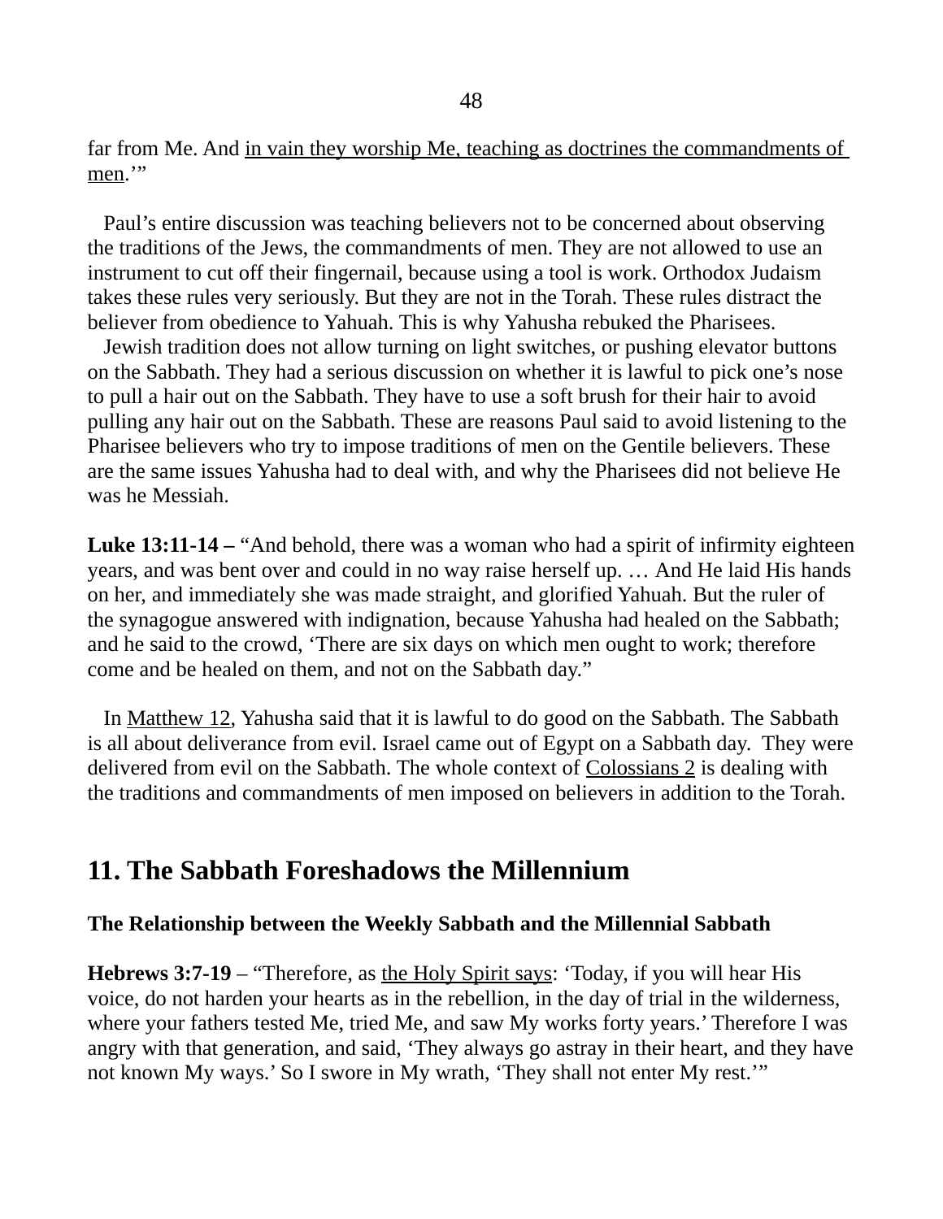far from Me. And <u>in vain they worship Me, teaching as doctrines the commandments of men</u>.'"

Paul's entire discussion was teaching believers not to be concerned about observing the traditions of the Jews, the commandments of men. They are not allowed to use an instrument to cut off their fingernail, because using a tool is work. Orthodox Judaism takes these rules very seriously. But they are not in the Torah. These rules distract the believer from obedience to Yahuah. This is why Yahusha rebuked the Pharisees.

Jewish tradition does not allow turning on light switches, or pushing elevator buttons on the Sabbath. They had a serious discussion on whether it is lawful to pick one's nose to pull a hair out on the Sabbath. They have to use a soft brush for their hair to avoid pulling any hair out on the Sabbath. These are reasons Paul said to avoid listening to the Pharisee believers who try to impose traditions of men on the Gentile believers. These are the same issues Yahusha had to deal with, and why the Pharisees did not believe He was he Messiah.

**Luke 13:11-14 –** "And behold, there was a woman who had a spirit of infirmity eighteen years, and was bent over and could in no way raise herself up. … And He laid His hands on her, and immediately she was made straight, and glorified Yahuah. But the ruler of the synagogue answered with indignation, because Yahusha had healed on the Sabbath; and he said to the crowd, 'There are six days on which men ought to work; therefore come and be healed on them, and not on the Sabbath day."

In <u>Matthew 12</u>, Yahusha said that it is lawful to do good on the Sabbath. The Sabbath is all about deliverance from evil. Israel came out of Egypt on a Sabbath day. They were delivered from evil on the Sabbath. The whole context of <u>Colossians 2</u> is dealing with the traditions and commandments of men imposed on believers in addition to the Torah.

## 11. The Sabbath Foreshadows the Millennium

### The Relationship between the Weekly Sabbath and the Millennial Sabbath

**Hebrews 3:7-19** – "Therefore, as <u>the Holy Spirit says</u>: 'Today, if you will hear His voice, do not harden your hearts as in the rebellion, in the day of trial in the wilderness, where your fathers tested Me, tried Me, and saw My works forty years.' Therefore I was angry with that generation, and said, 'They always go astray in their heart, and they have not known My ways.' So I swore in My wrath, 'They shall not enter My rest.'"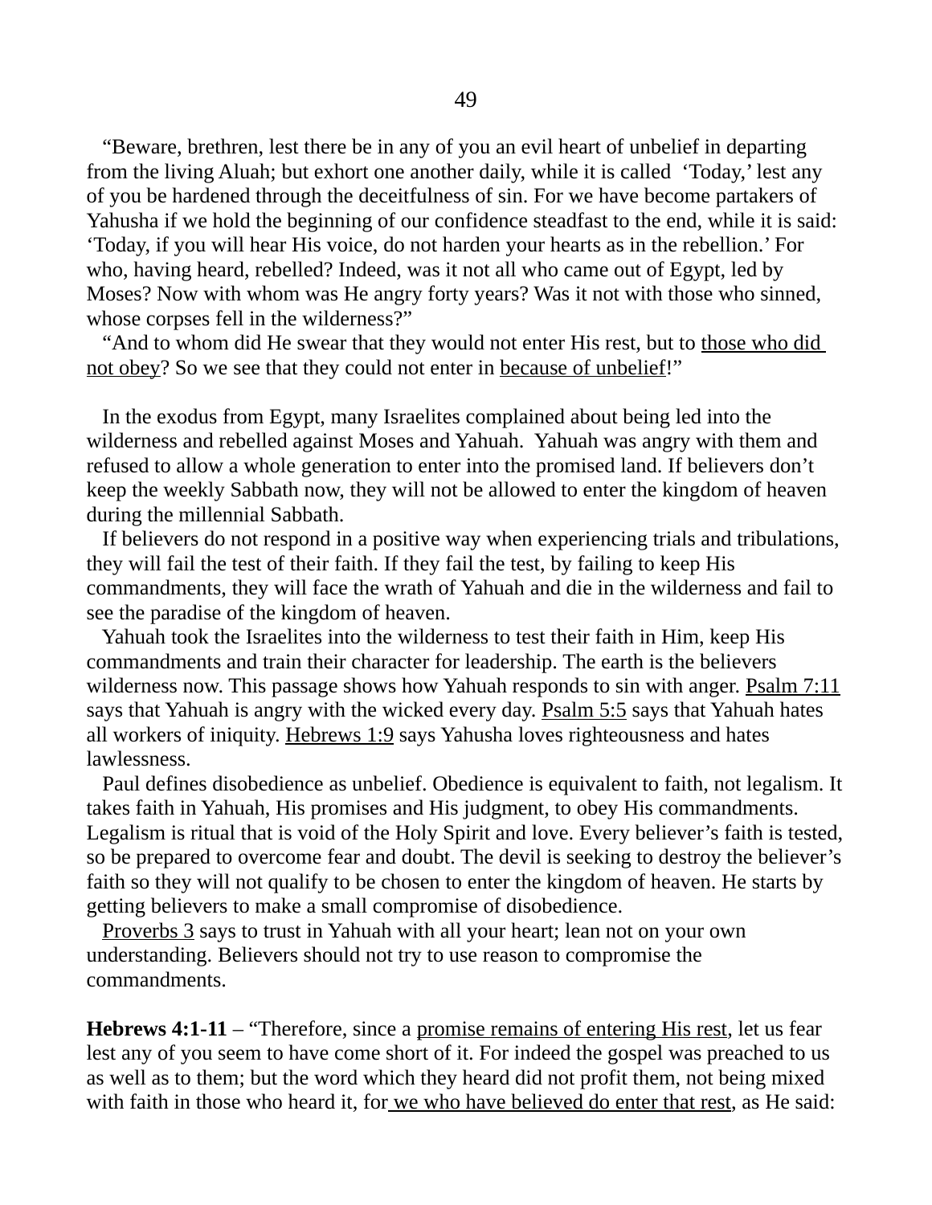"Beware, brethren, lest there be in any of you an evil heart of unbelief in departing from the living Aluah; but exhort one another daily, while it is called 'Today,' lest any of you be hardened through the deceitfulness of sin. For we have become partakers of Yahusha if we hold the beginning of our confidence steadfast to the end, while it is said: 'Today, if you will hear His voice, do not harden your hearts as in the rebellion.' For who, having heard, rebelled? Indeed, was it not all who came out of Egypt, led by Moses? Now with whom was He angry forty years? Was it not with those who sinned, whose corpses fell in the wilderness?"

"And to whom did He swear that they would not enter His rest, but to those who did not obey? So we see that they could not enter in because of unbelief!"

In the exodus from Egypt, many Israelites complained about being led into the wilderness and rebelled against Moses and Yahuah. Yahuah was angry with them and refused to allow a whole generation to enter into the promised land. If believers don't keep the weekly Sabbath now, they will not be allowed to enter the kingdom of heaven during the millennial Sabbath.

If believers do not respond in a positive way when experiencing trials and tribulations, they will fail the test of their faith. If they fail the test, by failing to keep His commandments, they will face the wrath of Yahuah and die in the wilderness and fail to see the paradise of the kingdom of heaven.

Yahuah took the Israelites into the wilderness to test their faith in Him, keep His commandments and train their character for leadership. The earth is the believers wilderness now. This passage shows how Yahuah responds to sin with anger. Psalm 7:11 says that Yahuah is angry with the wicked every day. Psalm 5:5 says that Yahuah hates all workers of iniquity. Hebrews 1:9 says Yahusha loves righteousness and hates lawlessness.

Paul defines disobedience as unbelief. Obedience is equivalent to faith, not legalism. It takes faith in Yahuah, His promises and His judgment, to obey His commandments. Legalism is ritual that is void of the Holy Spirit and love. Every believer's faith is tested, so be prepared to overcome fear and doubt. The devil is seeking to destroy the believer's faith so they will not qualify to be chosen to enter the kingdom of heaven. He starts by getting believers to make a small compromise of disobedience.

Proverbs 3 says to trust in Yahuah with all your heart; lean not on your own understanding. Believers should not try to use reason to compromise the commandments.

**Hebrews 4:1-11** – "Therefore, since a promise remains of entering His rest, let us fear lest any of you seem to have come short of it. For indeed the gospel was preached to us as well as to them; but the word which they heard did not profit them, not being mixed with faith in those who heard it, for we who have believed do enter that rest, as He said: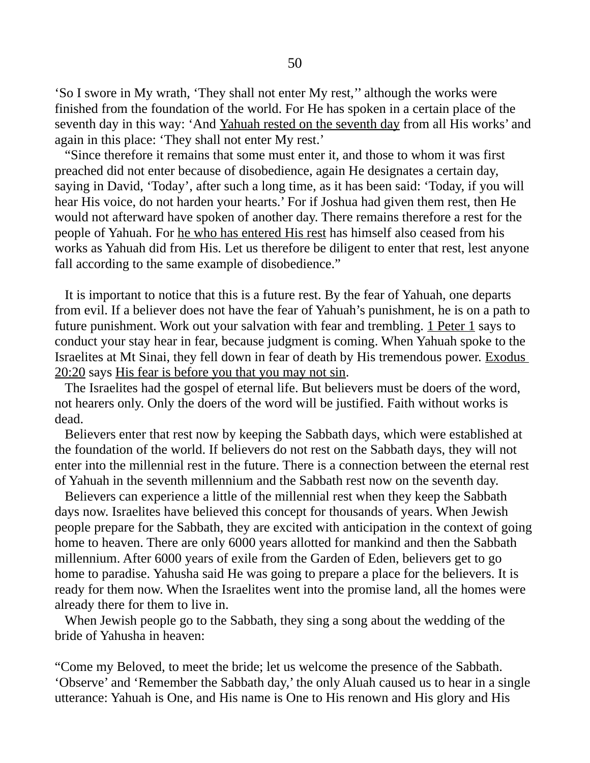‘So I swore in My wrath, ‘They shall not enter My rest,’’ although the works were finished from the foundation of the world. For He has spoken in a certain place of the seventh day in this way: ‘And Yahuah rested on the seventh day from all His works’ and again in this place: ‘They shall not enter My rest.’

“Since therefore it remains that some must enter it, and those to whom it was first preached did not enter because of disobedience, again He designates a certain day, saying in David, ‘Today’, after such a long time, as it has been said: ‘Today, if you will hear His voice, do not harden your hearts.’ For if Joshua had given them rest, then He would not afterward have spoken of another day. There remains therefore a rest for the people of Yahuah. For he who has entered His rest has himself also ceased from his works as Yahuah did from His. Let us therefore be diligent to enter that rest, lest anyone fall according to the same example of disobedience.”

It is important to notice that this is a future rest. By the fear of Yahuah, one departs from evil. If a believer does not have the fear of Yahuah’s punishment, he is on a path to future punishment. Work out your salvation with fear and trembling. 1 Peter 1 says to conduct your stay hear in fear, because judgment is coming. When Yahuah spoke to the Israelites at Mt Sinai, they fell down in fear of death by His tremendous power. Exodus 20:20 says His fear is before you that you may not sin.

The Israelites had the gospel of eternal life. But believers must be doers of the word, not hearers only. Only the doers of the word will be justified. Faith without works is dead.

Believers enter that rest now by keeping the Sabbath days, which were established at the foundation of the world. If believers do not rest on the Sabbath days, they will not enter into the millennial rest in the future. There is a connection between the eternal rest of Yahuah in the seventh millennium and the Sabbath rest now on the seventh day.

Believers can experience a little of the millennial rest when they keep the Sabbath days now. Israelites have believed this concept for thousands of years. When Jewish people prepare for the Sabbath, they are excited with anticipation in the context of going home to heaven. There are only 6000 years allotted for mankind and then the Sabbath millennium. After 6000 years of exile from the Garden of Eden, believers get to go home to paradise. Yahusha said He was going to prepare a place for the believers. It is ready for them now. When the Israelites went into the promise land, all the homes were already there for them to live in.

When Jewish people go to the Sabbath, they sing a song about the wedding of the bride of Yahusha in heaven:

“Come my Beloved, to meet the bride; let us welcome the presence of the Sabbath. ‘Observe’ and ‘Remember the Sabbath day,’ the only Aluah caused us to hear in a single utterance: Yahuah is One, and His name is One to His renown and His glory and His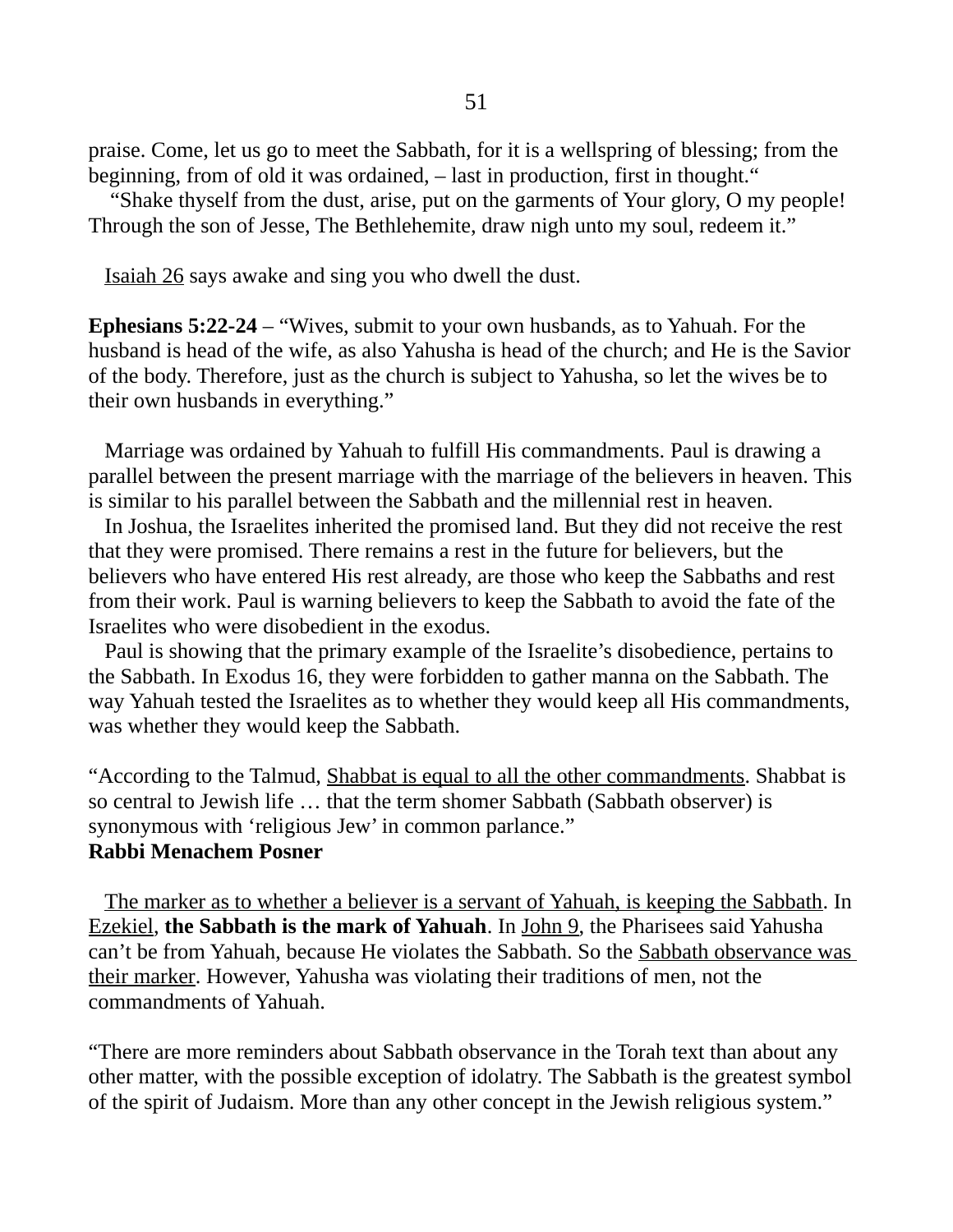praise. Come, let us go to meet the Sabbath, for it is a wellspring of blessing; from the beginning, from of old it was ordained, – last in production, first in thought."

"Shake thyself from the dust, arise, put on the garments of Your glory, O my people! Through the son of Jesse, The Bethlehemite, draw nigh unto my soul, redeem it."

Isaiah 26 says awake and sing you who dwell the dust.

**Ephesians 5:22-24** – "Wives, submit to your own husbands, as to Yahuah. For the husband is head of the wife, as also Yahusha is head of the church; and He is the Savior of the body. Therefore, just as the church is subject to Yahusha, so let the wives be to their own husbands in everything."

Marriage was ordained by Yahuah to fulfill His commandments. Paul is drawing a parallel between the present marriage with the marriage of the believers in heaven. This is similar to his parallel between the Sabbath and the millennial rest in heaven.

In Joshua, the Israelites inherited the promised land. But they did not receive the rest that they were promised. There remains a rest in the future for believers, but the believers who have entered His rest already, are those who keep the Sabbaths and rest from their work. Paul is warning believers to keep the Sabbath to avoid the fate of the Israelites who were disobedient in the exodus.

Paul is showing that the primary example of the Israelite's disobedience, pertains to the Sabbath. In Exodus 16, they were forbidden to gather manna on the Sabbath. The way Yahuah tested the Israelites as to whether they would keep all His commandments, was whether they would keep the Sabbath.

"According to the Talmud, Shabbat is equal to all the other commandments. Shabbat is so central to Jewish life … that the term shomer Sabbath (Sabbath observer) is synonymous with 'religious Jew' in common parlance."
**Rabbi Menachem Posner**

The marker as to whether a believer is a servant of Yahuah, is keeping the Sabbath. In Ezekiel, **the Sabbath is the mark of Yahuah**. In John 9, the Pharisees said Yahusha can't be from Yahuah, because He violates the Sabbath. So the Sabbath observance was their marker. However, Yahusha was violating their traditions of men, not the commandments of Yahuah.

"There are more reminders about Sabbath observance in the Torah text than about any other matter, with the possible exception of idolatry. The Sabbath is the greatest symbol of the spirit of Judaism. More than any other concept in the Jewish religious system."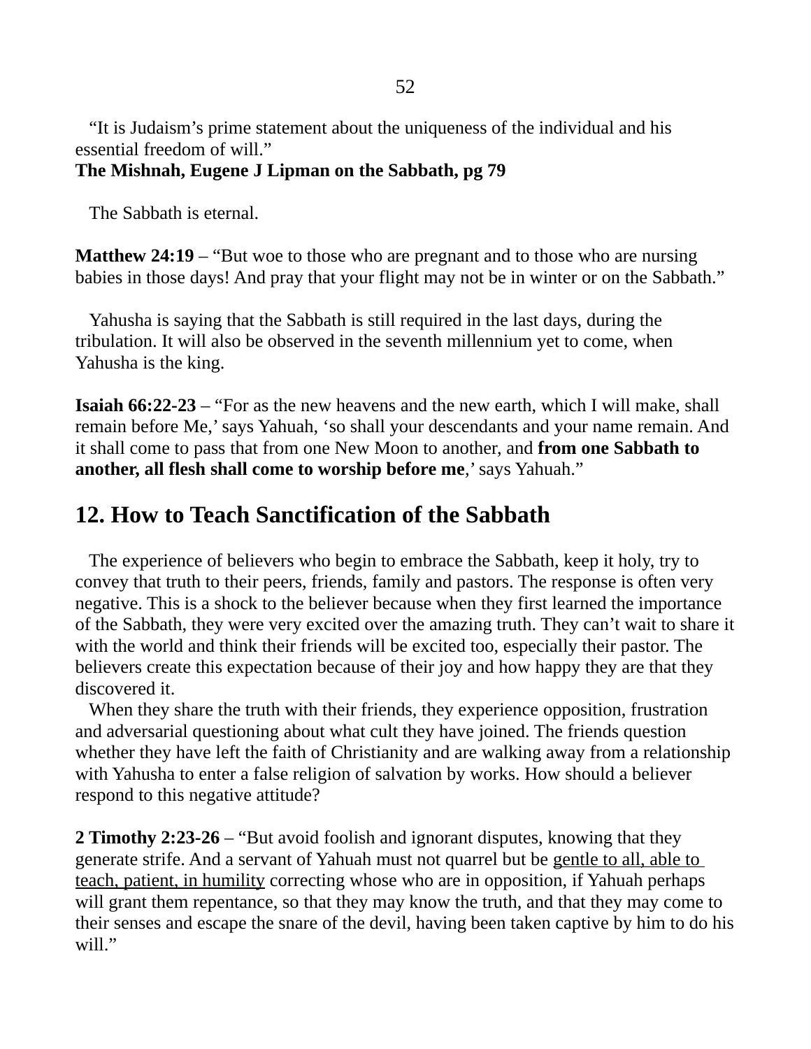"It is Judaism's prime statement about the uniqueness of the individual and his essential freedom of will."
**The Mishnah, Eugene J Lipman on the Sabbath, pg 79**

The Sabbath is eternal.

**Matthew 24:19** – "But woe to those who are pregnant and to those who are nursing babies in those days! And pray that your flight may not be in winter or on the Sabbath."

Yahusha is saying that the Sabbath is still required in the last days, during the tribulation. It will also be observed in the seventh millennium yet to come, when Yahusha is the king.

**Isaiah 66:22-23** – "For as the new heavens and the new earth, which I will make, shall remain before Me,' says Yahuah, 'so shall your descendants and your name remain. And it shall come to pass that from one New Moon to another, and **from one Sabbath to another, all flesh shall come to worship before me**,' says Yahuah."

## 12. How to Teach Sanctification of the Sabbath

The experience of believers who begin to embrace the Sabbath, keep it holy, try to convey that truth to their peers, friends, family and pastors. The response is often very negative. This is a shock to the believer because when they first learned the importance of the Sabbath, they were very excited over the amazing truth. They can't wait to share it with the world and think their friends will be excited too, especially their pastor. The believers create this expectation because of their joy and how happy they are that they discovered it.

When they share the truth with their friends, they experience opposition, frustration and adversarial questioning about what cult they have joined. The friends question whether they have left the faith of Christianity and are walking away from a relationship with Yahusha to enter a false religion of salvation by works. How should a believer respond to this negative attitude?

**2 Timothy 2:23-26** – "But avoid foolish and ignorant disputes, knowing that they generate strife. And a servant of Yahuah must not quarrel but be <u>gentle to all, able to teach, patient, in humility</u> correcting whose who are in opposition, if Yahuah perhaps will grant them repentance, so that they may know the truth, and that they may come to their senses and escape the snare of the devil, having been taken captive by him to do his will."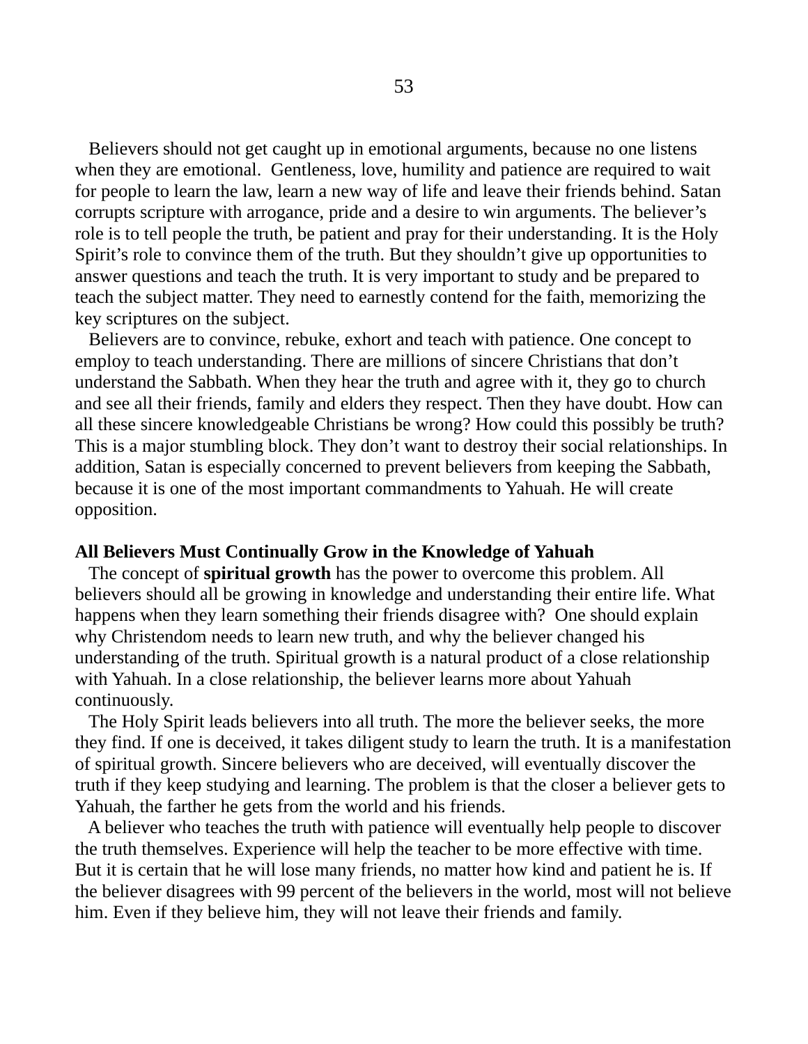Believers should not get caught up in emotional arguments, because no one listens when they are emotional. Gentleness, love, humility and patience are required to wait for people to learn the law, learn a new way of life and leave their friends behind. Satan corrupts scripture with arrogance, pride and a desire to win arguments. The believer's role is to tell people the truth, be patient and pray for their understanding. It is the Holy Spirit's role to convince them of the truth. But they shouldn't give up opportunities to answer questions and teach the truth. It is very important to study and be prepared to teach the subject matter. They need to earnestly contend for the faith, memorizing the key scriptures on the subject.

Believers are to convince, rebuke, exhort and teach with patience. One concept to employ to teach understanding. There are millions of sincere Christians that don't understand the Sabbath. When they hear the truth and agree with it, they go to church and see all their friends, family and elders they respect. Then they have doubt. How can all these sincere knowledgeable Christians be wrong? How could this possibly be truth? This is a major stumbling block. They don't want to destroy their social relationships. In addition, Satan is especially concerned to prevent believers from keeping the Sabbath, because it is one of the most important commandments to Yahuah. He will create opposition.

**All Believers Must Continually Grow in the Knowledge of Yahuah**

The concept of **spiritual growth** has the power to overcome this problem. All believers should all be growing in knowledge and understanding their entire life. What happens when they learn something their friends disagree with? One should explain why Christendom needs to learn new truth, and why the believer changed his understanding of the truth. Spiritual growth is a natural product of a close relationship with Yahuah. In a close relationship, the believer learns more about Yahuah continuously.

The Holy Spirit leads believers into all truth. The more the believer seeks, the more they find. If one is deceived, it takes diligent study to learn the truth. It is a manifestation of spiritual growth. Sincere believers who are deceived, will eventually discover the truth if they keep studying and learning. The problem is that the closer a believer gets to Yahuah, the farther he gets from the world and his friends.

A believer who teaches the truth with patience will eventually help people to discover the truth themselves. Experience will help the teacher to be more effective with time. But it is certain that he will lose many friends, no matter how kind and patient he is. If the believer disagrees with 99 percent of the believers in the world, most will not believe him. Even if they believe him, they will not leave their friends and family.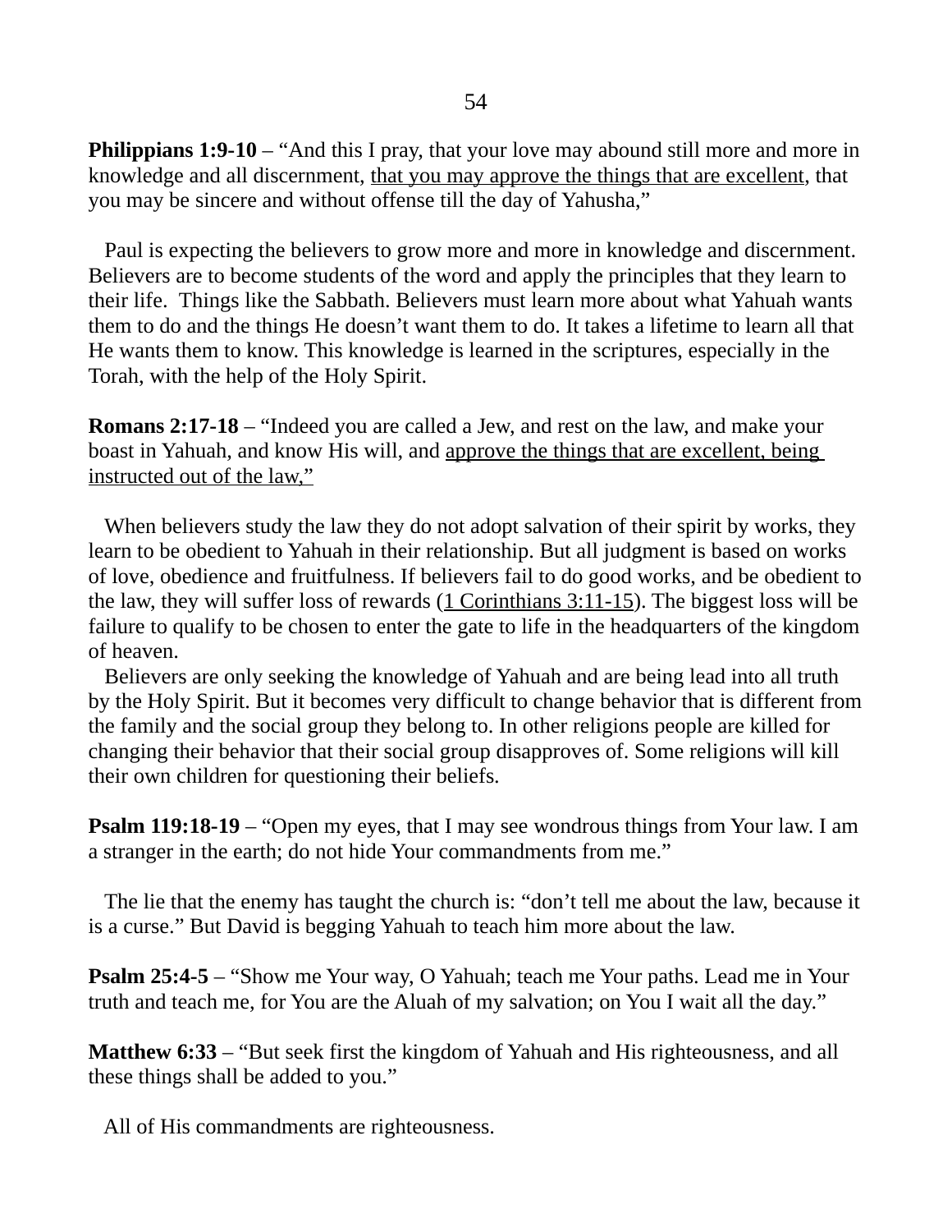**Philippians 1:9-10** – "And this I pray, that your love may abound still more and more in knowledge and all discernment, <u>that you may approve the things that are excellent</u>, that you may be sincere and without offense till the day of Yahusha,"

Paul is expecting the believers to grow more and more in knowledge and discernment. Believers are to become students of the word and apply the principles that they learn to their life. Things like the Sabbath. Believers must learn more about what Yahuah wants them to do and the things He doesn't want them to do. It takes a lifetime to learn all that He wants them to know. This knowledge is learned in the scriptures, especially in the Torah, with the help of the Holy Spirit.

**Romans 2:17-18** – "Indeed you are called a Jew, and rest on the law, and make your boast in Yahuah, and know His will, and <u>approve the things that are excellent, being instructed out of the law,"</u>

When believers study the law they do not adopt salvation of their spirit by works, they learn to be obedient to Yahuah in their relationship. But all judgment is based on works of love, obedience and fruitfulness. If believers fail to do good works, and be obedient to the law, they will suffer loss of rewards (<u>1 Corinthians 3:11-15</u>). The biggest loss will be failure to qualify to be chosen to enter the gate to life in the headquarters of the kingdom of heaven.

Believers are only seeking the knowledge of Yahuah and are being lead into all truth by the Holy Spirit. But it becomes very difficult to change behavior that is different from the family and the social group they belong to. In other religions people are killed for changing their behavior that their social group disapproves of. Some religions will kill their own children for questioning their beliefs.

**Psalm 119:18-19** – "Open my eyes, that I may see wondrous things from Your law. I am a stranger in the earth; do not hide Your commandments from me."

The lie that the enemy has taught the church is: "don't tell me about the law, because it is a curse." But David is begging Yahuah to teach him more about the law.

**Psalm 25:4-5** – "Show me Your way, O Yahuah; teach me Your paths. Lead me in Your truth and teach me, for You are the Aluah of my salvation; on You I wait all the day."

**Matthew 6:33** – "But seek first the kingdom of Yahuah and His righteousness, and all these things shall be added to you."

All of His commandments are righteousness.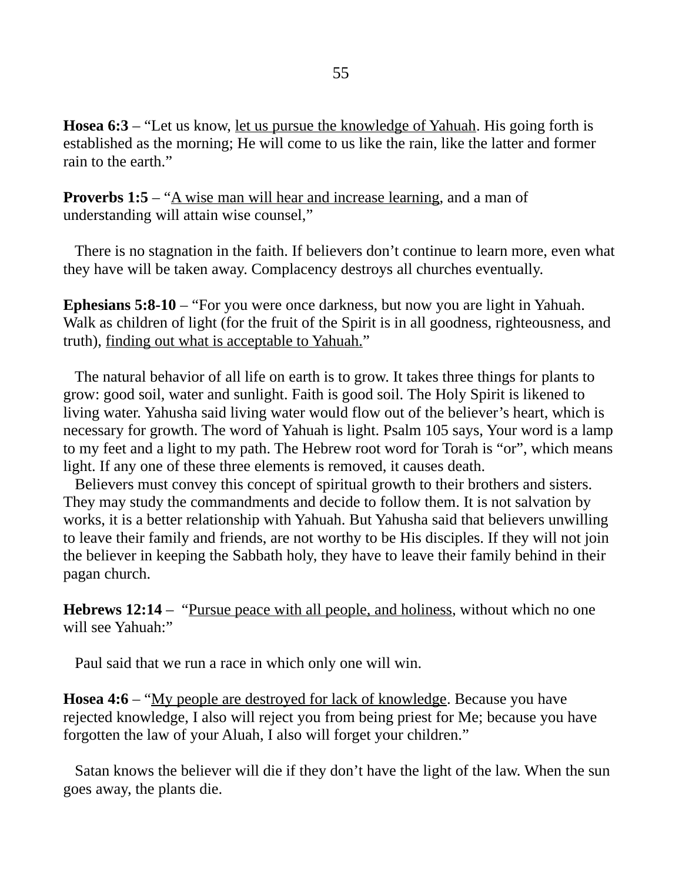**Hosea 6:3** – "Let us know, <u>let us pursue the knowledge of Yahuah</u>. His going forth is established as the morning; He will come to us like the rain, like the latter and former rain to the earth."

**Proverbs 1:5** – "<u>A wise man will hear and increase learning</u>, and a man of understanding will attain wise counsel,"

There is no stagnation in the faith. If believers don't continue to learn more, even what they have will be taken away. Complacency destroys all churches eventually.

**Ephesians 5:8-10** – "For you were once darkness, but now you are light in Yahuah. Walk as children of light (for the fruit of the Spirit is in all goodness, righteousness, and truth), <u>finding out what is acceptable to Yahuah.</u>"

The natural behavior of all life on earth is to grow. It takes three things for plants to grow: good soil, water and sunlight. Faith is good soil. The Holy Spirit is likened to living water. Yahusha said living water would flow out of the believer's heart, which is necessary for growth. The word of Yahuah is light. Psalm 105 says, Your word is a lamp to my feet and a light to my path. The Hebrew root word for Torah is "or", which means light. If any one of these three elements is removed, it causes death.

Believers must convey this concept of spiritual growth to their brothers and sisters. They may study the commandments and decide to follow them. It is not salvation by works, it is a better relationship with Yahuah. But Yahusha said that believers unwilling to leave their family and friends, are not worthy to be His disciples. If they will not join the believer in keeping the Sabbath holy, they have to leave their family behind in their pagan church.

**Hebrews 12:14** – "<u>Pursue peace with all people, and holiness</u>, without which no one will see Yahuah:"

Paul said that we run a race in which only one will win.

**Hosea 4:6** – "<u>My people are destroyed for lack of knowledge</u>. Because you have rejected knowledge, I also will reject you from being priest for Me; because you have forgotten the law of your Aluah, I also will forget your children."

Satan knows the believer will die if they don't have the light of the law. When the sun goes away, the plants die.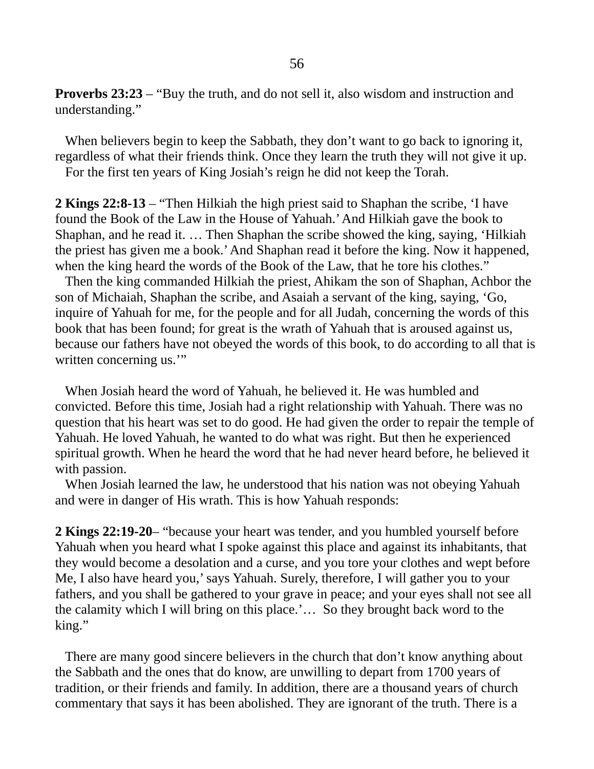**Proverbs 23:23** – "Buy the truth, and do not sell it, also wisdom and instruction and understanding."

When believers begin to keep the Sabbath, they don't want to go back to ignoring it, regardless of what their friends think. Once they learn the truth they will not give it up.

For the first ten years of King Josiah's reign he did not keep the Torah.

**2 Kings 22:8-13** – "Then Hilkiah the high priest said to Shaphan the scribe, 'I have found the Book of the Law in the House of Yahuah.' And Hilkiah gave the book to Shaphan, and he read it. … Then Shaphan the scribe showed the king, saying, 'Hilkiah the priest has given me a book.' And Shaphan read it before the king. Now it happened, when the king heard the words of the Book of the Law, that he tore his clothes."

Then the king commanded Hilkiah the priest, Ahikam the son of Shaphan, Achbor the son of Michaiah, Shaphan the scribe, and Asaiah a servant of the king, saying, 'Go, inquire of Yahuah for me, for the people and for all Judah, concerning the words of this book that has been found; for great is the wrath of Yahuah that is aroused against us, because our fathers have not obeyed the words of this book, to do according to all that is written concerning us.'"

When Josiah heard the word of Yahuah, he believed it. He was humbled and convicted. Before this time, Josiah had a right relationship with Yahuah. There was no question that his heart was set to do good. He had given the order to repair the temple of Yahuah. He loved Yahuah, he wanted to do what was right. But then he experienced spiritual growth. When he heard the word that he had never heard before, he believed it with passion.

When Josiah learned the law, he understood that his nation was not obeying Yahuah and were in danger of His wrath. This is how Yahuah responds:

**2 Kings 22:19-20**– "because your heart was tender, and you humbled yourself before Yahuah when you heard what I spoke against this place and against its inhabitants, that they would become a desolation and a curse, and you tore your clothes and wept before Me, I also have heard you,' says Yahuah. Surely, therefore, I will gather you to your fathers, and you shall be gathered to your grave in peace; and your eyes shall not see all the calamity which I will bring on this place.'… So they brought back word to the king."

There are many good sincere believers in the church that don't know anything about the Sabbath and the ones that do know, are unwilling to depart from 1700 years of tradition, or their friends and family. In addition, there are a thousand years of church commentary that says it has been abolished. They are ignorant of the truth. There is a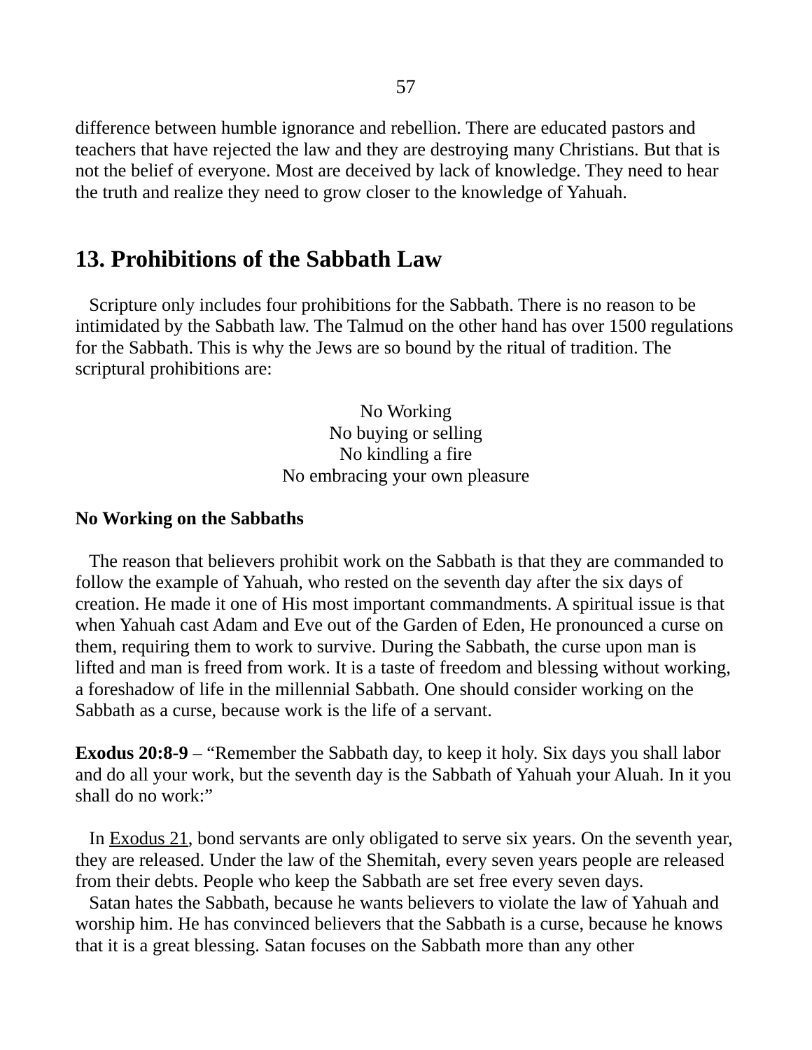difference between humble ignorance and rebellion. There are educated pastors and teachers that have rejected the law and they are destroying many Christians. But that is not the belief of everyone. Most are deceived by lack of knowledge. They need to hear the truth and realize they need to grow closer to the knowledge of Yahuah.

## 13. Prohibitions of the Sabbath Law

Scripture only includes four prohibitions for the Sabbath. There is no reason to be intimidated by the Sabbath law. The Talmud on the other hand has over 1500 regulations for the Sabbath. This is why the Jews are so bound by the ritual of tradition. The scriptural prohibitions are:

No Working
No buying or selling
No kindling a fire
No embracing your own pleasure

**No Working on the Sabbaths**

The reason that believers prohibit work on the Sabbath is that they are commanded to follow the example of Yahuah, who rested on the seventh day after the six days of creation. He made it one of His most important commandments. A spiritual issue is that when Yahuah cast Adam and Eve out of the Garden of Eden, He pronounced a curse on them, requiring them to work to survive. During the Sabbath, the curse upon man is lifted and man is freed from work. It is a taste of freedom and blessing without working, a foreshadow of life in the millennial Sabbath. One should consider working on the Sabbath as a curse, because work is the life of a servant.

**Exodus 20:8-9** – "Remember the Sabbath day, to keep it holy. Six days you shall labor and do all your work, but the seventh day is the Sabbath of Yahuah your Aluah. In it you shall do no work:"

In Exodus 21, bond servants are only obligated to serve six years. On the seventh year, they are released. Under the law of the Shemitah, every seven years people are released from their debts. People who keep the Sabbath are set free every seven days.

Satan hates the Sabbath, because he wants believers to violate the law of Yahuah and worship him. He has convinced believers that the Sabbath is a curse, because he knows that it is a great blessing. Satan focuses on the Sabbath more than any other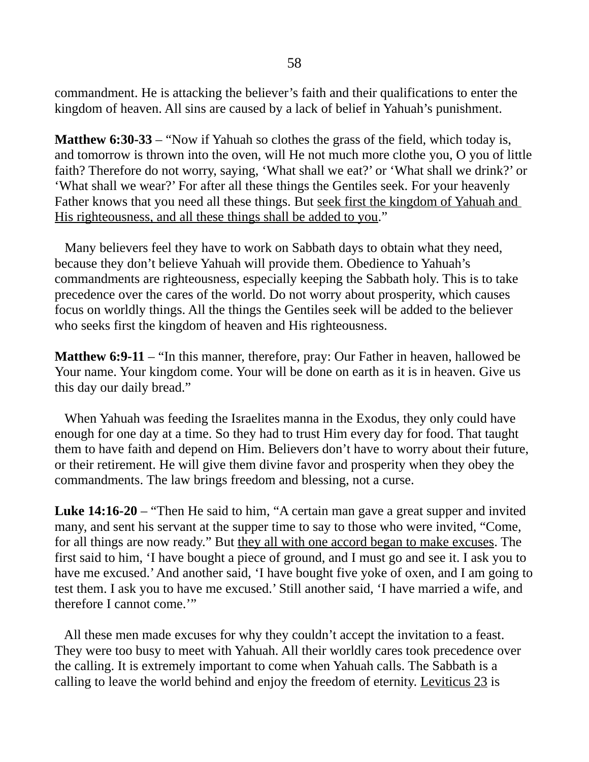commandment. He is attacking the believer's faith and their qualifications to enter the kingdom of heaven. All sins are caused by a lack of belief in Yahuah's punishment.

**Matthew 6:30-33** – "Now if Yahuah so clothes the grass of the field, which today is, and tomorrow is thrown into the oven, will He not much more clothe you, O you of little faith? Therefore do not worry, saying, 'What shall we eat?' or 'What shall we drink?' or 'What shall we wear?' For after all these things the Gentiles seek. For your heavenly Father knows that you need all these things. But <u>seek first the kingdom of Yahuah and His righteousness, and all these things shall be added to you</u>."

Many believers feel they have to work on Sabbath days to obtain what they need, because they don't believe Yahuah will provide them. Obedience to Yahuah's commandments are righteousness, especially keeping the Sabbath holy. This is to take precedence over the cares of the world. Do not worry about prosperity, which causes focus on worldly things. All the things the Gentiles seek will be added to the believer who seeks first the kingdom of heaven and His righteousness.

**Matthew 6:9-11** – "In this manner, therefore, pray: Our Father in heaven, hallowed be Your name. Your kingdom come. Your will be done on earth as it is in heaven. Give us this day our daily bread."

When Yahuah was feeding the Israelites manna in the Exodus, they only could have enough for one day at a time. So they had to trust Him every day for food. That taught them to have faith and depend on Him. Believers don't have to worry about their future, or their retirement. He will give them divine favor and prosperity when they obey the commandments. The law brings freedom and blessing, not a curse.

**Luke 14:16-20** – "Then He said to him, "A certain man gave a great supper and invited many, and sent his servant at the supper time to say to those who were invited, "Come, for all things are now ready." But <u>they all with one accord began to make excuses</u>. The first said to him, 'I have bought a piece of ground, and I must go and see it. I ask you to have me excused.' And another said, 'I have bought five yoke of oxen, and I am going to test them. I ask you to have me excused.' Still another said, 'I have married a wife, and therefore I cannot come.'"

All these men made excuses for why they couldn't accept the invitation to a feast. They were too busy to meet with Yahuah. All their worldly cares took precedence over the calling. It is extremely important to come when Yahuah calls. The Sabbath is a calling to leave the world behind and enjoy the freedom of eternity. <u>Leviticus 23</u> is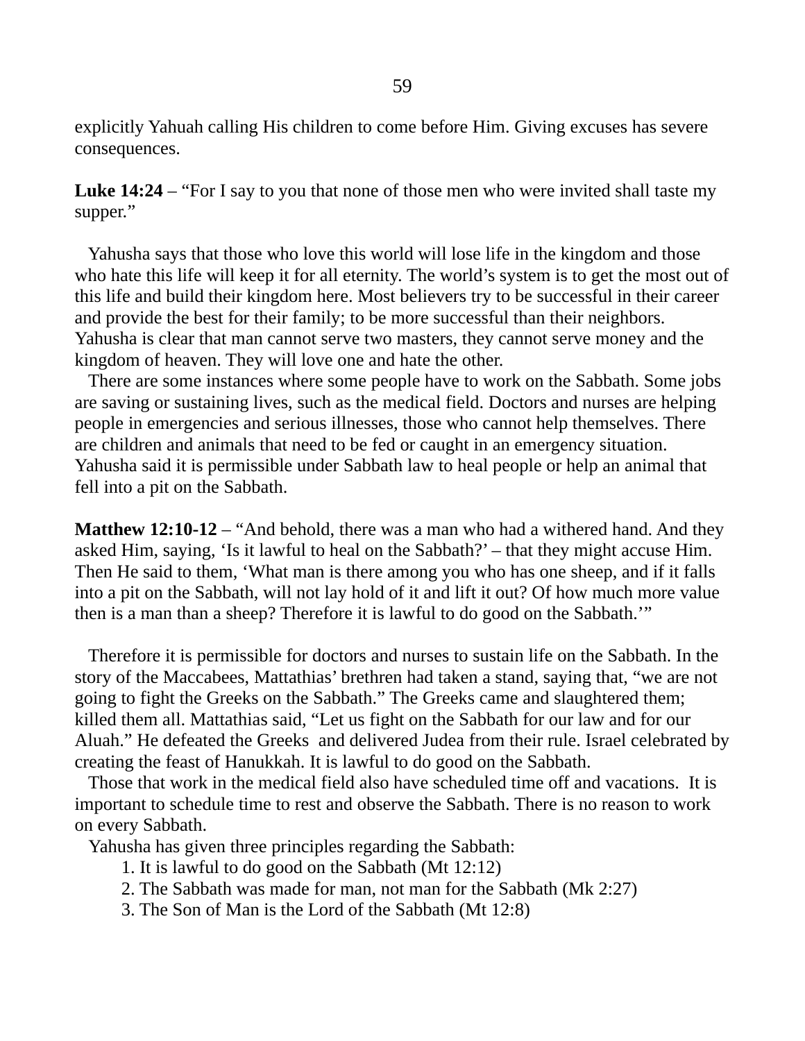explicitly Yahuah calling His children to come before Him. Giving excuses has severe consequences.

**Luke 14:24** – "For I say to you that none of those men who were invited shall taste my supper."

Yahusha says that those who love this world will lose life in the kingdom and those who hate this life will keep it for all eternity. The world's system is to get the most out of this life and build their kingdom here. Most believers try to be successful in their career and provide the best for their family; to be more successful than their neighbors. Yahusha is clear that man cannot serve two masters, they cannot serve money and the kingdom of heaven. They will love one and hate the other.

There are some instances where some people have to work on the Sabbath. Some jobs are saving or sustaining lives, such as the medical field. Doctors and nurses are helping people in emergencies and serious illnesses, those who cannot help themselves. There are children and animals that need to be fed or caught in an emergency situation. Yahusha said it is permissible under Sabbath law to heal people or help an animal that fell into a pit on the Sabbath.

**Matthew 12:10-12** – "And behold, there was a man who had a withered hand. And they asked Him, saying, 'Is it lawful to heal on the Sabbath?' – that they might accuse Him. Then He said to them, 'What man is there among you who has one sheep, and if it falls into a pit on the Sabbath, will not lay hold of it and lift it out? Of how much more value then is a man than a sheep? Therefore it is lawful to do good on the Sabbath.'"

Therefore it is permissible for doctors and nurses to sustain life on the Sabbath. In the story of the Maccabees, Mattathias' brethren had taken a stand, saying that, "we are not going to fight the Greeks on the Sabbath." The Greeks came and slaughtered them; killed them all. Mattathias said, "Let us fight on the Sabbath for our law and for our Aluah." He defeated the Greeks and delivered Judea from their rule. Israel celebrated by creating the feast of Hanukkah. It is lawful to do good on the Sabbath.

Those that work in the medical field also have scheduled time off and vacations. It is important to schedule time to rest and observe the Sabbath. There is no reason to work on every Sabbath.

Yahusha has given three principles regarding the Sabbath:

1. It is lawful to do good on the Sabbath (Mt 12:12)
2. The Sabbath was made for man, not man for the Sabbath (Mk 2:27)
3. The Son of Man is the Lord of the Sabbath (Mt 12:8)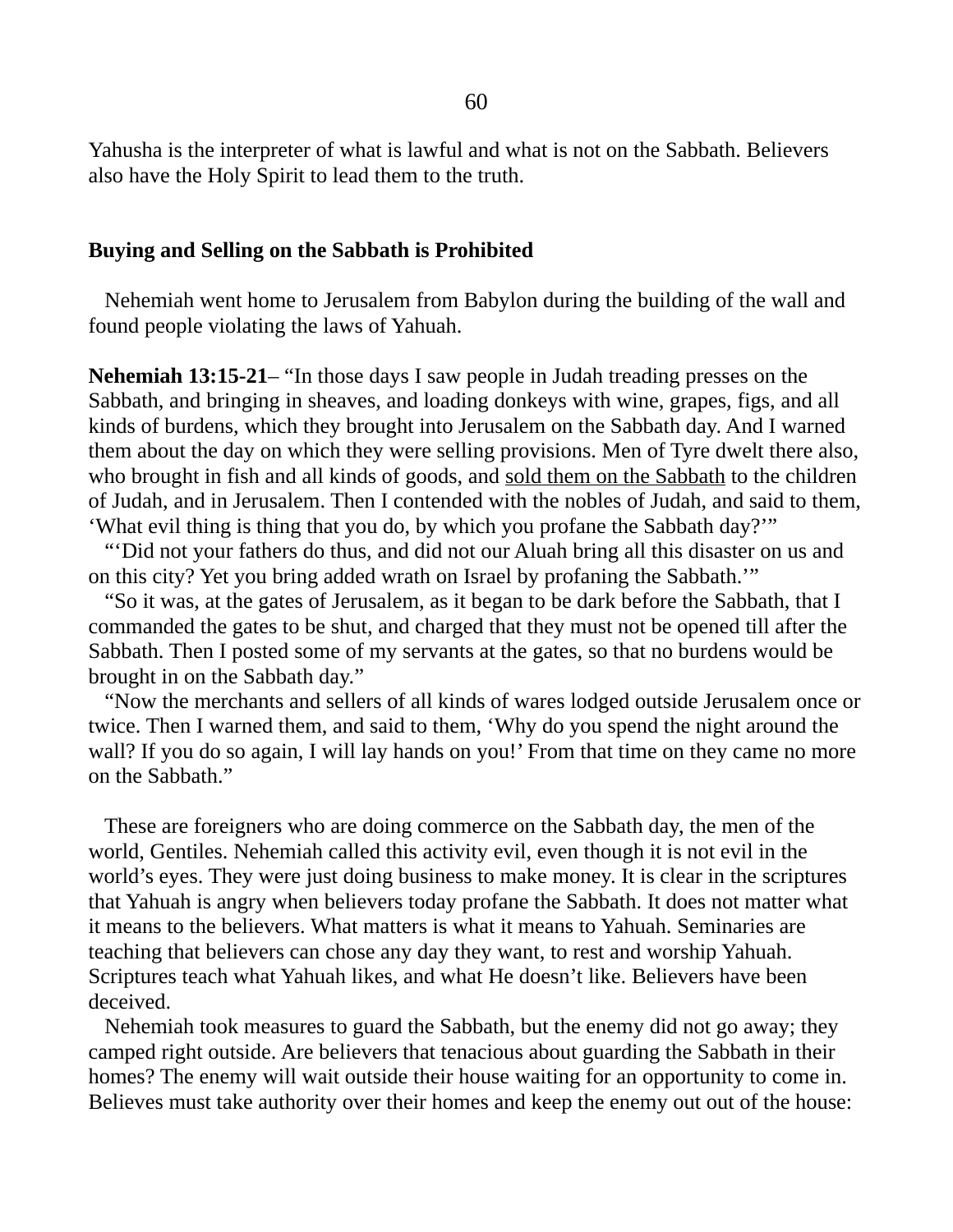Yahusha is the interpreter of what is lawful and what is not on the Sabbath. Believers also have the Holy Spirit to lead them to the truth.

**Buying and Selling on the Sabbath is Prohibited**

Nehemiah went home to Jerusalem from Babylon during the building of the wall and found people violating the laws of Yahuah.

**Nehemiah 13:15-21**– "In those days I saw people in Judah treading presses on the Sabbath, and bringing in sheaves, and loading donkeys with wine, grapes, figs, and all kinds of burdens, which they brought into Jerusalem on the Sabbath day. And I warned them about the day on which they were selling provisions. Men of Tyre dwelt there also, who brought in fish and all kinds of goods, and <u>sold them on the Sabbath</u> to the children of Judah, and in Jerusalem. Then I contended with the nobles of Judah, and said to them, 'What evil thing is thing that you do, by which you profane the Sabbath day?'"

"'Did not your fathers do thus, and did not our Aluah bring all this disaster on us and on this city? Yet you bring added wrath on Israel by profaning the Sabbath.'"

"So it was, at the gates of Jerusalem, as it began to be dark before the Sabbath, that I commanded the gates to be shut, and charged that they must not be opened till after the Sabbath. Then I posted some of my servants at the gates, so that no burdens would be brought in on the Sabbath day."

"Now the merchants and sellers of all kinds of wares lodged outside Jerusalem once or twice. Then I warned them, and said to them, 'Why do you spend the night around the wall? If you do so again, I will lay hands on you!' From that time on they came no more on the Sabbath."

These are foreigners who are doing commerce on the Sabbath day, the men of the world, Gentiles. Nehemiah called this activity evil, even though it is not evil in the world's eyes. They were just doing business to make money. It is clear in the scriptures that Yahuah is angry when believers today profane the Sabbath. It does not matter what it means to the believers. What matters is what it means to Yahuah. Seminaries are teaching that believers can chose any day they want, to rest and worship Yahuah. Scriptures teach what Yahuah likes, and what He doesn't like. Believers have been deceived.

Nehemiah took measures to guard the Sabbath, but the enemy did not go away; they camped right outside. Are believers that tenacious about guarding the Sabbath in their homes? The enemy will wait outside their house waiting for an opportunity to come in. Believes must take authority over their homes and keep the enemy out out of the house: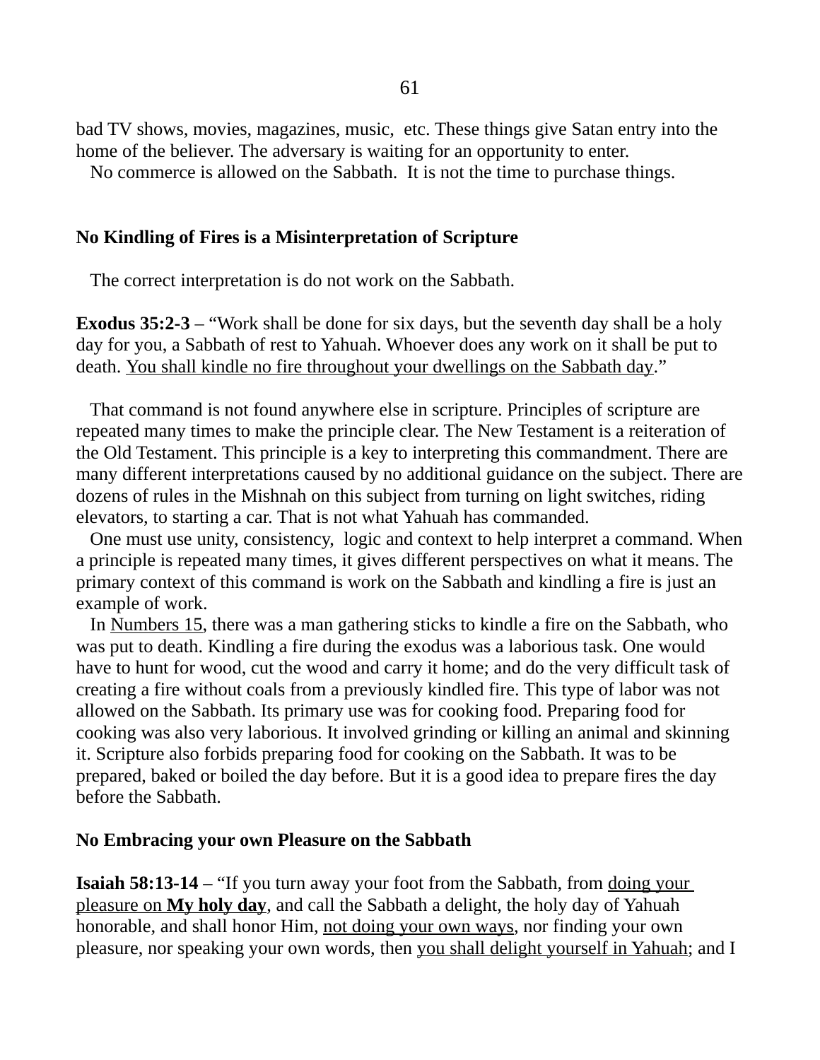bad TV shows, movies, magazines, music, etc. These things give Satan entry into the home of the believer. The adversary is waiting for an opportunity to enter.

No commerce is allowed on the Sabbath. It is not the time to purchase things.

**No Kindling of Fires is a Misinterpretation of Scripture**

The correct interpretation is do not work on the Sabbath.

**Exodus 35:2-3** – "Work shall be done for six days, but the seventh day shall be a holy day for you, a Sabbath of rest to Yahuah. Whoever does any work on it shall be put to death. <u>You shall kindle no fire throughout your dwellings on the Sabbath day</u>."

That command is not found anywhere else in scripture. Principles of scripture are repeated many times to make the principle clear. The New Testament is a reiteration of the Old Testament. This principle is a key to interpreting this commandment. There are many different interpretations caused by no additional guidance on the subject. There are dozens of rules in the Mishnah on this subject from turning on light switches, riding elevators, to starting a car. That is not what Yahuah has commanded.

One must use unity, consistency, logic and context to help interpret a command. When a principle is repeated many times, it gives different perspectives on what it means. The primary context of this command is work on the Sabbath and kindling a fire is just an example of work.

In <u>Numbers 15</u>, there was a man gathering sticks to kindle a fire on the Sabbath, who was put to death. Kindling a fire during the exodus was a laborious task. One would have to hunt for wood, cut the wood and carry it home; and do the very difficult task of creating a fire without coals from a previously kindled fire. This type of labor was not allowed on the Sabbath. Its primary use was for cooking food. Preparing food for cooking was also very laborious. It involved grinding or killing an animal and skinning it. Scripture also forbids preparing food for cooking on the Sabbath. It was to be prepared, baked or boiled the day before. But it is a good idea to prepare fires the day before the Sabbath.

**No Embracing your own Pleasure on the Sabbath**

**Isaiah 58:13-14** – "If you turn away your foot from the Sabbath, from <u>doing your pleasure on **My holy day**</u>, and call the Sabbath a delight, the holy day of Yahuah honorable, and shall honor Him, <u>not doing your own ways</u>, nor finding your own pleasure, nor speaking your own words, then <u>you shall delight yourself in Yahuah</u>; and I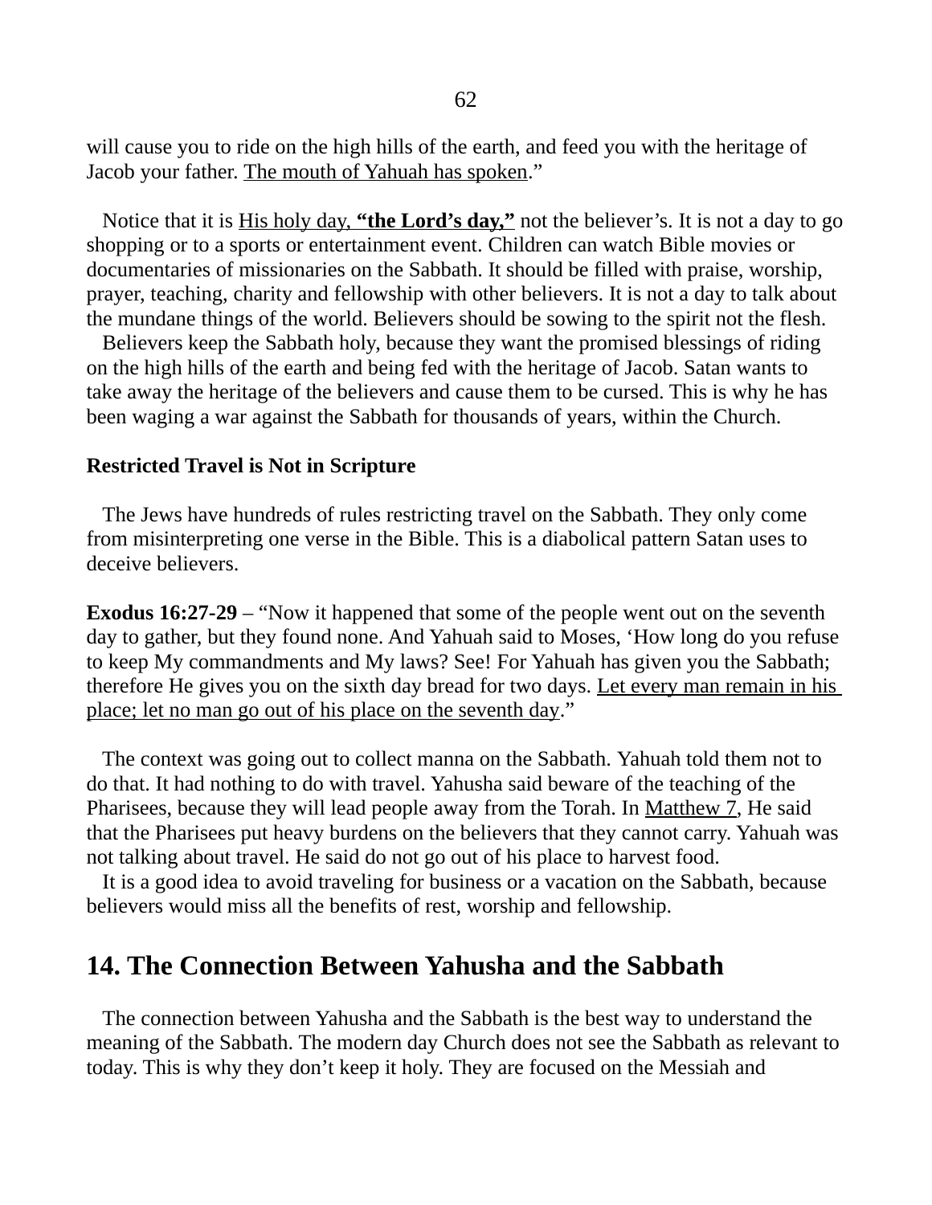will cause you to ride on the high hills of the earth, and feed you with the heritage of Jacob your father. The mouth of Yahuah has spoken."

Notice that it is His holy day, **"the Lord's day,"** not the believer's. It is not a day to go shopping or to a sports or entertainment event. Children can watch Bible movies or documentaries of missionaries on the Sabbath. It should be filled with praise, worship, prayer, teaching, charity and fellowship with other believers. It is not a day to talk about the mundane things of the world. Believers should be sowing to the spirit not the flesh.

Believers keep the Sabbath holy, because they want the promised blessings of riding on the high hills of the earth and being fed with the heritage of Jacob. Satan wants to take away the heritage of the believers and cause them to be cursed. This is why he has been waging a war against the Sabbath for thousands of years, within the Church.

**Restricted Travel is Not in Scripture**

The Jews have hundreds of rules restricting travel on the Sabbath. They only come from misinterpreting one verse in the Bible. This is a diabolical pattern Satan uses to deceive believers.

**Exodus 16:27-29** – "Now it happened that some of the people went out on the seventh day to gather, but they found none. And Yahuah said to Moses, 'How long do you refuse to keep My commandments and My laws? See! For Yahuah has given you the Sabbath; therefore He gives you on the sixth day bread for two days. Let every man remain in his place; let no man go out of his place on the seventh day."

The context was going out to collect manna on the Sabbath. Yahuah told them not to do that. It had nothing to do with travel. Yahusha said beware of the teaching of the Pharisees, because they will lead people away from the Torah. In Matthew 7, He said that the Pharisees put heavy burdens on the believers that they cannot carry. Yahuah was not talking about travel. He said do not go out of his place to harvest food.

It is a good idea to avoid traveling for business or a vacation on the Sabbath, because believers would miss all the benefits of rest, worship and fellowship.

## 14. The Connection Between Yahusha and the Sabbath

The connection between Yahusha and the Sabbath is the best way to understand the meaning of the Sabbath. The modern day Church does not see the Sabbath as relevant to today. This is why they don't keep it holy. They are focused on the Messiah and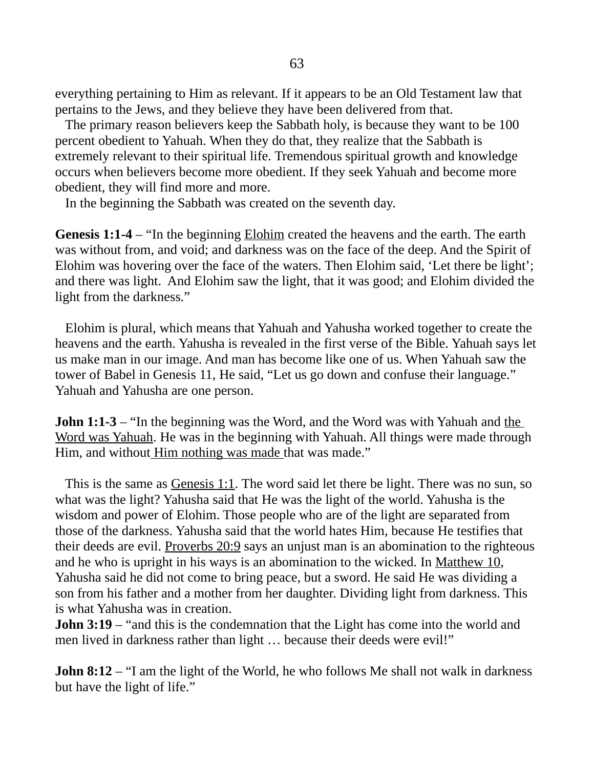everything pertaining to Him as relevant. If it appears to be an Old Testament law that pertains to the Jews, and they believe they have been delivered from that.

The primary reason believers keep the Sabbath holy, is because they want to be 100 percent obedient to Yahuah. When they do that, they realize that the Sabbath is extremely relevant to their spiritual life. Tremendous spiritual growth and knowledge occurs when believers become more obedient. If they seek Yahuah and become more obedient, they will find more and more.

In the beginning the Sabbath was created on the seventh day.

**Genesis 1:1-4** – "In the beginning Elohim created the heavens and the earth. The earth was without from, and void; and darkness was on the face of the deep. And the Spirit of Elohim was hovering over the face of the waters. Then Elohim said, 'Let there be light'; and there was light. And Elohim saw the light, that it was good; and Elohim divided the light from the darkness."

Elohim is plural, which means that Yahuah and Yahusha worked together to create the heavens and the earth. Yahusha is revealed in the first verse of the Bible. Yahuah says let us make man in our image. And man has become like one of us. When Yahuah saw the tower of Babel in Genesis 11, He said, "Let us go down and confuse their language." Yahuah and Yahusha are one person.

**John 1:1-3** – "In the beginning was the Word, and the Word was with Yahuah and the Word was Yahuah. He was in the beginning with Yahuah. All things were made through Him, and without Him nothing was made that was made."

This is the same as Genesis 1:1. The word said let there be light. There was no sun, so what was the light? Yahusha said that He was the light of the world. Yahusha is the wisdom and power of Elohim. Those people who are of the light are separated from those of the darkness. Yahusha said that the world hates Him, because He testifies that their deeds are evil. Proverbs 20:9 says an unjust man is an abomination to the righteous and he who is upright in his ways is an abomination to the wicked. In Matthew 10, Yahusha said he did not come to bring peace, but a sword. He said He was dividing a son from his father and a mother from her daughter. Dividing light from darkness. This is what Yahusha was in creation.

**John 3:19** – "and this is the condemnation that the Light has come into the world and men lived in darkness rather than light … because their deeds were evil!"

**John 8:12** – "I am the light of the World, he who follows Me shall not walk in darkness but have the light of life."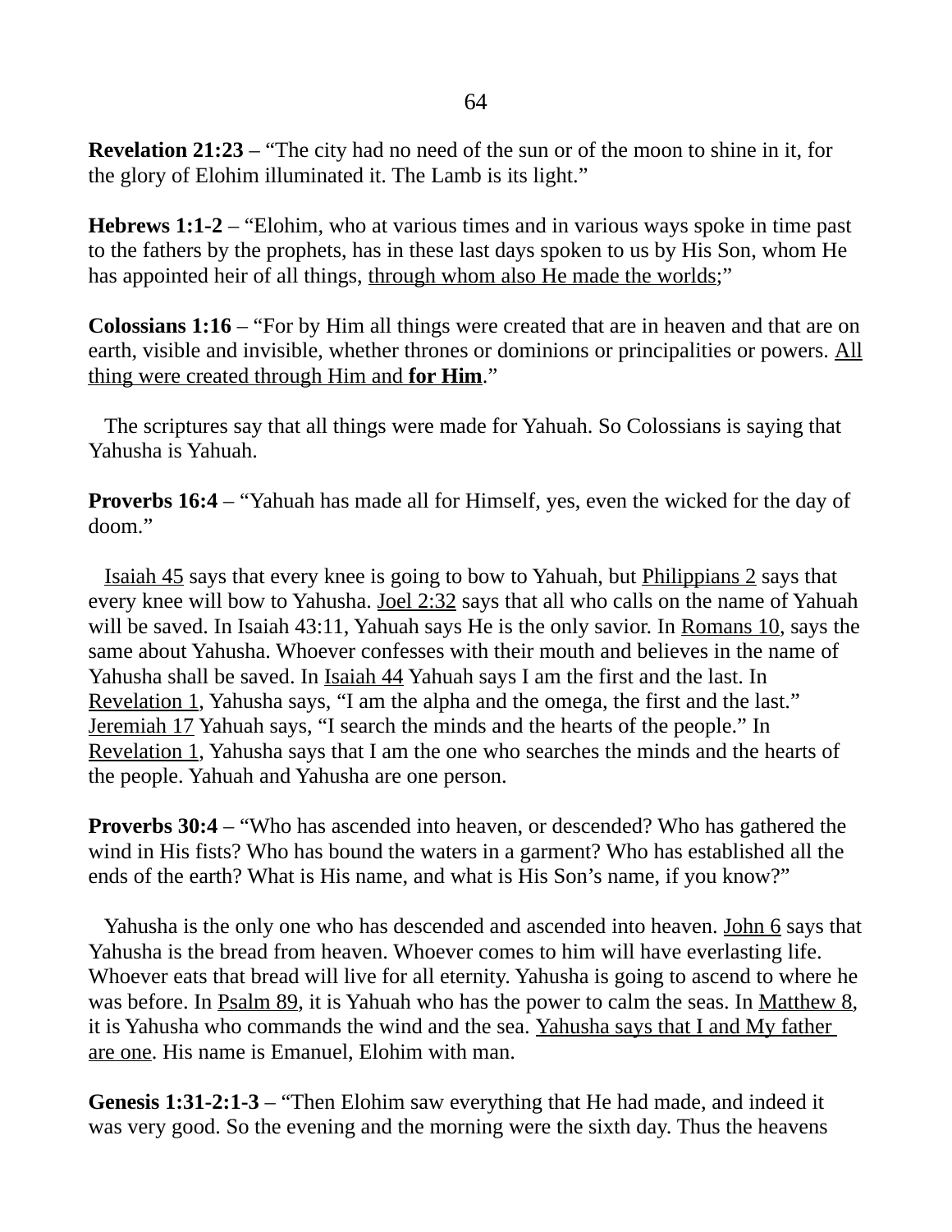**Revelation 21:23** – “The city had no need of the sun or of the moon to shine in it, for the glory of Elohim illuminated it. The Lamb is its light.”

**Hebrews 1:1-2** – “Elohim, who at various times and in various ways spoke in time past to the fathers by the prophets, has in these last days spoken to us by His Son, whom He has appointed heir of all things, <u>through whom also He made the worlds</u>;”

**Colossians 1:16** – “For by Him all things were created that are in heaven and that are on earth, visible and invisible, whether thrones or dominions or principalities or powers. <u>All thing were created through Him and **for Him**</u>.”

The scriptures say that all things were made for Yahuah. So Colossians is saying that Yahusha is Yahuah.

**Proverbs 16:4** – “Yahuah has made all for Himself, yes, even the wicked for the day of doom.”

<u>Isaiah 45</u> says that every knee is going to bow to Yahuah, but <u>Philippians 2</u> says that every knee will bow to Yahusha. <u>Joel 2:32</u> says that all who calls on the name of Yahuah will be saved. In Isaiah 43:11, Yahuah says He is the only savior. In <u>Romans 10</u>, says the same about Yahusha. Whoever confesses with their mouth and believes in the name of Yahusha shall be saved. In <u>Isaiah 44</u> Yahuah says I am the first and the last. In <u>Revelation 1</u>, Yahusha says, “I am the alpha and the omega, the first and the last.” <u>Jeremiah 17</u> Yahuah says, “I search the minds and the hearts of the people.” In <u>Revelation 1</u>, Yahusha says that I am the one who searches the minds and the hearts of the people. Yahuah and Yahusha are one person.

**Proverbs 30:4** – “Who has ascended into heaven, or descended? Who has gathered the wind in His fists? Who has bound the waters in a garment? Who has established all the ends of the earth? What is His name, and what is His Son’s name, if you know?”

Yahusha is the only one who has descended and ascended into heaven. <u>John 6</u> says that Yahusha is the bread from heaven. Whoever comes to him will have everlasting life. Whoever eats that bread will live for all eternity. Yahusha is going to ascend to where he was before. In <u>Psalm 89</u>, it is Yahuah who has the power to calm the seas. In <u>Matthew 8</u>, it is Yahusha who commands the wind and the sea. <u>Yahusha says that I and My father are one</u>. His name is Emanuel, Elohim with man.

**Genesis 1:31-2:1-3** – “Then Elohim saw everything that He had made, and indeed it was very good. So the evening and the morning were the sixth day. Thus the heavens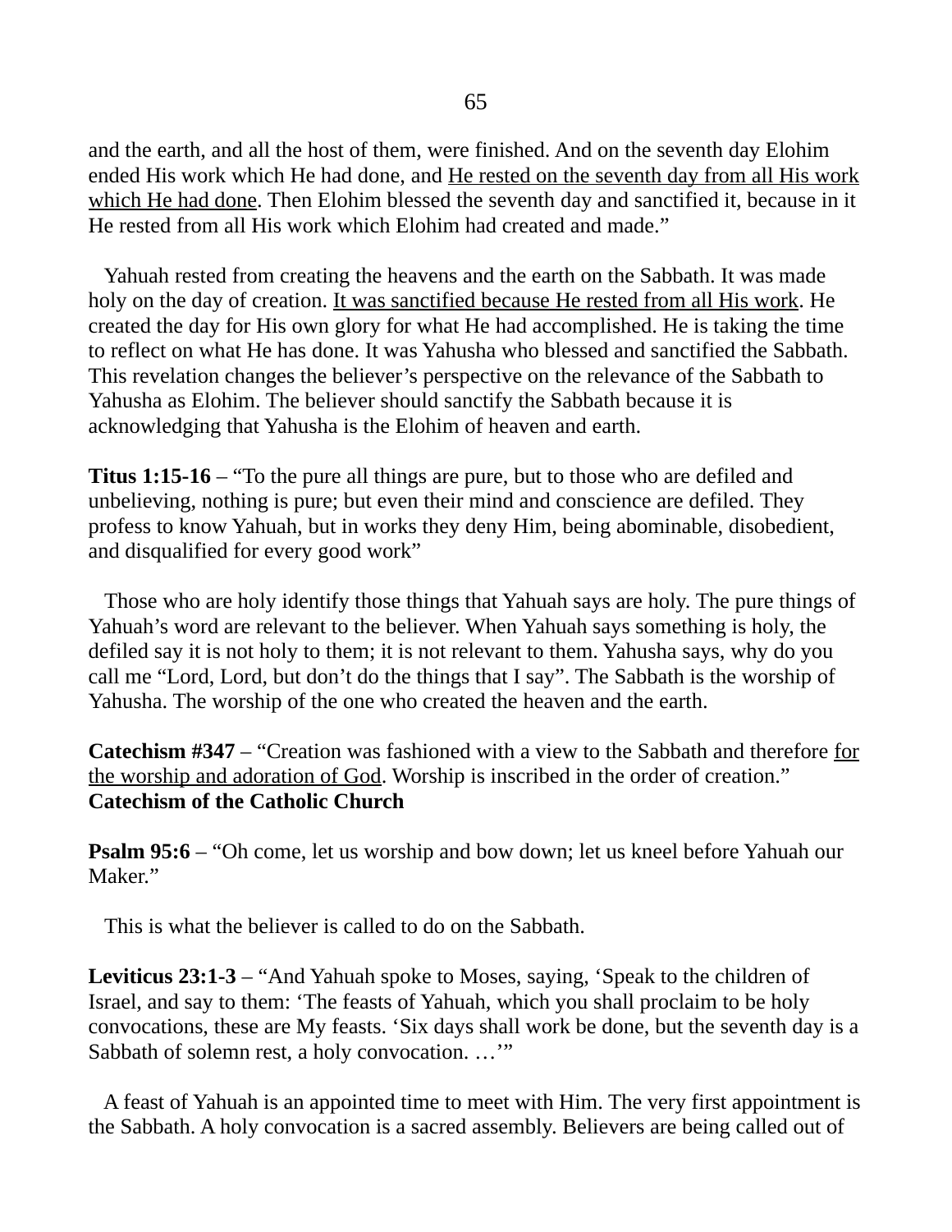and the earth, and all the host of them, were finished. And on the seventh day Elohim ended His work which He had done, and <u>He rested on the seventh day from all His work which He had done</u>. Then Elohim blessed the seventh day and sanctified it, because in it He rested from all His work which Elohim had created and made."

Yahuah rested from creating the heavens and the earth on the Sabbath. It was made holy on the day of creation. <u>It was sanctified because He rested from all His work</u>. He created the day for His own glory for what He had accomplished. He is taking the time to reflect on what He has done. It was Yahusha who blessed and sanctified the Sabbath. This revelation changes the believer's perspective on the relevance of the Sabbath to Yahusha as Elohim. The believer should sanctify the Sabbath because it is acknowledging that Yahusha is the Elohim of heaven and earth.

**Titus 1:15-16** – "To the pure all things are pure, but to those who are defiled and unbelieving, nothing is pure; but even their mind and conscience are defiled. They profess to know Yahuah, but in works they deny Him, being abominable, disobedient, and disqualified for every good work"

Those who are holy identify those things that Yahuah says are holy. The pure things of Yahuah's word are relevant to the believer. When Yahuah says something is holy, the defiled say it is not holy to them; it is not relevant to them. Yahusha says, why do you call me "Lord, Lord, but don't do the things that I say". The Sabbath is the worship of Yahusha. The worship of the one who created the heaven and the earth.

**Catechism #347** – "Creation was fashioned with a view to the Sabbath and therefore <u>for the worship and adoration of God</u>. Worship is inscribed in the order of creation." **Catechism of the Catholic Church**

**Psalm 95:6** – "Oh come, let us worship and bow down; let us kneel before Yahuah our Maker."

This is what the believer is called to do on the Sabbath.

**Leviticus 23:1-3** – "And Yahuah spoke to Moses, saying, 'Speak to the children of Israel, and say to them: 'The feasts of Yahuah, which you shall proclaim to be holy convocations, these are My feasts. 'Six days shall work be done, but the seventh day is a Sabbath of solemn rest, a holy convocation. …'"

A feast of Yahuah is an appointed time to meet with Him. The very first appointment is the Sabbath. A holy convocation is a sacred assembly. Believers are being called out of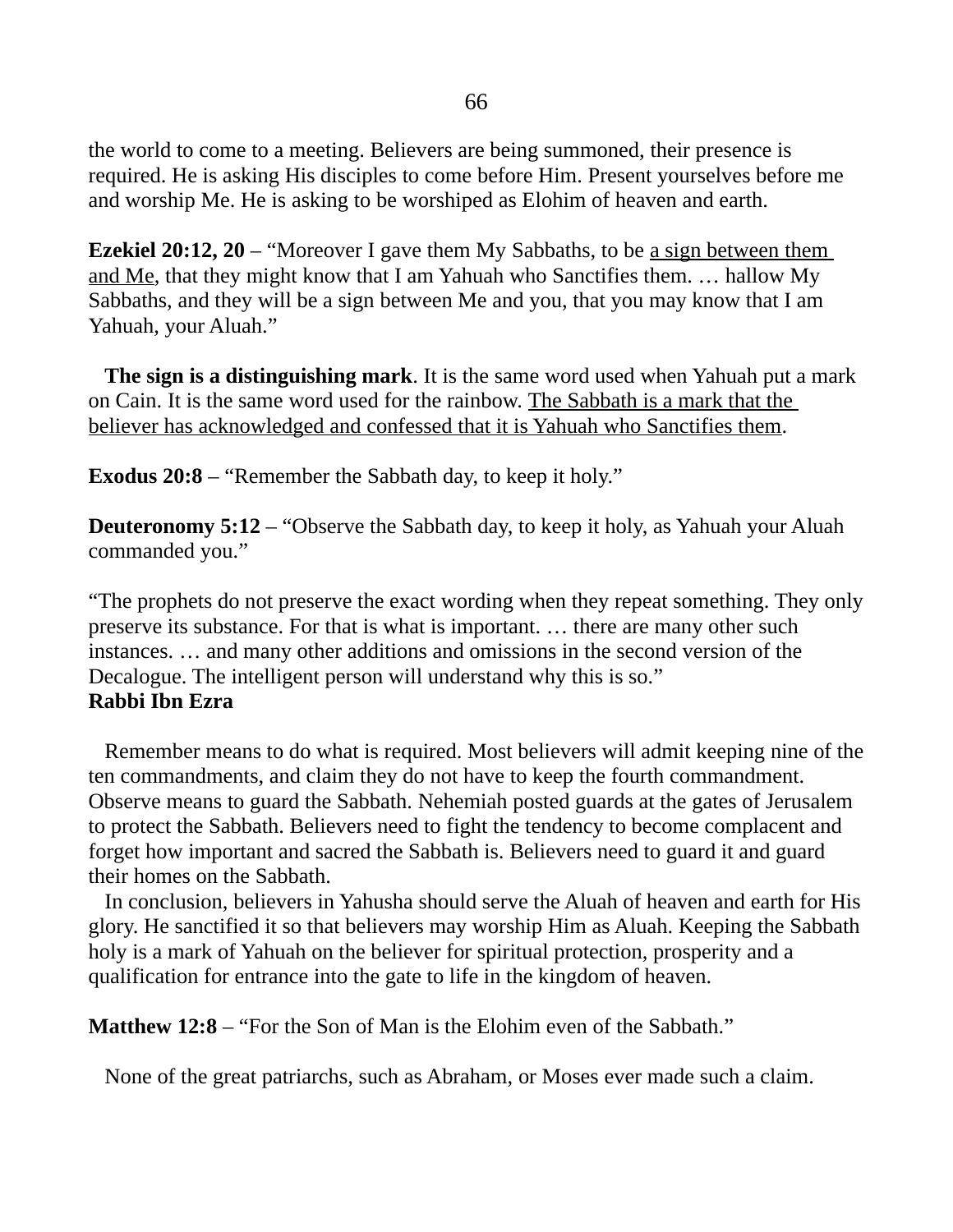the world to come to a meeting. Believers are being summoned, their presence is required. He is asking His disciples to come before Him. Present yourselves before me and worship Me. He is asking to be worshiped as Elohim of heaven and earth.

**Ezekiel 20:12, 20** – "Moreover I gave them My Sabbaths, to be <u>a sign between them and Me</u>, that they might know that I am Yahuah who Sanctifies them. … hallow My Sabbaths, and they will be a sign between Me and you, that you may know that I am Yahuah, your Aluah."

**The sign is a distinguishing mark**. It is the same word used when Yahuah put a mark on Cain. It is the same word used for the rainbow. <u>The Sabbath is a mark that the believer has acknowledged and confessed that it is Yahuah who Sanctifies them</u>.

**Exodus 20:8** – "Remember the Sabbath day, to keep it holy."

**Deuteronomy 5:12** – "Observe the Sabbath day, to keep it holy, as Yahuah your Aluah commanded you."

"The prophets do not preserve the exact wording when they repeat something. They only preserve its substance. For that is what is important. … there are many other such instances. … and many other additions and omissions in the second version of the Decalogue. The intelligent person will understand why this is so."
**Rabbi Ibn Ezra**

Remember means to do what is required. Most believers will admit keeping nine of the ten commandments, and claim they do not have to keep the fourth commandment. Observe means to guard the Sabbath. Nehemiah posted guards at the gates of Jerusalem to protect the Sabbath. Believers need to fight the tendency to become complacent and forget how important and sacred the Sabbath is. Believers need to guard it and guard their homes on the Sabbath.

In conclusion, believers in Yahusha should serve the Aluah of heaven and earth for His glory. He sanctified it so that believers may worship Him as Aluah. Keeping the Sabbath holy is a mark of Yahuah on the believer for spiritual protection, prosperity and a qualification for entrance into the gate to life in the kingdom of heaven.

**Matthew 12:8** – "For the Son of Man is the Elohim even of the Sabbath."

None of the great patriarchs, such as Abraham, or Moses ever made such a claim.